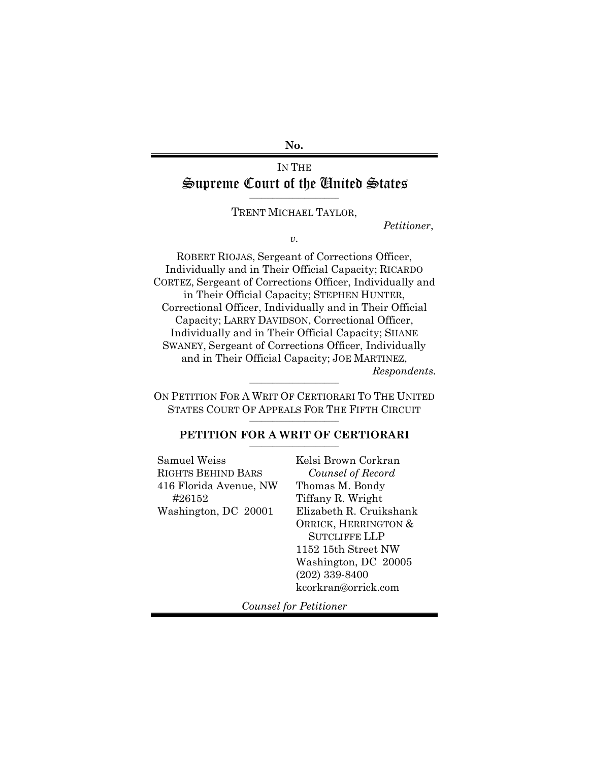No.

IN THE
# Supreme Court of the United States

TRENT MICHAEL TAYLOR,

*Petitioner*,

*v.*

ROBERT RIOJAS, Sergeant of Corrections Officer, Individually and in Their Official Capacity; RICARDO CORTEZ, Sergeant of Corrections Officer, Individually and in Their Official Capacity; STEPHEN HUNTER, Correctional Officer, Individually and in Their Official Capacity; LARRY DAVIDSON, Correctional Officer, Individually and in Their Official Capacity; SHANE SWANEY, Sergeant of Corrections Officer, Individually and in Their Official Capacity; JOE MARTINEZ,

*Respondents.*

ON PETITION FOR A WRIT OF CERTIORARI TO THE UNITED STATES COURT OF APPEALS FOR THE FIFTH CIRCUIT

## PETITION FOR A WRIT OF CERTIORARI

Samuel Weiss
RIGHTS BEHIND BARS
416 Florida Avenue, NW
#26152
Washington, DC 20001

Kelsi Brown Corkran
*Counsel of Record*
Thomas M. Bondy
Tiffany R. Wright
Elizabeth R. Cruikshank
ORRICK, HERRINGTON & SUTCLIFFE LLP
1152 15th Street NW
Washington, DC 20005
(202) 339-8400
kcorkran@orrick.com

*Counsel for Petitioner*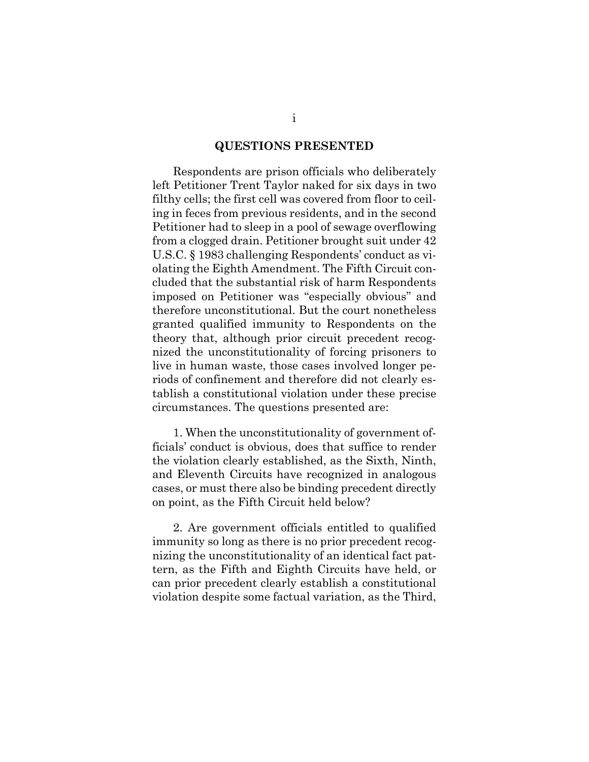## QUESTIONS PRESENTED

Respondents are prison officials who deliberately left Petitioner Trent Taylor naked for six days in two filthy cells; the first cell was covered from floor to ceiling in feces from previous residents, and in the second Petitioner had to sleep in a pool of sewage overflowing from a clogged drain. Petitioner brought suit under 42 U.S.C. § 1983 challenging Respondents' conduct as violating the Eighth Amendment. The Fifth Circuit concluded that the substantial risk of harm Respondents imposed on Petitioner was "especially obvious" and therefore unconstitutional. But the court nonetheless granted qualified immunity to Respondents on the theory that, although prior circuit precedent recognized the unconstitutionality of forcing prisoners to live in human waste, those cases involved longer periods of confinement and therefore did not clearly establish a constitutional violation under these precise circumstances. The questions presented are:

1. When the unconstitutionality of government officials' conduct is obvious, does that suffice to render the violation clearly established, as the Sixth, Ninth, and Eleventh Circuits have recognized in analogous cases, or must there also be binding precedent directly on point, as the Fifth Circuit held below?

2. Are government officials entitled to qualified immunity so long as there is no prior precedent recognizing the unconstitutionality of an identical fact pattern, as the Fifth and Eighth Circuits have held, or can prior precedent clearly establish a constitutional violation despite some factual variation, as the Third,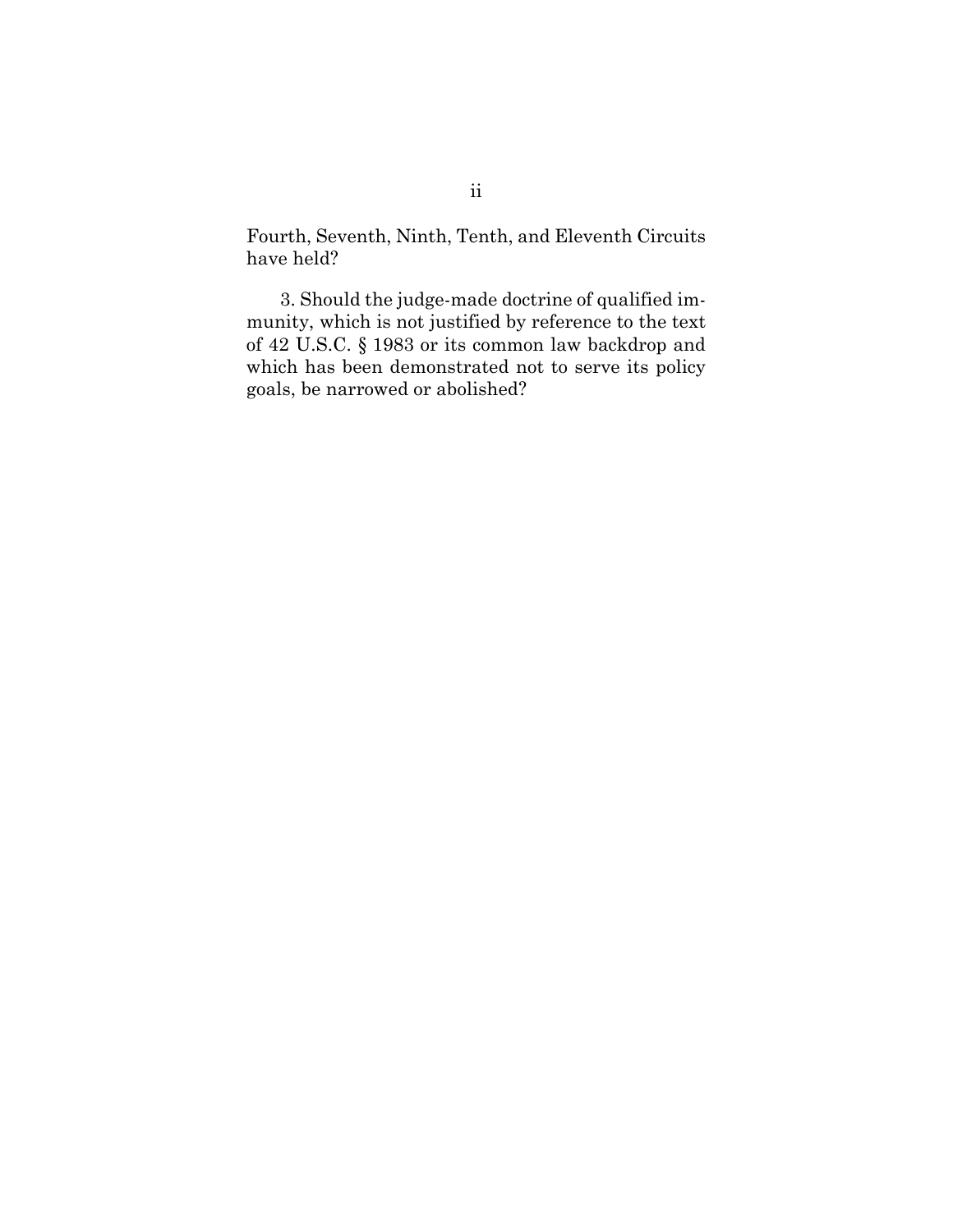Fourth, Seventh, Ninth, Tenth, and Eleventh Circuits have held?

3. Should the judge-made doctrine of qualified immunity, which is not justified by reference to the text of 42 U.S.C. § 1983 or its common law backdrop and which has been demonstrated not to serve its policy goals, be narrowed or abolished?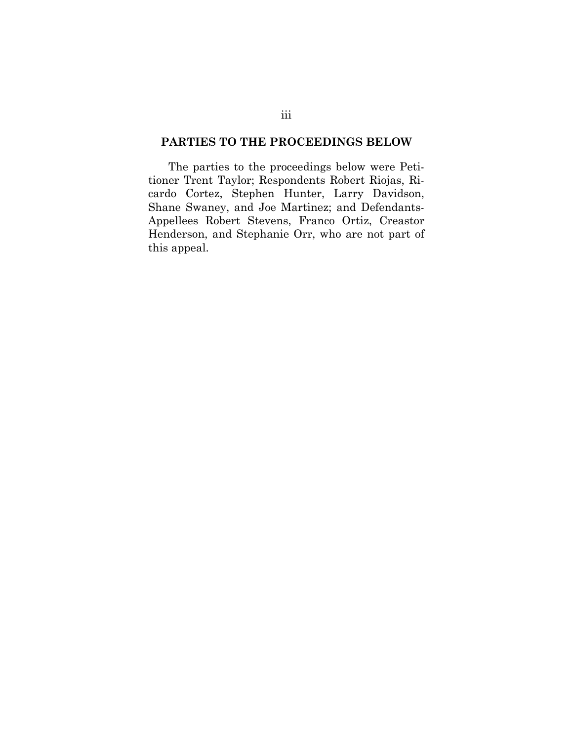## PARTIES TO THE PROCEEDINGS BELOW

The parties to the proceedings below were Petitioner Trent Taylor; Respondents Robert Riojas, Ricardo Cortez, Stephen Hunter, Larry Davidson, Shane Swaney, and Joe Martinez; and Defendants-Appellees Robert Stevens, Franco Ortiz, Creastor Henderson, and Stephanie Orr, who are not part of this appeal.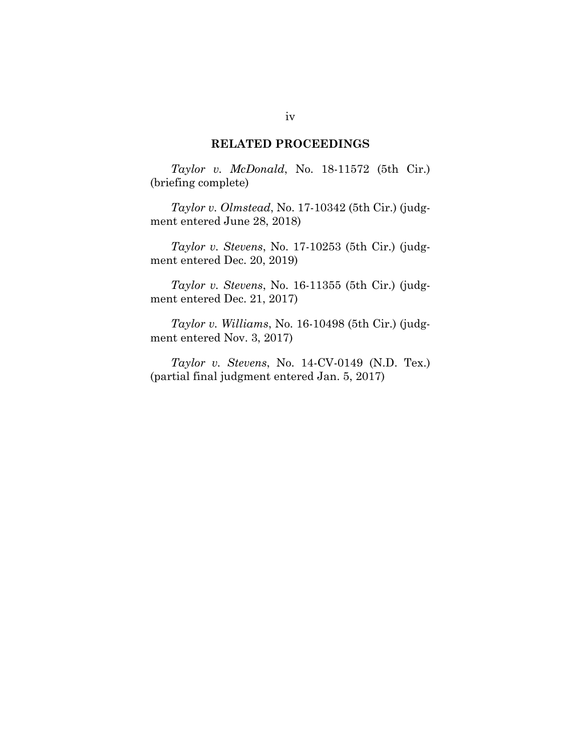## RELATED PROCEEDINGS

*Taylor v. McDonald*, No. 18-11572 (5th Cir.) (briefing complete)

*Taylor v. Olmstead*, No. 17-10342 (5th Cir.) (judgment entered June 28, 2018)

*Taylor v. Stevens*, No. 17-10253 (5th Cir.) (judgment entered Dec. 20, 2019)

*Taylor v. Stevens*, No. 16-11355 (5th Cir.) (judgment entered Dec. 21, 2017)

*Taylor v. Williams*, No. 16-10498 (5th Cir.) (judgment entered Nov. 3, 2017)

*Taylor v. Stevens*, No. 14-CV-0149 (N.D. Tex.) (partial final judgment entered Jan. 5, 2017)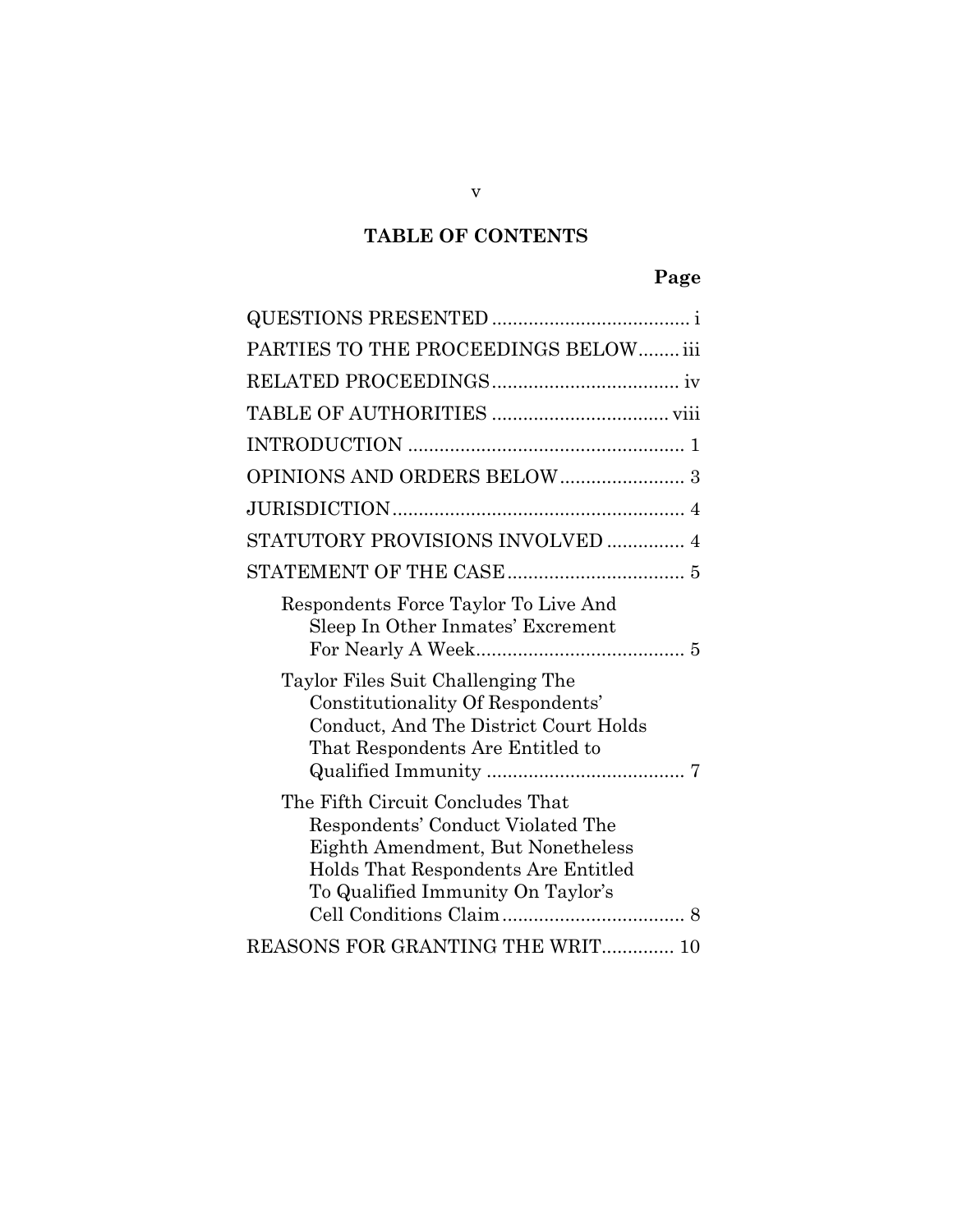# TABLE OF CONTENTS

**Page**

QUESTIONS PRESENTED ...................................... i

PARTIES TO THE PROCEEDINGS BELOW........ iii

RELATED PROCEEDINGS.................................... iv

TABLE OF AUTHORITIES .................................. viii

INTRODUCTION ..................................................... 1

OPINIONS AND ORDERS BELOW........................ 3

JURISDICTION........................................................ 4

STATUTORY PROVISIONS INVOLVED ............... 4

STATEMENT OF THE CASE.................................. 5

- Respondents Force Taylor To Live And Sleep In Other Inmates' Excrement For Nearly A Week........................................ 5
- Taylor Files Suit Challenging The Constitutionality Of Respondents' Conduct, And The District Court Holds That Respondents Are Entitled to Qualified Immunity ...................................... 7
- The Fifth Circuit Concludes That Respondents' Conduct Violated The Eighth Amendment, But Nonetheless Holds That Respondents Are Entitled To Qualified Immunity On Taylor's Cell Conditions Claim................................... 8

REASONS FOR GRANTING THE WRIT............. 10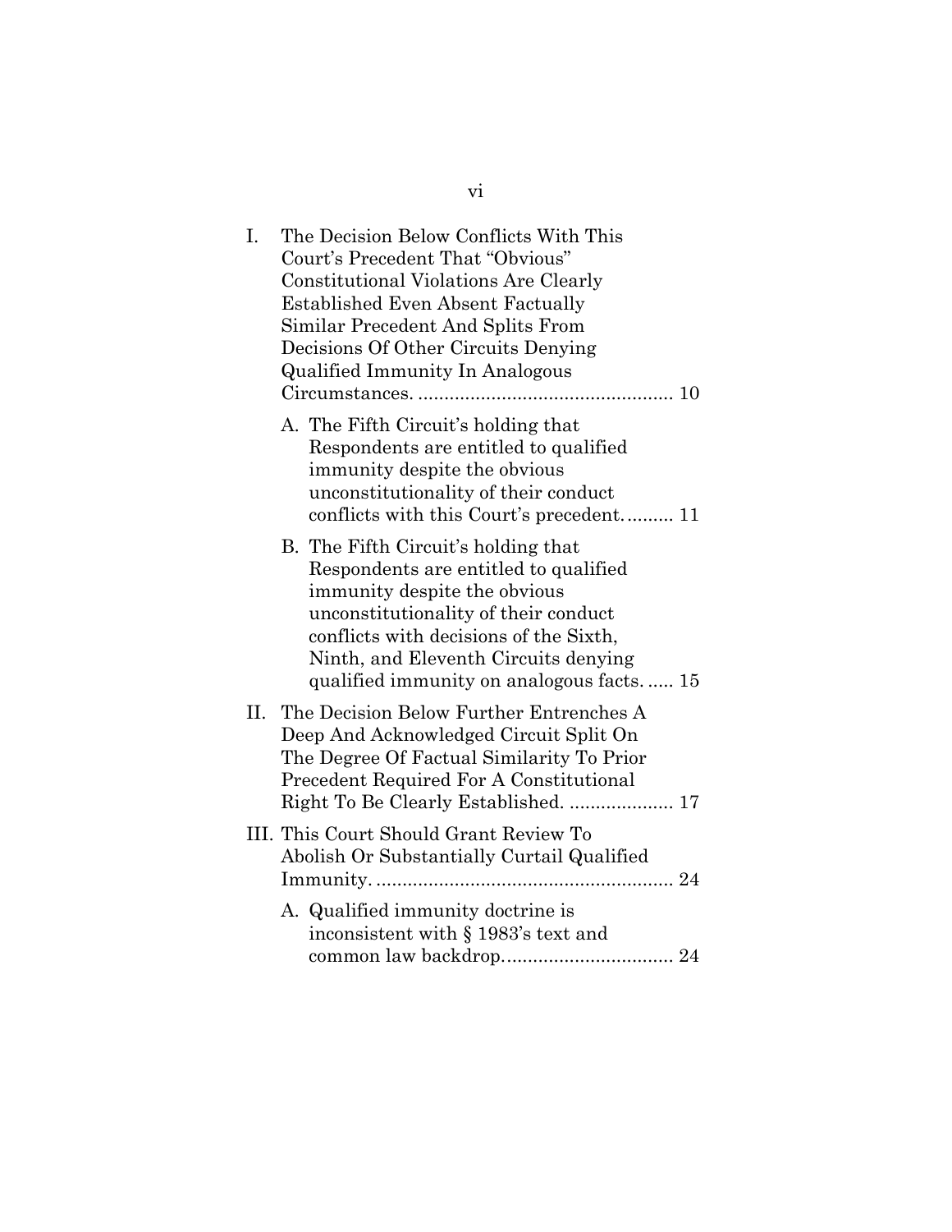I. The Decision Below Conflicts With This Court's Precedent That "Obvious" Constitutional Violations Are Clearly Established Even Absent Factually Similar Precedent And Splits From Decisions Of Other Circuits Denying Qualified Immunity In Analogous Circumstances. ................................................ 10

   A. The Fifth Circuit's holding that Respondents are entitled to qualified immunity despite the obvious unconstitutionality of their conduct conflicts with this Court's precedent. ......... 11

   B. The Fifth Circuit's holding that Respondents are entitled to qualified immunity despite the obvious unconstitutionality of their conduct conflicts with decisions of the Sixth, Ninth, and Eleventh Circuits denying qualified immunity on analogous facts. ..... 15

II. The Decision Below Further Entrenches A Deep And Acknowledged Circuit Split On The Degree Of Factual Similarity To Prior Precedent Required For A Constitutional Right To Be Clearly Established. .................... 17

III. This Court Should Grant Review To Abolish Or Substantially Curtail Qualified Immunity. ........................................................ 24

   A. Qualified immunity doctrine is inconsistent with § 1983's text and common law backdrop................................ 24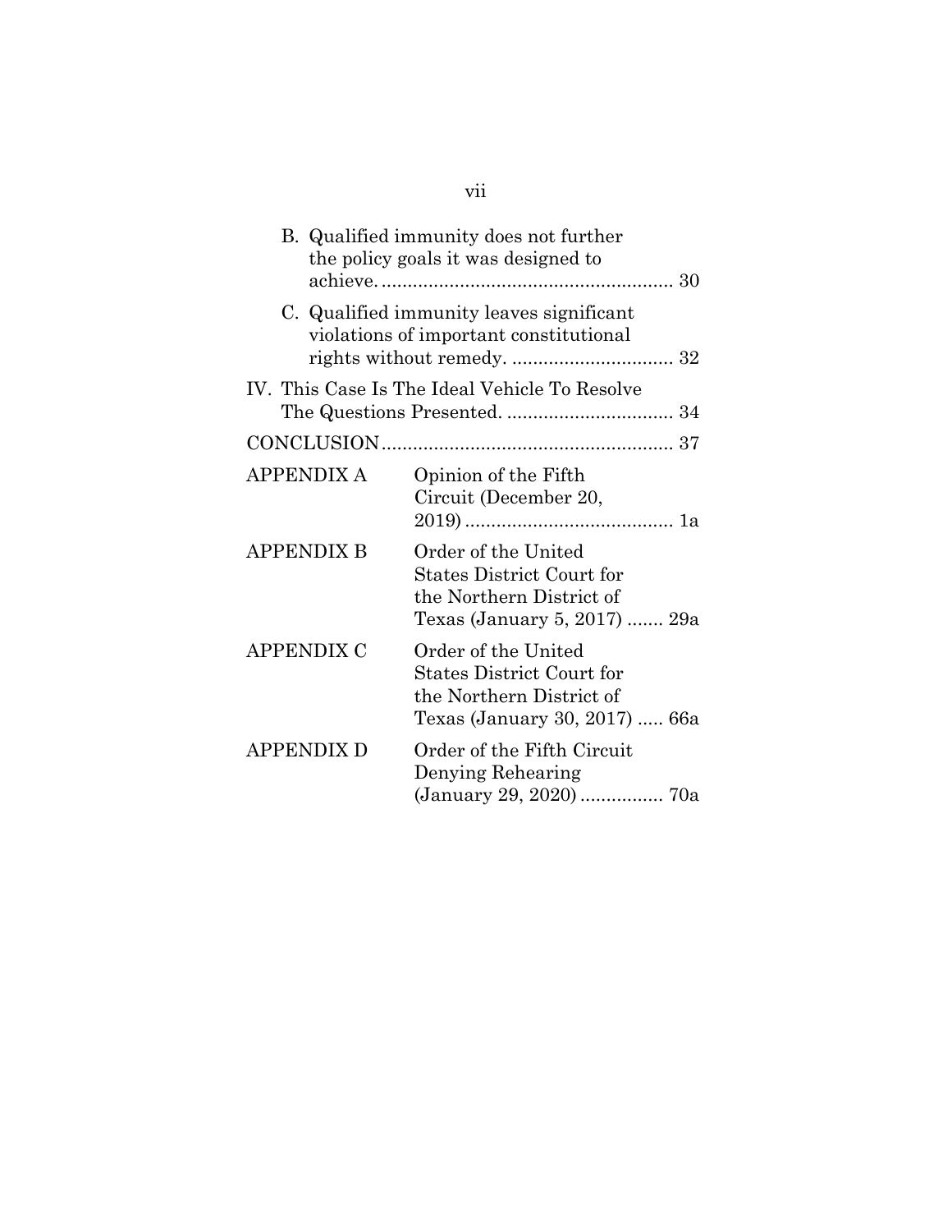B. Qualified immunity does not further the policy goals it was designed to achieve. ........................................................ 30

C. Qualified immunity leaves significant violations of important constitutional rights without remedy. ............................... 32

IV. This Case Is The Ideal Vehicle To Resolve The Questions Presented. ................................ 34

CONCLUSION........................................................ 37

| | |
|---|---|
| APPENDIX A | Opinion of the Fifth Circuit (December 20, 2019) ........................................ 1a |
| APPENDIX B | Order of the United States District Court for the Northern District of Texas (January 5, 2017) ....... 29a |
| APPENDIX C | Order of the United States District Court for the Northern District of Texas (January 30, 2017) ..... 66a |
| APPENDIX D | Order of the Fifth Circuit Denying Rehearing (January 29, 2020) ................ 70a |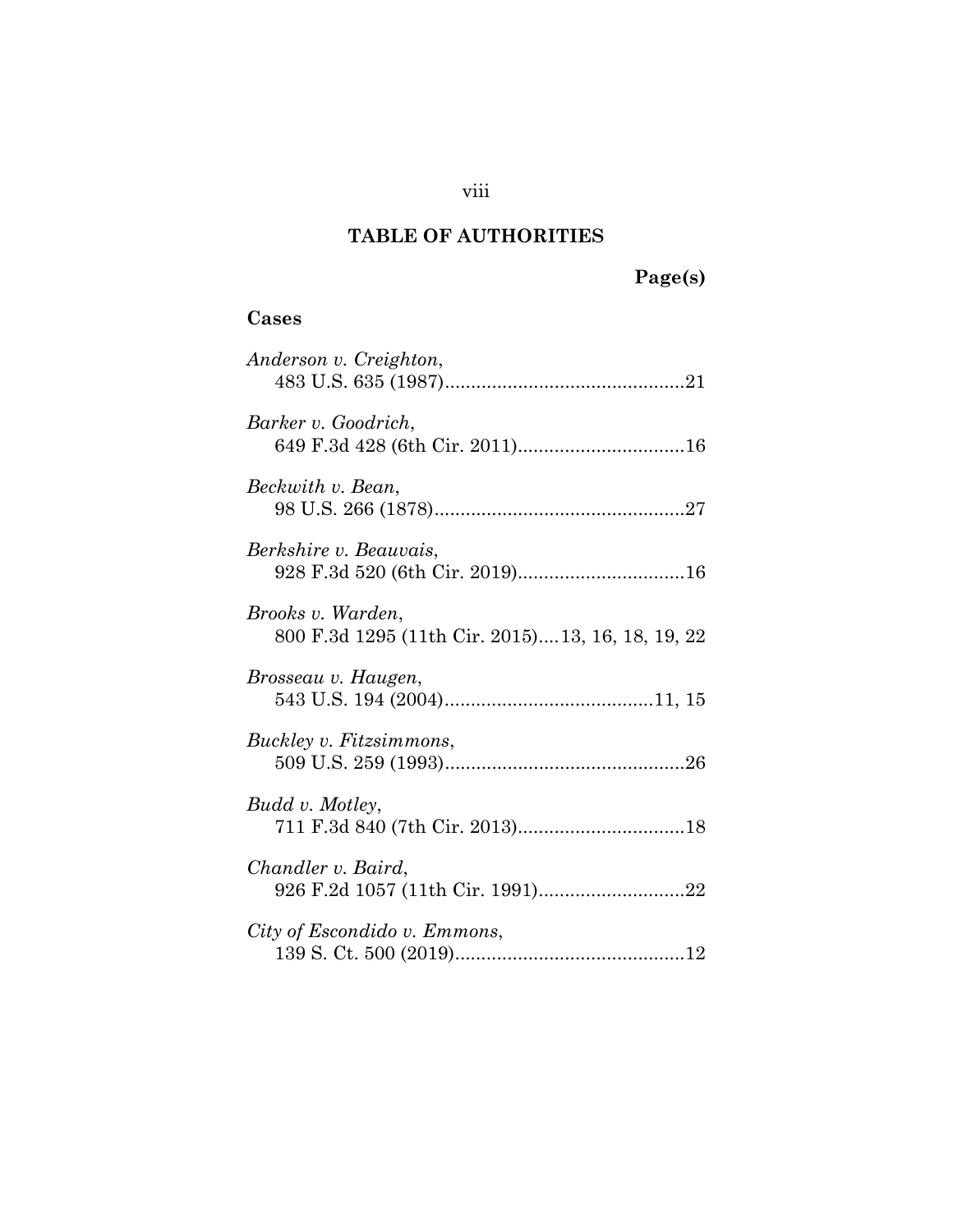# TABLE OF AUTHORITIES

**Page(s)**

## Cases

*Anderson v. Creighton*,
483 U.S. 635 (1987)..............................................21

*Barker v. Goodrich*,
649 F.3d 428 (6th Cir. 2011)................................16

*Beckwith v. Bean*,
98 U.S. 266 (1878)................................................27

*Berkshire v. Beauvais*,
928 F.3d 520 (6th Cir. 2019)................................16

*Brooks v. Warden*,
800 F.3d 1295 (11th Cir. 2015)....13, 16, 18, 19, 22

*Brosseau v. Haugen*,
543 U.S. 194 (2004)........................................11, 15

*Buckley v. Fitzsimmons*,
509 U.S. 259 (1993)..............................................26

*Budd v. Motley*,
711 F.3d 840 (7th Cir. 2013)................................18

*Chandler v. Baird*,
926 F.2d 1057 (11th Cir. 1991)............................22

*City of Escondido v. Emmons*,
139 S. Ct. 500 (2019)............................................12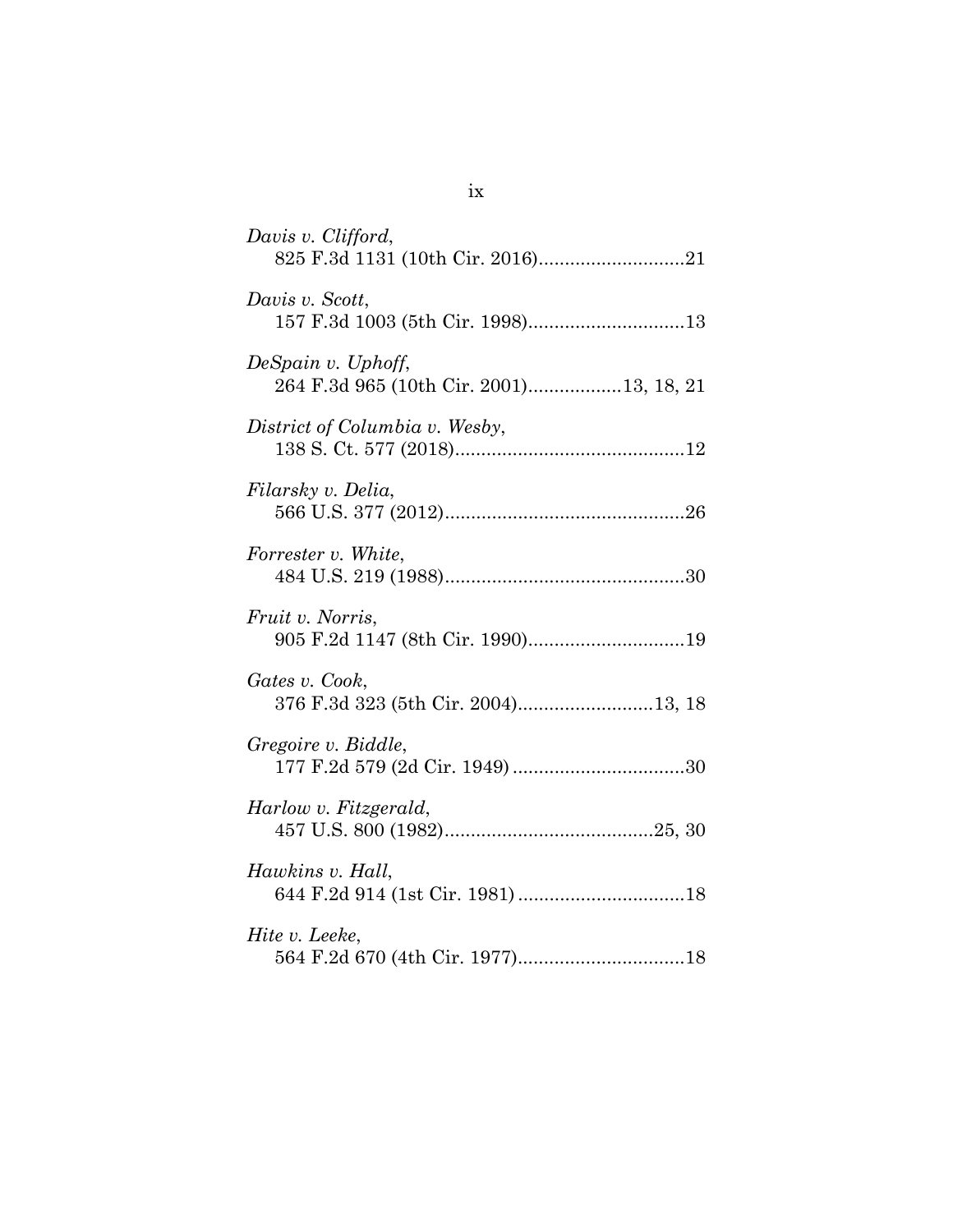*Davis v. Clifford*,
825 F.3d 1131 (10th Cir. 2016)............................21

*Davis v. Scott*,
157 F.3d 1003 (5th Cir. 1998)..............................13

*DeSpain v. Uphoff*,
264 F.3d 965 (10th Cir. 2001)..................13, 18, 21

*District of Columbia v. Wesby*,
138 S. Ct. 577 (2018)............................................12

*Filarsky v. Delia*,
566 U.S. 377 (2012)..............................................26

*Forrester v. White*,
484 U.S. 219 (1988)..............................................30

*Fruit v. Norris*,
905 F.2d 1147 (8th Cir. 1990)..............................19

*Gates v. Cook*,
376 F.3d 323 (5th Cir. 2004)..........................13, 18

*Gregoire v. Biddle*,
177 F.2d 579 (2d Cir. 1949) .................................30

*Harlow v. Fitzgerald*,
457 U.S. 800 (1982)........................................25, 30

*Hawkins v. Hall*,
644 F.2d 914 (1st Cir. 1981) ................................18

*Hite v. Leeke*,
564 F.2d 670 (4th Cir. 1977)................................18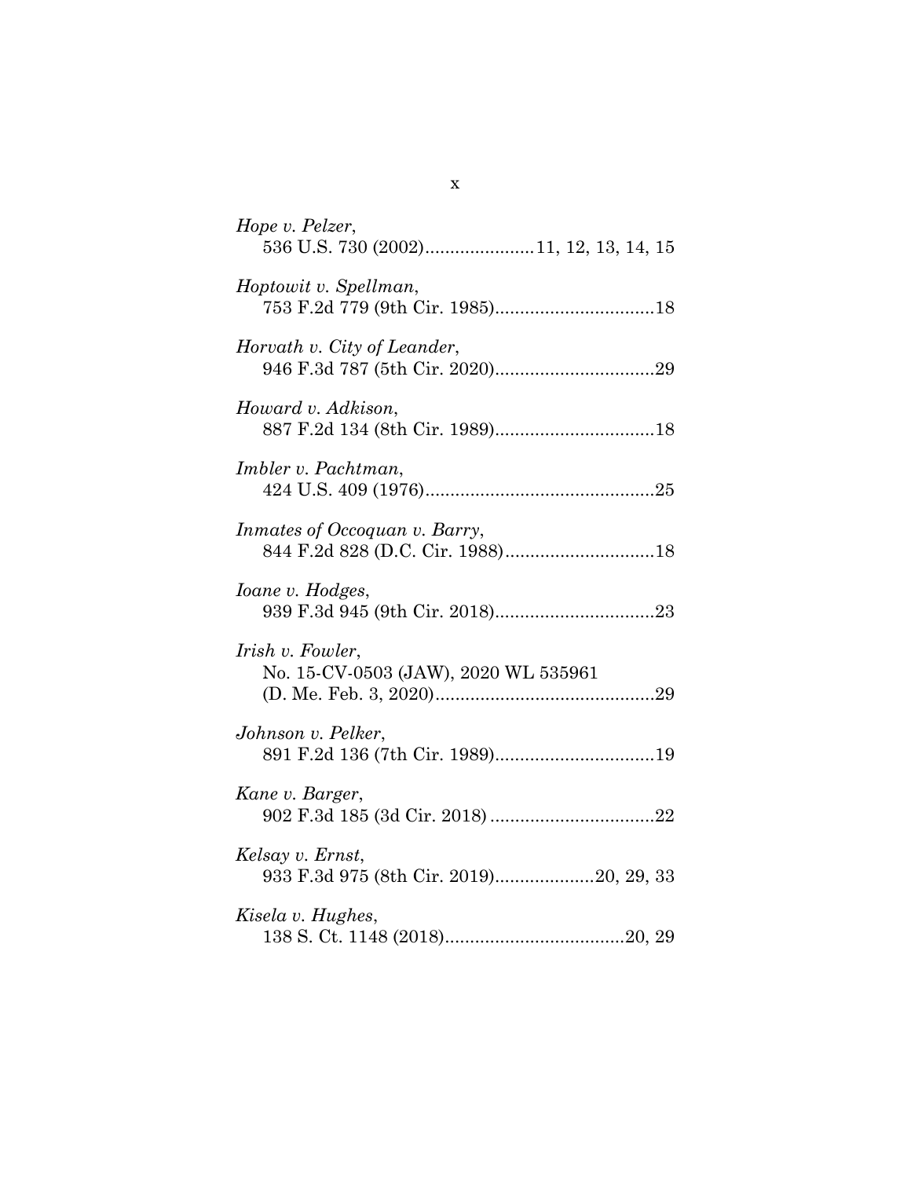*Hope v. Pelzer*,
536 U.S. 730 (2002)......................11, 12, 13, 14, 15

*Hoptowit v. Spellman*,
753 F.2d 779 (9th Cir. 1985)................................18

*Horvath v. City of Leander*,
946 F.3d 787 (5th Cir. 2020)................................29

*Howard v. Adkison*,
887 F.2d 134 (8th Cir. 1989)................................18

*Imbler v. Pachtman*,
424 U.S. 409 (1976)..............................................25

*Inmates of Occoquan v. Barry*,
844 F.2d 828 (D.C. Cir. 1988)..............................18

*Ioane v. Hodges*,
939 F.3d 945 (9th Cir. 2018)................................23

*Irish v. Fowler*,
No. 15-CV-0503 (JAW), 2020 WL 535961
(D. Me. Feb. 3, 2020)............................................29

*Johnson v. Pelker*,
891 F.2d 136 (7th Cir. 1989)................................19

*Kane v. Barger*,
902 F.3d 185 (3d Cir. 2018) .................................22

*Kelsay v. Ernst*,
933 F.3d 975 (8th Cir. 2019)....................20, 29, 33

*Kisela v. Hughes*,
138 S. Ct. 1148 (2018)....................................20, 29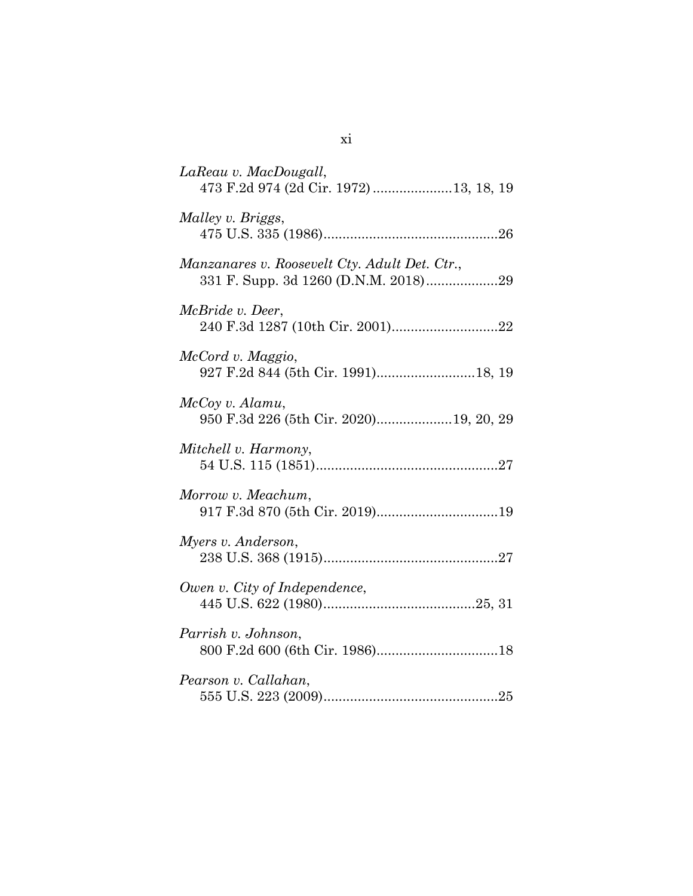*LaReau v. MacDougall*,
473 F.2d 974 (2d Cir. 1972) ....................13, 18, 19

*Malley v. Briggs*,
475 U.S. 335 (1986).............................................26

*Manzanares v. Roosevelt Cty. Adult Det. Ctr.*,
331 F. Supp. 3d 1260 (D.N.M. 2018)...................29

*McBride v. Deer*,
240 F.3d 1287 (10th Cir. 2001)............................22

*McCord v. Maggio*,
927 F.2d 844 (5th Cir. 1991)..........................18, 19

*McCoy v. Alamu*,
950 F.3d 226 (5th Cir. 2020)....................19, 20, 29

*Mitchell v. Harmony*,
54 U.S. 115 (1851)................................................27

*Morrow v. Meachum*,
917 F.3d 870 (5th Cir. 2019)................................19

*Myers v. Anderson*,
238 U.S. 368 (1915)..............................................27

*Owen v. City of Independence*,
445 U.S. 622 (1980)........................................25, 31

*Parrish v. Johnson*,
800 F.2d 600 (6th Cir. 1986)................................18

*Pearson v. Callahan*,
555 U.S. 223 (2009)..............................................25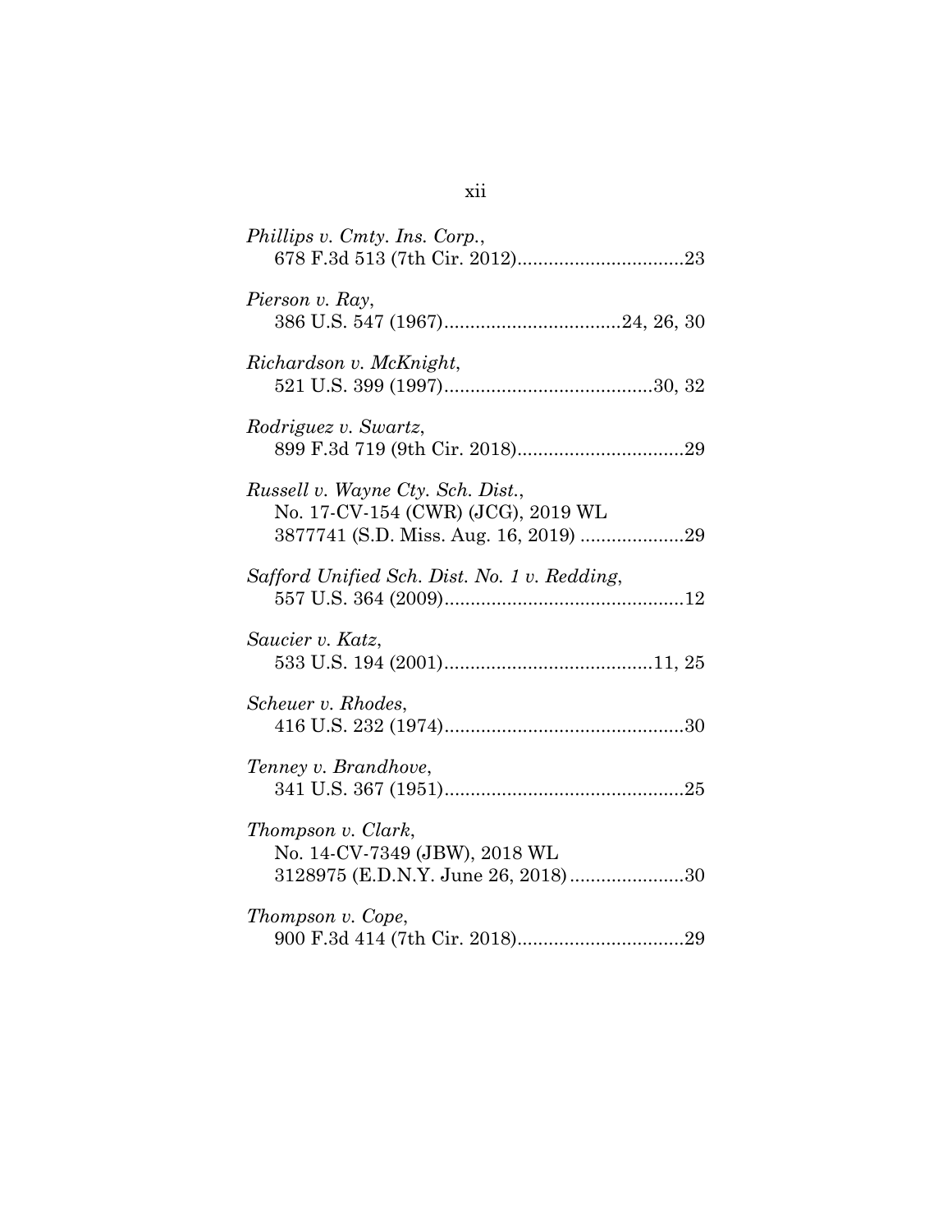*Phillips v. Cmty. Ins. Corp.*,
678 F.3d 513 (7th Cir. 2012)................................23

*Pierson v. Ray*,
386 U.S. 547 (1967)..................................24, 26, 30

*Richardson v. McKnight*,
521 U.S. 399 (1997)........................................30, 32

*Rodriguez v. Swartz*,
899 F.3d 719 (9th Cir. 2018)................................29

*Russell v. Wayne Cty. Sch. Dist.*,
No. 17-CV-154 (CWR) (JCG), 2019 WL
3877741 (S.D. Miss. Aug. 16, 2019) ....................29

*Safford Unified Sch. Dist. No. 1 v. Redding*,
557 U.S. 364 (2009)..............................................12

*Saucier v. Katz*,
533 U.S. 194 (2001)........................................11, 25

*Scheuer v. Rhodes*,
416 U.S. 232 (1974)..............................................30

*Tenney v. Brandhove*,
341 U.S. 367 (1951)..............................................25

*Thompson v. Clark*,
No. 14-CV-7349 (JBW), 2018 WL
3128975 (E.D.N.Y. June 26, 2018)......................30

*Thompson v. Cope*,
900 F.3d 414 (7th Cir. 2018)................................29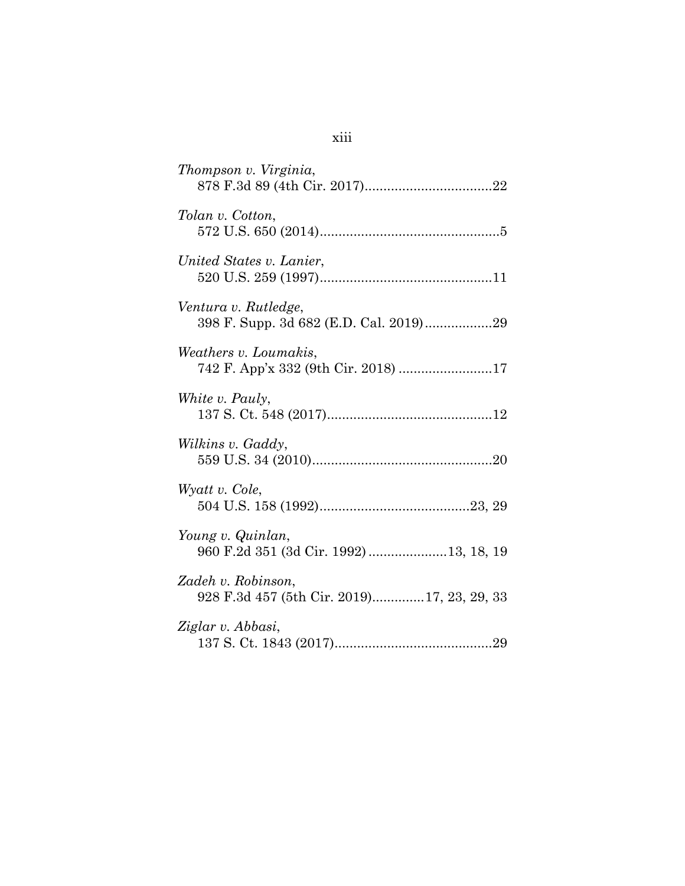*Thompson v. Virginia*,
878 F.3d 89 (4th Cir. 2017)..................................22

*Tolan v. Cotton*,
572 U.S. 650 (2014)................................................5

*United States v. Lanier*,
520 U.S. 259 (1997)..............................................11

*Ventura v. Rutledge*,
398 F. Supp. 3d 682 (E.D. Cal. 2019)..................29

*Weathers v. Loumakis*,
742 F. App'x 332 (9th Cir. 2018) .........................17

*White v. Pauly*,
137 S. Ct. 548 (2017)............................................12

*Wilkins v. Gaddy*,
559 U.S. 34 (2010)................................................20

*Wyatt v. Cole*,
504 U.S. 158 (1992)........................................23, 29

*Young v. Quinlan*,
960 F.2d 351 (3d Cir. 1992) .....................13, 18, 19

*Zadeh v. Robinson*,
928 F.3d 457 (5th Cir. 2019).............17, 23, 29, 33

*Ziglar v. Abbasi*,
137 S. Ct. 1843 (2017)..........................................29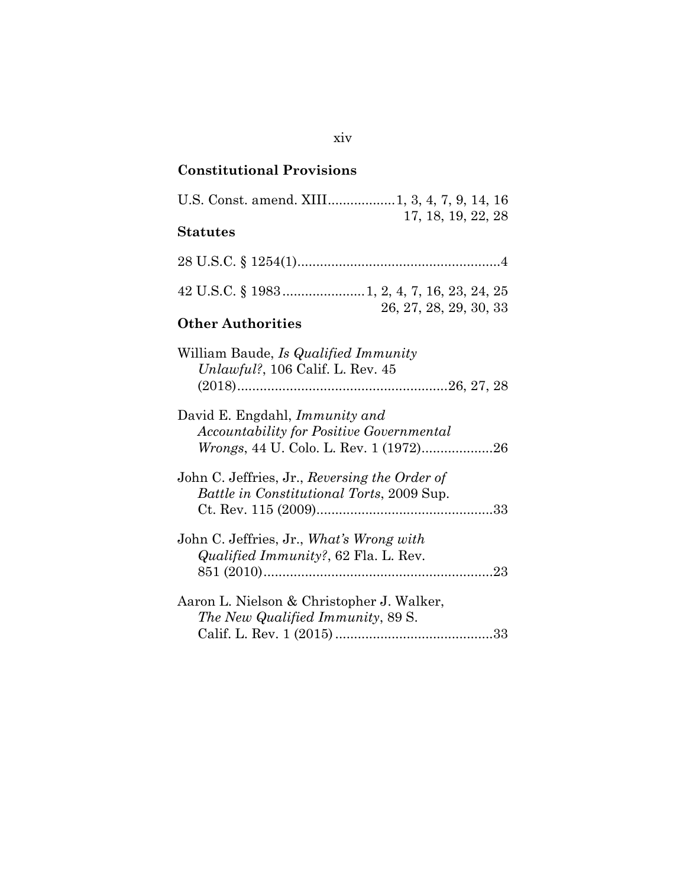**Constitutional Provisions**

U.S. Const. amend. XIII.................1, 3, 4, 7, 9, 14, 16
17, 18, 19, 22, 28

**Statutes**

28 U.S.C. § 1254(1)......................................................4

42 U.S.C. § 1983......................1, 2, 4, 7, 16, 23, 24, 25
26, 27, 28, 29, 30, 33

**Other Authorities**

William Baude, *Is Qualified Immunity Unlawful?*, 106 Calif. L. Rev. 45 (2018)........................................................26, 27, 28

David E. Engdahl, *Immunity and Accountability for Positive Governmental Wrongs*, 44 U. Colo. L. Rev. 1 (1972)...................26

John C. Jeffries, Jr., *Reversing the Order of Battle in Constitutional Torts*, 2009 Sup. Ct. Rev. 115 (2009)...............................................33

John C. Jeffries, Jr., *What's Wrong with Qualified Immunity?*, 62 Fla. L. Rev. 851 (2010).............................................................23

Aaron L. Nielson & Christopher J. Walker, *The New Qualified Immunity*, 89 S. Calif. L. Rev. 1 (2015) ..........................................33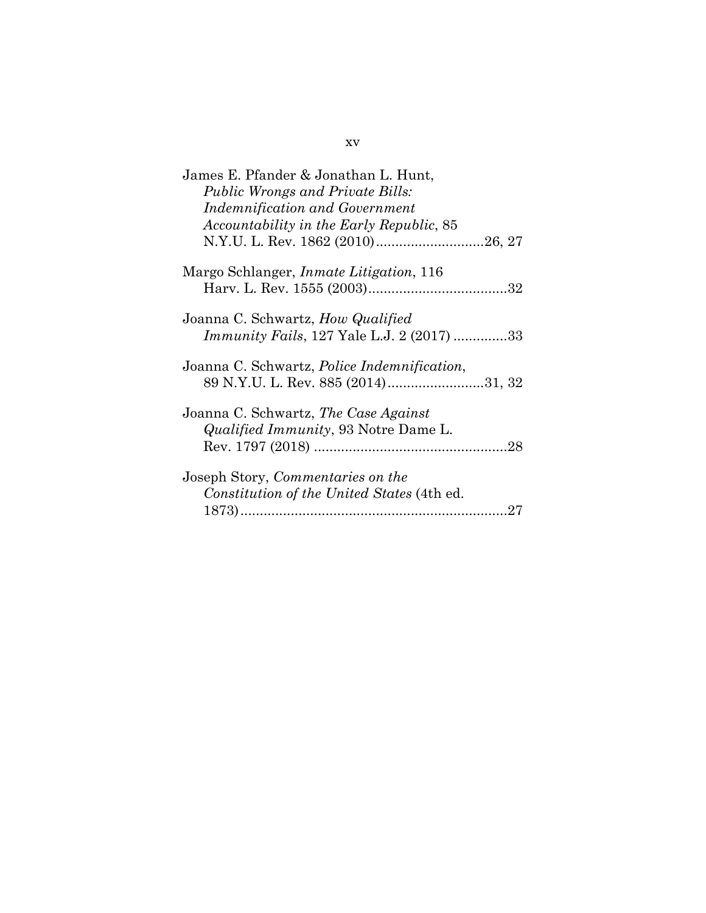James E. Pfander & Jonathan L. Hunt, *Public Wrongs and Private Bills: Indemnification and Government Accountability in the Early Republic*, 85 N.Y.U. L. Rev. 1862 (2010)............................26, 27

Margo Schlanger, *Inmate Litigation*, 116 Harv. L. Rev. 1555 (2003)....................................32

Joanna C. Schwartz, *How Qualified Immunity Fails*, 127 Yale L.J. 2 (2017) ..............33

Joanna C. Schwartz, *Police Indemnification*, 89 N.Y.U. L. Rev. 885 (2014).........................31, 32

Joanna C. Schwartz, *The Case Against Qualified Immunity*, 93 Notre Dame L. Rev. 1797 (2018) ..................................................28

Joseph Story, *Commentaries on the Constitution of the United States* (4th ed. 1873).....................................................................27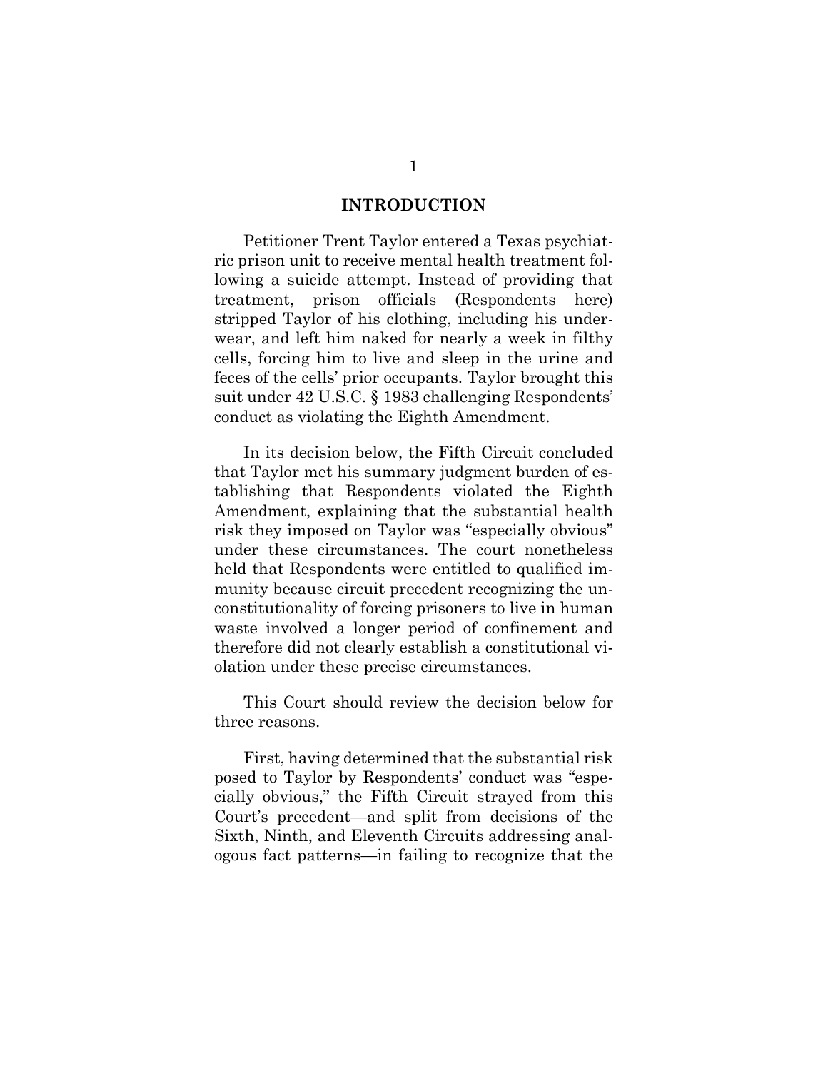## INTRODUCTION

Petitioner Trent Taylor entered a Texas psychiatric prison unit to receive mental health treatment following a suicide attempt. Instead of providing that treatment, prison officials (Respondents here) stripped Taylor of his clothing, including his underwear, and left him naked for nearly a week in filthy cells, forcing him to live and sleep in the urine and feces of the cells' prior occupants. Taylor brought this suit under 42 U.S.C. § 1983 challenging Respondents' conduct as violating the Eighth Amendment.

In its decision below, the Fifth Circuit concluded that Taylor met his summary judgment burden of establishing that Respondents violated the Eighth Amendment, explaining that the substantial health risk they imposed on Taylor was "especially obvious" under these circumstances. The court nonetheless held that Respondents were entitled to qualified immunity because circuit precedent recognizing the unconstitutionality of forcing prisoners to live in human waste involved a longer period of confinement and therefore did not clearly establish a constitutional violation under these precise circumstances.

This Court should review the decision below for three reasons.

First, having determined that the substantial risk posed to Taylor by Respondents' conduct was "especially obvious," the Fifth Circuit strayed from this Court's precedent—and split from decisions of the Sixth, Ninth, and Eleventh Circuits addressing analogous fact patterns—in failing to recognize that the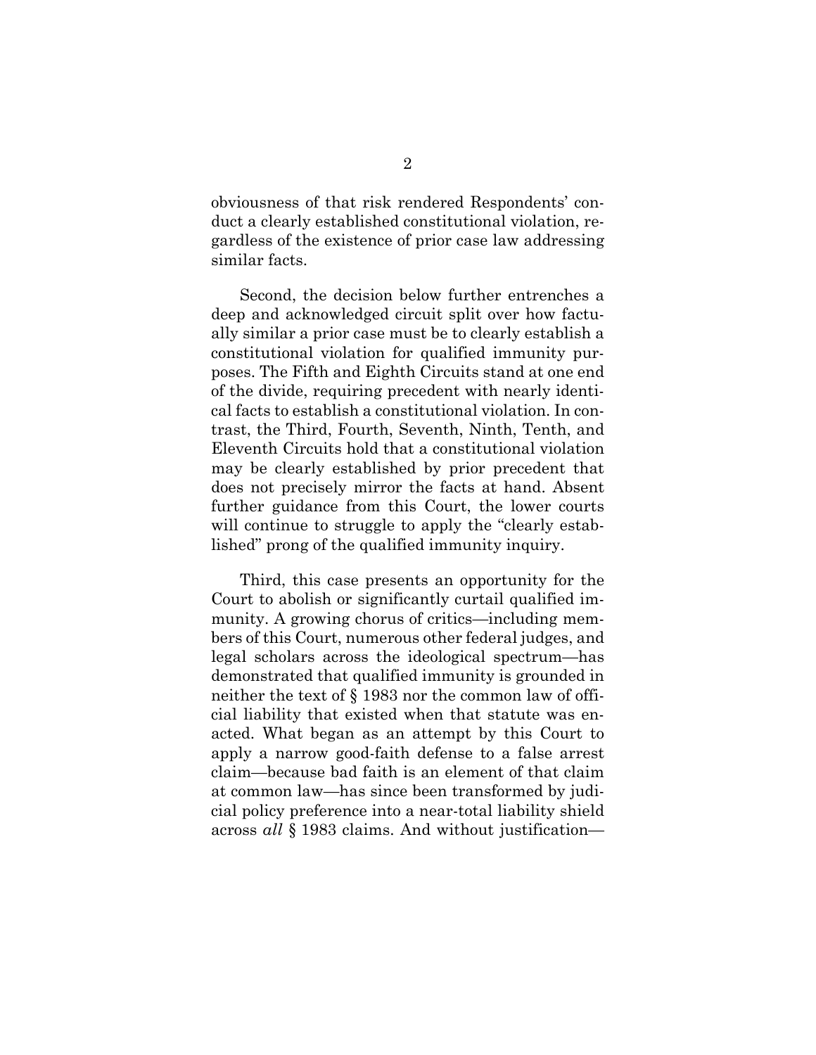obviousness of that risk rendered Respondents' conduct a clearly established constitutional violation, regardless of the existence of prior case law addressing similar facts.

Second, the decision below further entrenches a deep and acknowledged circuit split over how factually similar a prior case must be to clearly establish a constitutional violation for qualified immunity purposes. The Fifth and Eighth Circuits stand at one end of the divide, requiring precedent with nearly identical facts to establish a constitutional violation. In contrast, the Third, Fourth, Seventh, Ninth, Tenth, and Eleventh Circuits hold that a constitutional violation may be clearly established by prior precedent that does not precisely mirror the facts at hand. Absent further guidance from this Court, the lower courts will continue to struggle to apply the "clearly established" prong of the qualified immunity inquiry.

Third, this case presents an opportunity for the Court to abolish or significantly curtail qualified immunity. A growing chorus of critics—including members of this Court, numerous other federal judges, and legal scholars across the ideological spectrum—has demonstrated that qualified immunity is grounded in neither the text of § 1983 nor the common law of official liability that existed when that statute was enacted. What began as an attempt by this Court to apply a narrow good-faith defense to a false arrest claim—because bad faith is an element of that claim at common law—has since been transformed by judicial policy preference into a near-total liability shield across *all* § 1983 claims. And without justification—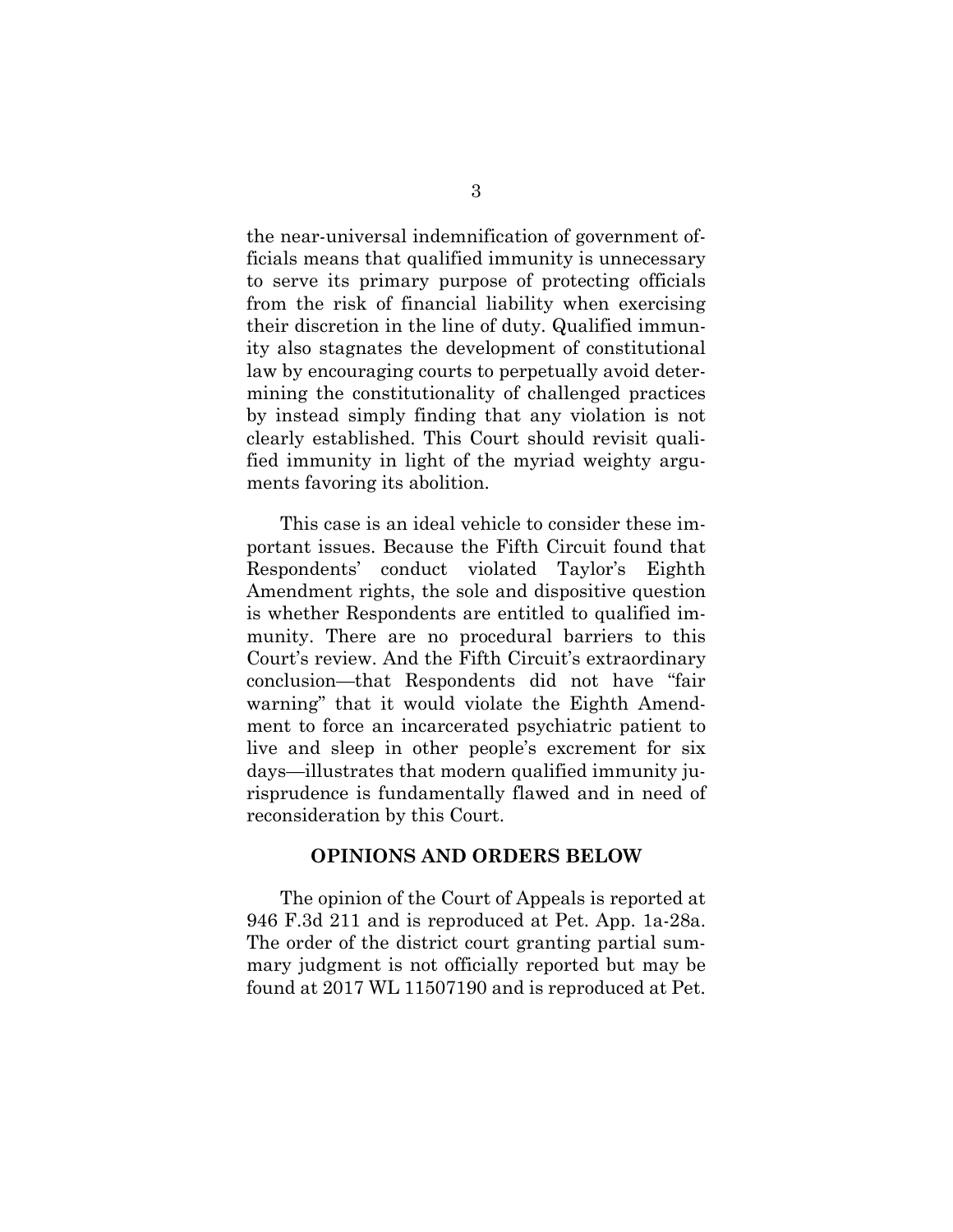the near-universal indemnification of government officials means that qualified immunity is unnecessary to serve its primary purpose of protecting officials from the risk of financial liability when exercising their discretion in the line of duty. Qualified immunity also stagnates the development of constitutional law by encouraging courts to perpetually avoid determining the constitutionality of challenged practices by instead simply finding that any violation is not clearly established. This Court should revisit qualified immunity in light of the myriad weighty arguments favoring its abolition.

This case is an ideal vehicle to consider these important issues. Because the Fifth Circuit found that Respondents' conduct violated Taylor's Eighth Amendment rights, the sole and dispositive question is whether Respondents are entitled to qualified immunity. There are no procedural barriers to this Court's review. And the Fifth Circuit's extraordinary conclusion—that Respondents did not have "fair warning" that it would violate the Eighth Amendment to force an incarcerated psychiatric patient to live and sleep in other people's excrement for six days—illustrates that modern qualified immunity jurisprudence is fundamentally flawed and in need of reconsideration by this Court.

## OPINIONS AND ORDERS BELOW

The opinion of the Court of Appeals is reported at 946 F.3d 211 and is reproduced at Pet. App. 1a-28a. The order of the district court granting partial summary judgment is not officially reported but may be found at 2017 WL 11507190 and is reproduced at Pet.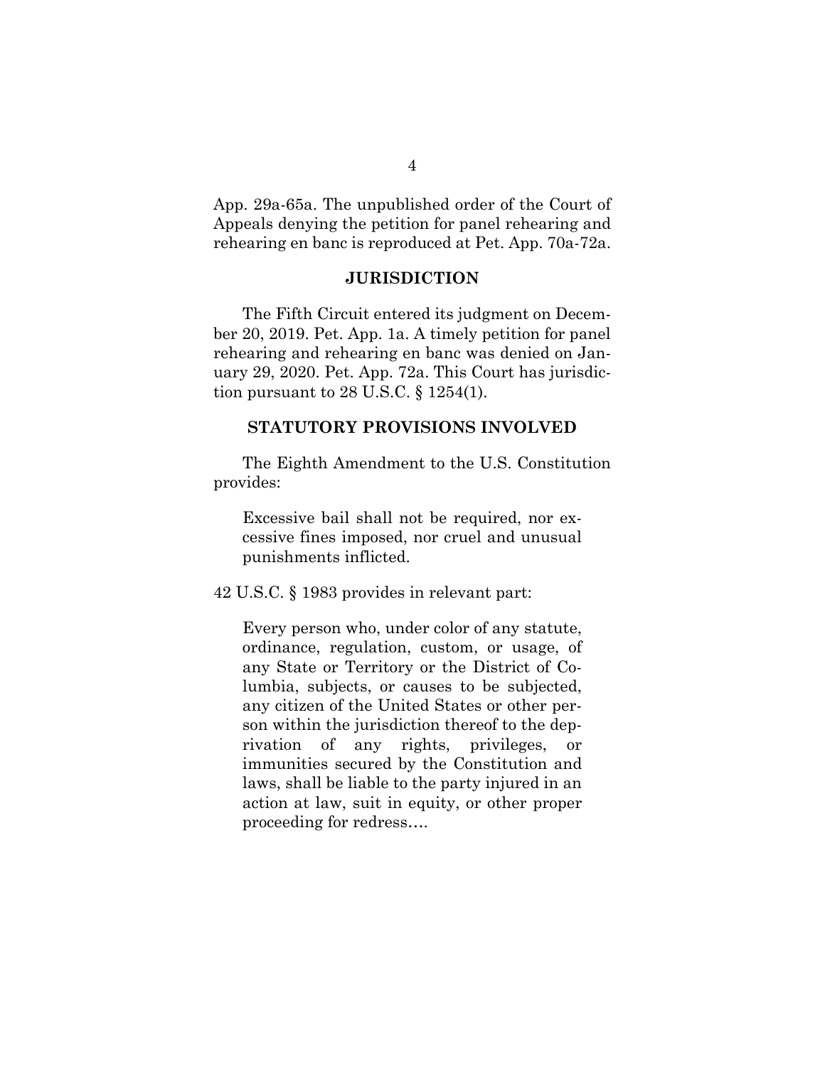App. 29a-65a. The unpublished order of the Court of Appeals denying the petition for panel rehearing and rehearing en banc is reproduced at Pet. App. 70a-72a.

## JURISDICTION

The Fifth Circuit entered its judgment on December 20, 2019. Pet. App. 1a. A timely petition for panel rehearing and rehearing en banc was denied on January 29, 2020. Pet. App. 72a. This Court has jurisdiction pursuant to 28 U.S.C. § 1254(1).

## STATUTORY PROVISIONS INVOLVED

The Eighth Amendment to the U.S. Constitution provides:

> Excessive bail shall not be required, nor excessive fines imposed, nor cruel and unusual punishments inflicted.

42 U.S.C. § 1983 provides in relevant part:

> Every person who, under color of any statute, ordinance, regulation, custom, or usage, of any State or Territory or the District of Columbia, subjects, or causes to be subjected, any citizen of the United States or other person within the jurisdiction thereof to the deprivation of any rights, privileges, or immunities secured by the Constitution and laws, shall be liable to the party injured in an action at law, suit in equity, or other proper proceeding for redress….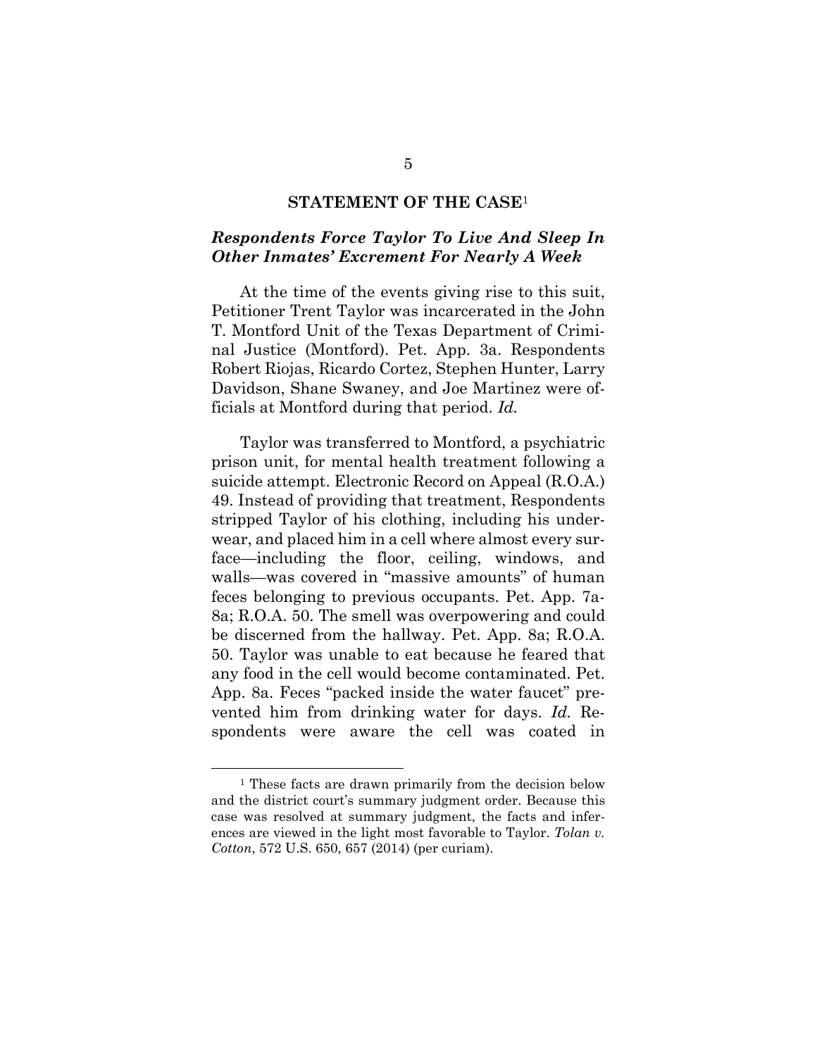## STATEMENT OF THE CASE[1]

### *Respondents Force Taylor To Live And Sleep In Other Inmates' Excrement For Nearly A Week*

At the time of the events giving rise to this suit, Petitioner Trent Taylor was incarcerated in the John T. Montford Unit of the Texas Department of Criminal Justice (Montford). Pet. App. 3a. Respondents Robert Riojas, Ricardo Cortez, Stephen Hunter, Larry Davidson, Shane Swaney, and Joe Martinez were officials at Montford during that period. *Id.*

Taylor was transferred to Montford, a psychiatric prison unit, for mental health treatment following a suicide attempt. Electronic Record on Appeal (R.O.A.) 49. Instead of providing that treatment, Respondents stripped Taylor of his clothing, including his underwear, and placed him in a cell where almost every surface—including the floor, ceiling, windows, and walls—was covered in "massive amounts" of human feces belonging to previous occupants. Pet. App. 7a-8a; R.O.A. 50. The smell was overpowering and could be discerned from the hallway. Pet. App. 8a; R.O.A. 50. Taylor was unable to eat because he feared that any food in the cell would become contaminated. Pet. App. 8a. Feces "packed inside the water faucet" prevented him from drinking water for days. *Id.* Respondents were aware the cell was coated in

---

[1] These facts are drawn primarily from the decision below and the district court's summary judgment order. Because this case was resolved at summary judgment, the facts and inferences are viewed in the light most favorable to Taylor. *Tolan v. Cotton*, 572 U.S. 650, 657 (2014) (per curiam).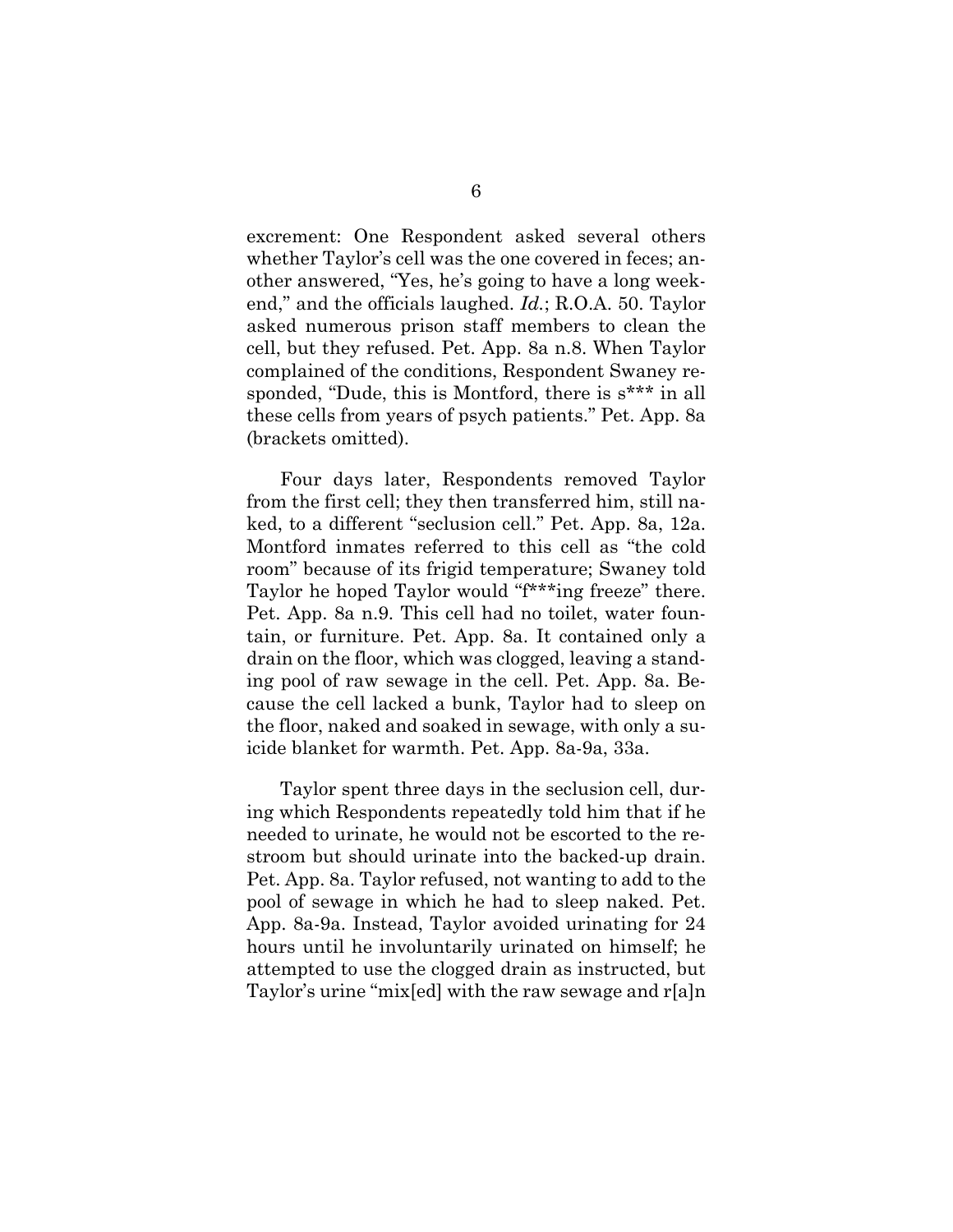excrement: One Respondent asked several others whether Taylor's cell was the one covered in feces; another answered, "Yes, he's going to have a long weekend," and the officials laughed. *Id.*; R.O.A. 50. Taylor asked numerous prison staff members to clean the cell, but they refused. Pet. App. 8a n.8. When Taylor complained of the conditions, Respondent Swaney responded, "Dude, this is Montford, there is s*** in all these cells from years of psych patients." Pet. App. 8a (brackets omitted).

Four days later, Respondents removed Taylor from the first cell; they then transferred him, still naked, to a different "seclusion cell." Pet. App. 8a, 12a. Montford inmates referred to this cell as "the cold room" because of its frigid temperature; Swaney told Taylor he hoped Taylor would "f***ing freeze" there. Pet. App. 8a n.9. This cell had no toilet, water fountain, or furniture. Pet. App. 8a. It contained only a drain on the floor, which was clogged, leaving a standing pool of raw sewage in the cell. Pet. App. 8a. Because the cell lacked a bunk, Taylor had to sleep on the floor, naked and soaked in sewage, with only a suicide blanket for warmth. Pet. App. 8a-9a, 33a.

Taylor spent three days in the seclusion cell, during which Respondents repeatedly told him that if he needed to urinate, he would not be escorted to the restroom but should urinate into the backed-up drain. Pet. App. 8a. Taylor refused, not wanting to add to the pool of sewage in which he had to sleep naked. Pet. App. 8a-9a. Instead, Taylor avoided urinating for 24 hours until he involuntarily urinated on himself; he attempted to use the clogged drain as instructed, but Taylor's urine "mix[ed] with the raw sewage and r[a]n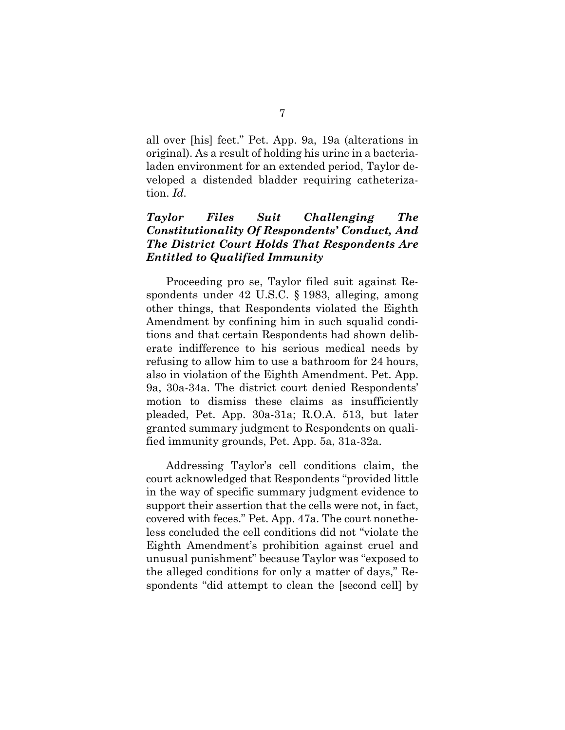all over [his] feet." Pet. App. 9a, 19a (alterations in original). As a result of holding his urine in a bacteria-laden environment for an extended period, Taylor developed a distended bladder requiring catheterization. *Id.*

### *Taylor Files Suit Challenging The Constitutionality Of Respondents' Conduct, And The District Court Holds That Respondents Are Entitled to Qualified Immunity*

Proceeding pro se, Taylor filed suit against Respondents under 42 U.S.C. § 1983, alleging, among other things, that Respondents violated the Eighth Amendment by confining him in such squalid conditions and that certain Respondents had shown deliberate indifference to his serious medical needs by refusing to allow him to use a bathroom for 24 hours, also in violation of the Eighth Amendment. Pet. App. 9a, 30a-34a. The district court denied Respondents' motion to dismiss these claims as insufficiently pleaded, Pet. App. 30a-31a; R.O.A. 513, but later granted summary judgment to Respondents on qualified immunity grounds, Pet. App. 5a, 31a-32a.

Addressing Taylor's cell conditions claim, the court acknowledged that Respondents "provided little in the way of specific summary judgment evidence to support their assertion that the cells were not, in fact, covered with feces." Pet. App. 47a. The court nonetheless concluded the cell conditions did not "violate the Eighth Amendment's prohibition against cruel and unusual punishment" because Taylor was "exposed to the alleged conditions for only a matter of days," Respondents "did attempt to clean the [second cell] by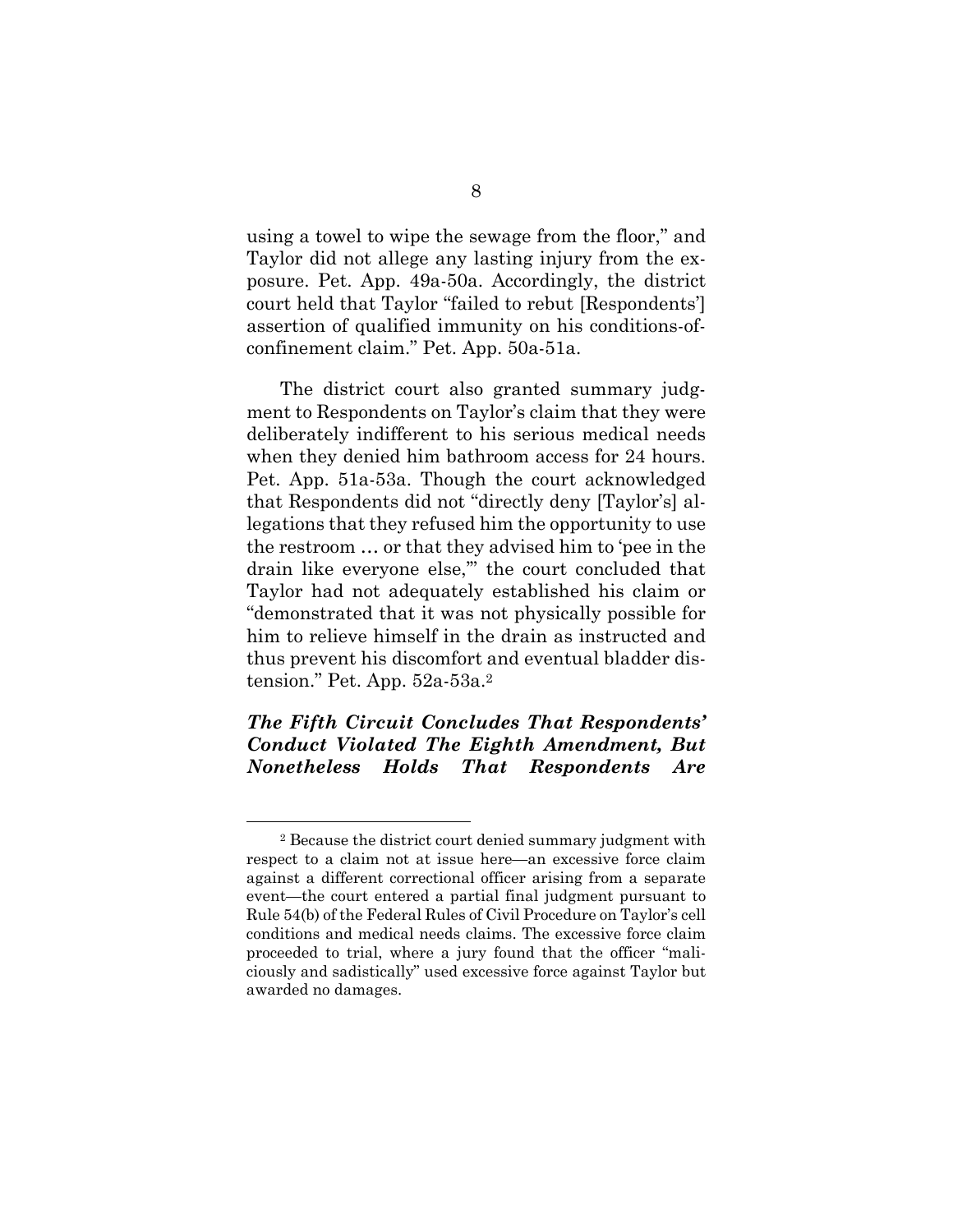using a towel to wipe the sewage from the floor," and Taylor did not allege any lasting injury from the exposure. Pet. App. 49a-50a. Accordingly, the district court held that Taylor "failed to rebut [Respondents'] assertion of qualified immunity on his conditions-of-confinement claim." Pet. App. 50a-51a.

The district court also granted summary judgment to Respondents on Taylor's claim that they were deliberately indifferent to his serious medical needs when they denied him bathroom access for 24 hours. Pet. App. 51a-53a. Though the court acknowledged that Respondents did not "directly deny [Taylor's] allegations that they refused him the opportunity to use the restroom … or that they advised him to 'pee in the drain like everyone else,'" the court concluded that Taylor had not adequately established his claim or "demonstrated that it was not physically possible for him to relieve himself in the drain as instructed and thus prevent his discomfort and eventual bladder distension." Pet. App. 52a-53a.[2]

***The Fifth Circuit Concludes That Respondents' Conduct Violated The Eighth Amendment, But Nonetheless Holds That Respondents Are***

[2] Because the district court denied summary judgment with respect to a claim not at issue here—an excessive force claim against a different correctional officer arising from a separate event—the court entered a partial final judgment pursuant to Rule 54(b) of the Federal Rules of Civil Procedure on Taylor's cell conditions and medical needs claims. The excessive force claim proceeded to trial, where a jury found that the officer "maliciously and sadistically" used excessive force against Taylor but awarded no damages.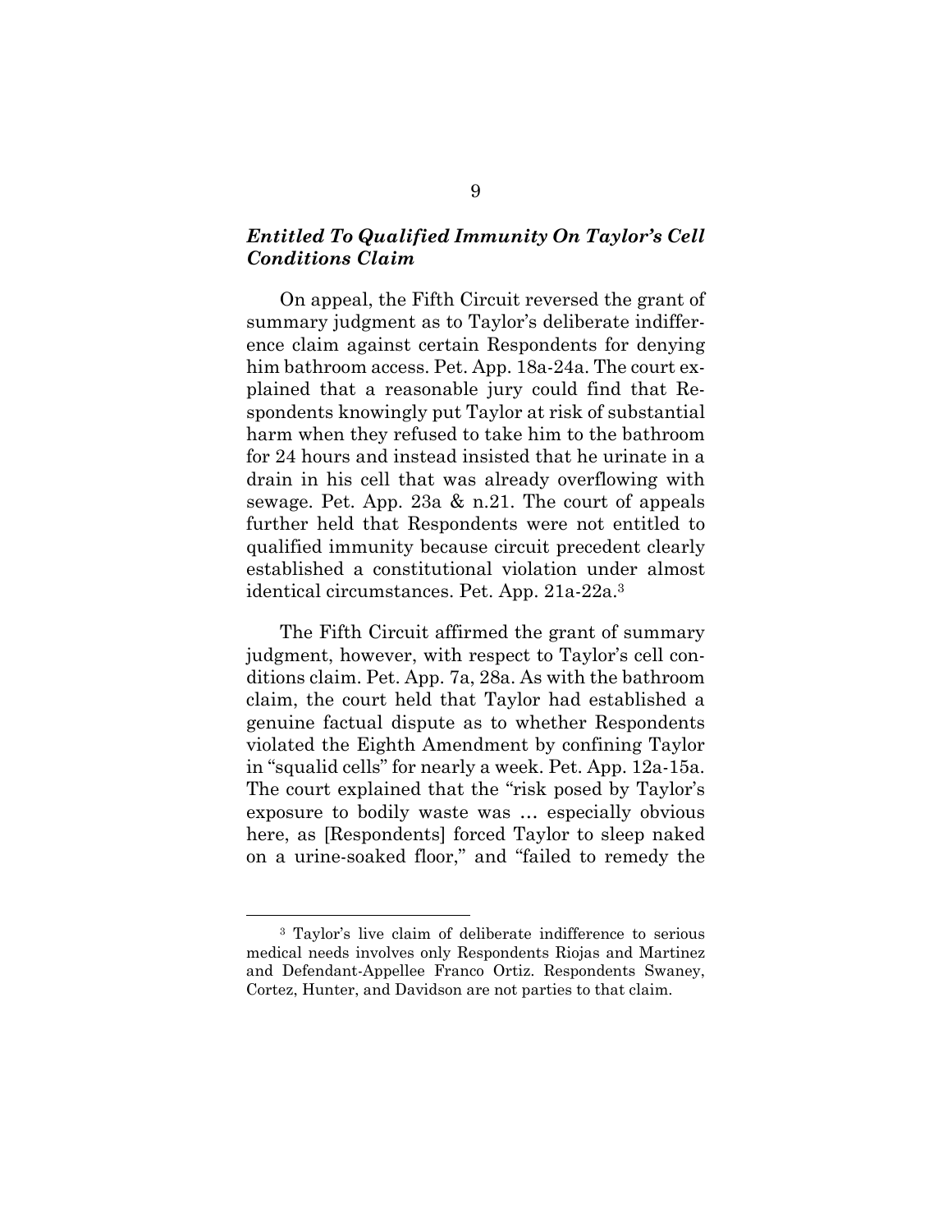### *Entitled To Qualified Immunity On Taylor's Cell Conditions Claim*

On appeal, the Fifth Circuit reversed the grant of summary judgment as to Taylor's deliberate indifference claim against certain Respondents for denying him bathroom access. Pet. App. 18a-24a. The court explained that a reasonable jury could find that Respondents knowingly put Taylor at risk of substantial harm when they refused to take him to the bathroom for 24 hours and instead insisted that he urinate in a drain in his cell that was already overflowing with sewage. Pet. App. 23a & n.21. The court of appeals further held that Respondents were not entitled to qualified immunity because circuit precedent clearly established a constitutional violation under almost identical circumstances. Pet. App. 21a-22a.[3]

The Fifth Circuit affirmed the grant of summary judgment, however, with respect to Taylor's cell conditions claim. Pet. App. 7a, 28a. As with the bathroom claim, the court held that Taylor had established a genuine factual dispute as to whether Respondents violated the Eighth Amendment by confining Taylor in "squalid cells" for nearly a week. Pet. App. 12a-15a. The court explained that the "risk posed by Taylor's exposure to bodily waste was … especially obvious here, as [Respondents] forced Taylor to sleep naked on a urine-soaked floor," and "failed to remedy the

---

[3] Taylor's live claim of deliberate indifference to serious medical needs involves only Respondents Riojas and Martinez and Defendant-Appellee Franco Ortiz. Respondents Swaney, Cortez, Hunter, and Davidson are not parties to that claim.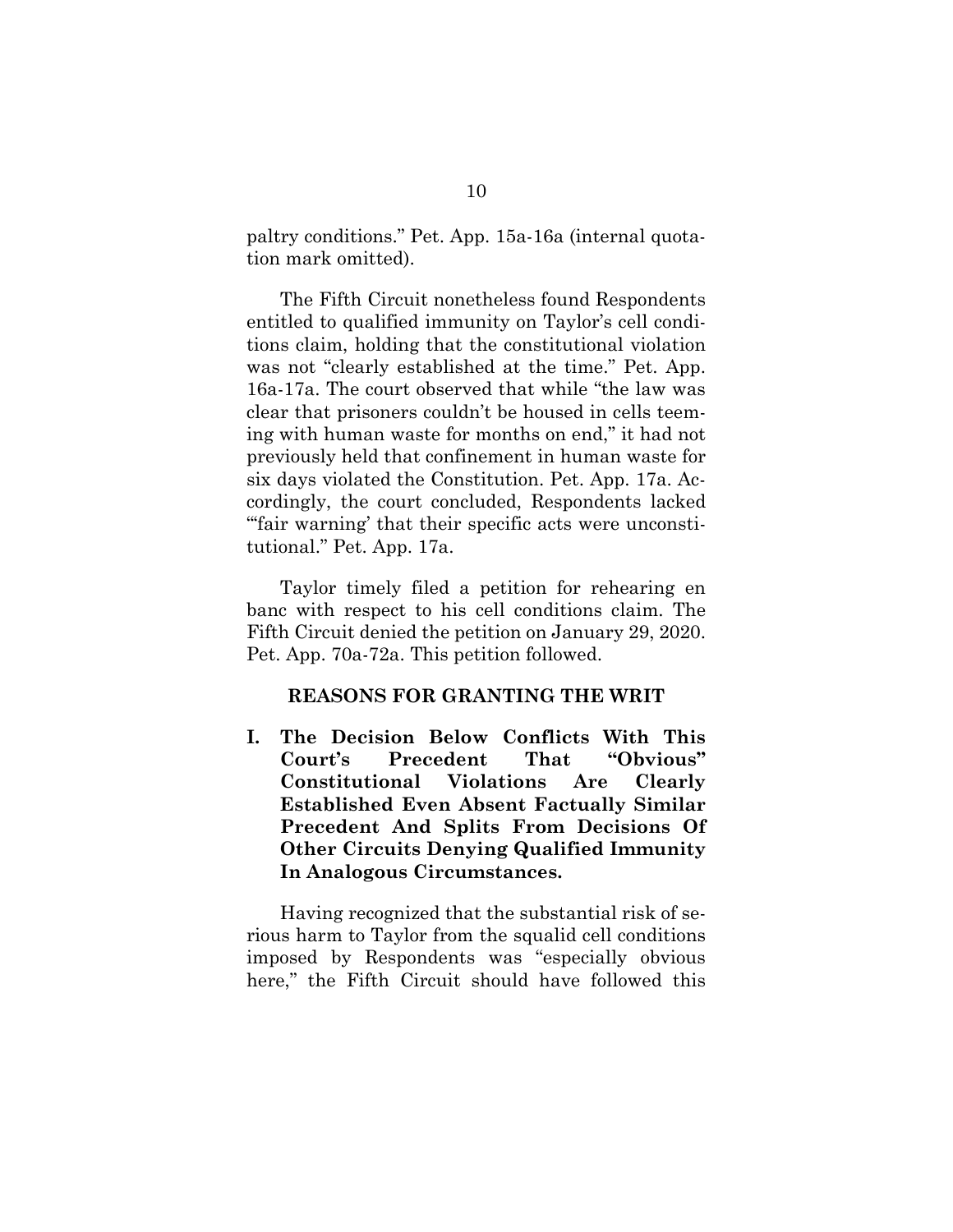paltry conditions." Pet. App. 15a-16a (internal quotation mark omitted).

The Fifth Circuit nonetheless found Respondents entitled to qualified immunity on Taylor's cell conditions claim, holding that the constitutional violation was not "clearly established at the time." Pet. App. 16a-17a. The court observed that while "the law was clear that prisoners couldn't be housed in cells teeming with human waste for months on end," it had not previously held that confinement in human waste for six days violated the Constitution. Pet. App. 17a. Accordingly, the court concluded, Respondents lacked "'fair warning' that their specific acts were unconstitutional." Pet. App. 17a.

Taylor timely filed a petition for rehearing en banc with respect to his cell conditions claim. The Fifth Circuit denied the petition on January 29, 2020. Pet. App. 70a-72a. This petition followed.

## REASONS FOR GRANTING THE WRIT

### I. The Decision Below Conflicts With This Court's Precedent That "Obvious" Constitutional Violations Are Clearly Established Even Absent Factually Similar Precedent And Splits From Decisions Of Other Circuits Denying Qualified Immunity In Analogous Circumstances.

Having recognized that the substantial risk of serious harm to Taylor from the squalid cell conditions imposed by Respondents was "especially obvious here," the Fifth Circuit should have followed this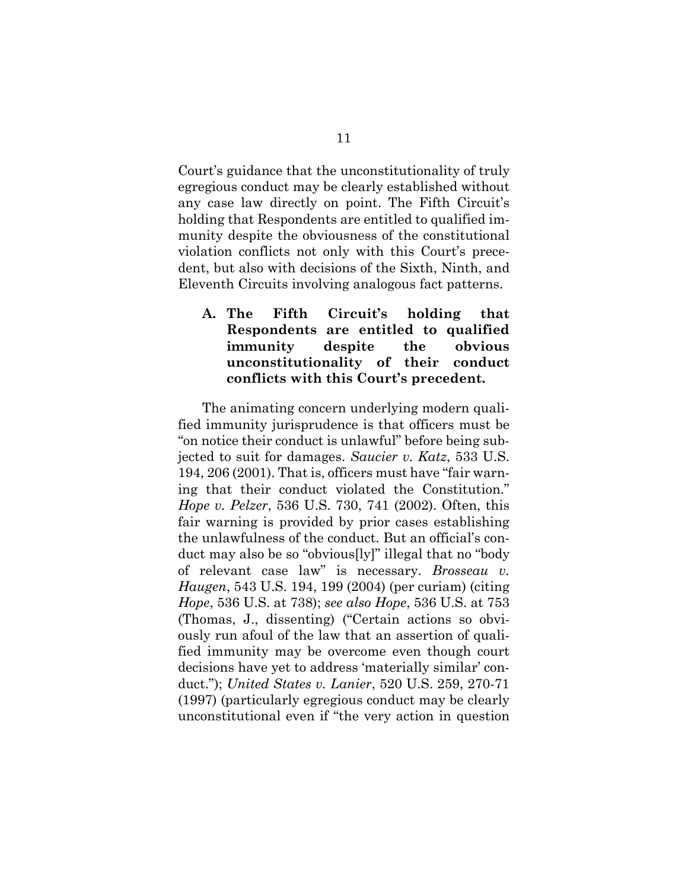Court's guidance that the unconstitutionality of truly egregious conduct may be clearly established without any case law directly on point. The Fifth Circuit's holding that Respondents are entitled to qualified immunity despite the obviousness of the constitutional violation conflicts not only with this Court's precedent, but also with decisions of the Sixth, Ninth, and Eleventh Circuits involving analogous fact patterns.

### A. The Fifth Circuit's holding that Respondents are entitled to qualified immunity despite the obvious unconstitutionality of their conduct conflicts with this Court's precedent.

The animating concern underlying modern qualified immunity jurisprudence is that officers must be "on notice their conduct is unlawful" before being subjected to suit for damages. *Saucier v. Katz*, 533 U.S. 194, 206 (2001). That is, officers must have "fair warning that their conduct violated the Constitution." *Hope v. Pelzer*, 536 U.S. 730, 741 (2002). Often, this fair warning is provided by prior cases establishing the unlawfulness of the conduct. But an official's conduct may also be so "obvious[ly]" illegal that no "body of relevant case law" is necessary. *Brosseau v. Haugen*, 543 U.S. 194, 199 (2004) (per curiam) (citing *Hope*, 536 U.S. at 738); *see also Hope*, 536 U.S. at 753 (Thomas, J., dissenting) ("Certain actions so obviously run afoul of the law that an assertion of qualified immunity may be overcome even though court decisions have yet to address 'materially similar' conduct."); *United States v. Lanier*, 520 U.S. 259, 270-71 (1997) (particularly egregious conduct may be clearly unconstitutional even if "the very action in question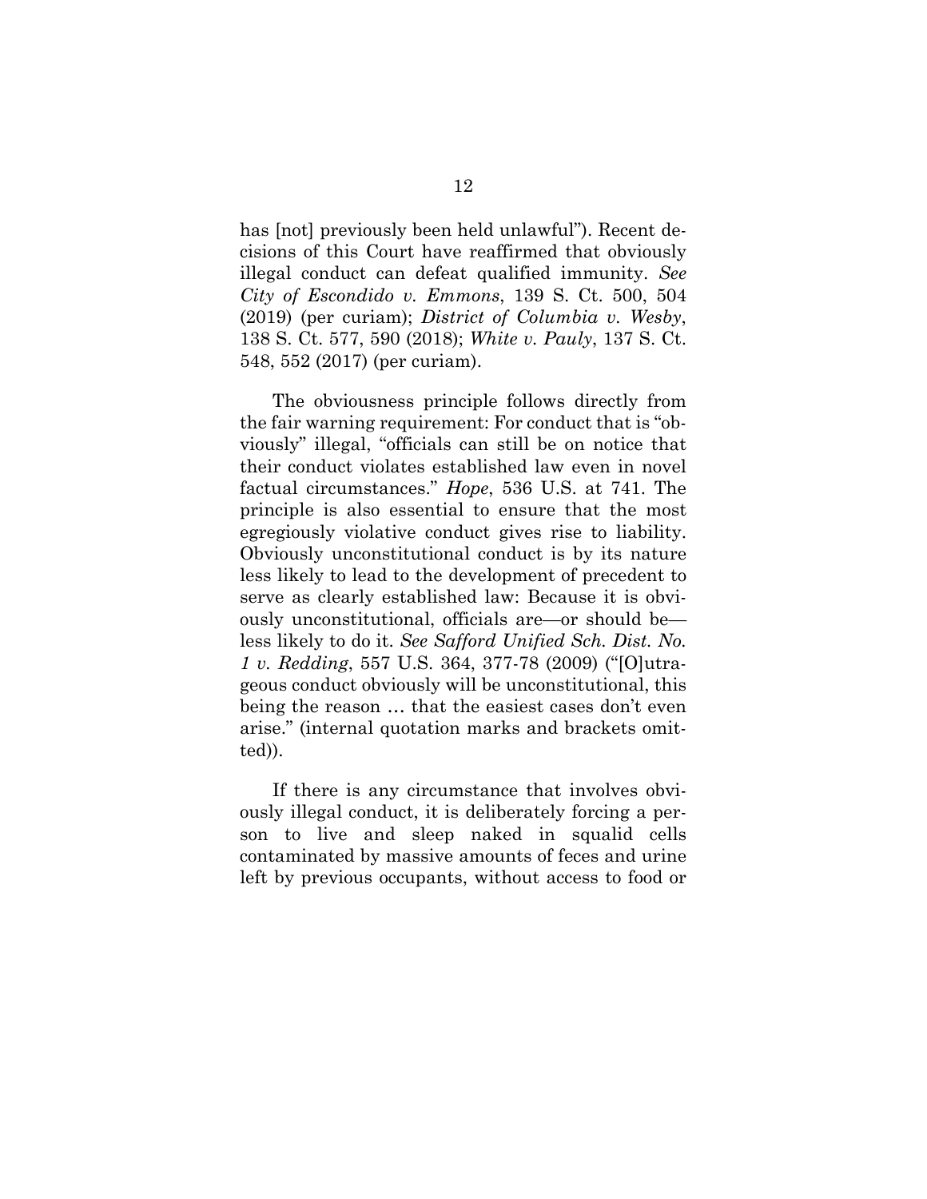has [not] previously been held unlawful"). Recent decisions of this Court have reaffirmed that obviously illegal conduct can defeat qualified immunity. *See City of Escondido v. Emmons*, 139 S. Ct. 500, 504 (2019) (per curiam); *District of Columbia v. Wesby*, 138 S. Ct. 577, 590 (2018); *White v. Pauly*, 137 S. Ct. 548, 552 (2017) (per curiam).

The obviousness principle follows directly from the fair warning requirement: For conduct that is "obviously" illegal, "officials can still be on notice that their conduct violates established law even in novel factual circumstances." *Hope*, 536 U.S. at 741. The principle is also essential to ensure that the most egregiously violative conduct gives rise to liability. Obviously unconstitutional conduct is by its nature less likely to lead to the development of precedent to serve as clearly established law: Because it is obviously unconstitutional, officials are—or should be—less likely to do it. *See Safford Unified Sch. Dist. No. 1 v. Redding*, 557 U.S. 364, 377-78 (2009) ("[O]utrageous conduct obviously will be unconstitutional, this being the reason … that the easiest cases don't even arise." (internal quotation marks and brackets omitted)).

If there is any circumstance that involves obviously illegal conduct, it is deliberately forcing a person to live and sleep naked in squalid cells contaminated by massive amounts of feces and urine left by previous occupants, without access to food or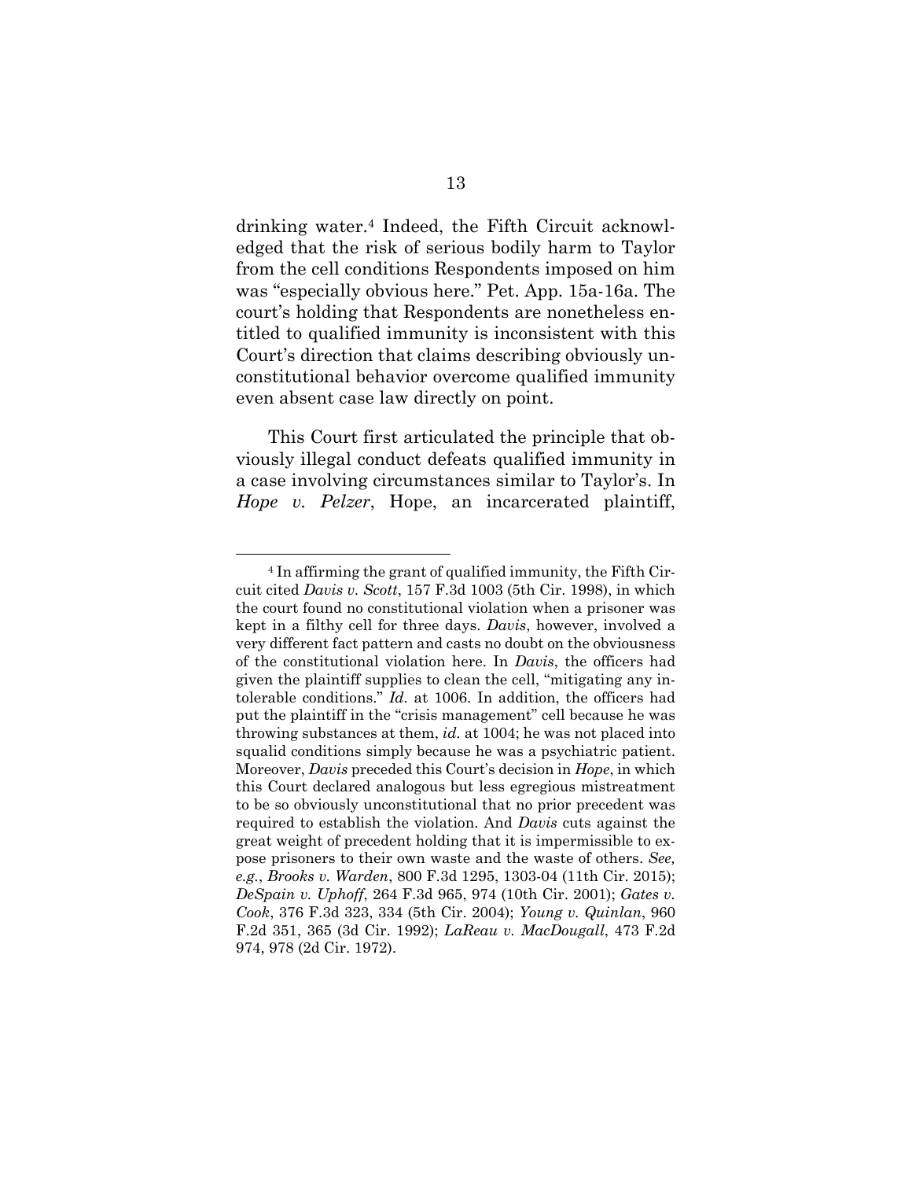drinking water.[4] Indeed, the Fifth Circuit acknowledged that the risk of serious bodily harm to Taylor from the cell conditions Respondents imposed on him was "especially obvious here." Pet. App. 15a-16a. The court's holding that Respondents are nonetheless entitled to qualified immunity is inconsistent with this Court's direction that claims describing obviously unconstitutional behavior overcome qualified immunity even absent case law directly on point.

This Court first articulated the principle that obviously illegal conduct defeats qualified immunity in a case involving circumstances similar to Taylor's. In *Hope v. Pelzer*, Hope, an incarcerated plaintiff,

---

[4] In affirming the grant of qualified immunity, the Fifth Circuit cited *Davis v. Scott*, 157 F.3d 1003 (5th Cir. 1998), in which the court found no constitutional violation when a prisoner was kept in a filthy cell for three days. *Davis*, however, involved a very different fact pattern and casts no doubt on the obviousness of the constitutional violation here. In *Davis*, the officers had given the plaintiff supplies to clean the cell, "mitigating any intolerable conditions." *Id.* at 1006. In addition, the officers had put the plaintiff in the "crisis management" cell because he was throwing substances at them, *id.* at 1004; he was not placed into squalid conditions simply because he was a psychiatric patient. Moreover, *Davis* preceded this Court's decision in *Hope*, in which this Court declared analogous but less egregious mistreatment to be so obviously unconstitutional that no prior precedent was required to establish the violation. And *Davis* cuts against the great weight of precedent holding that it is impermissible to expose prisoners to their own waste and the waste of others. *See, e.g.*, *Brooks v. Warden*, 800 F.3d 1295, 1303-04 (11th Cir. 2015); *DeSpain v. Uphoff*, 264 F.3d 965, 974 (10th Cir. 2001); *Gates v. Cook*, 376 F.3d 323, 334 (5th Cir. 2004); *Young v. Quinlan*, 960 F.2d 351, 365 (3d Cir. 1992); *LaReau v. MacDougall*, 473 F.2d 974, 978 (2d Cir. 1972).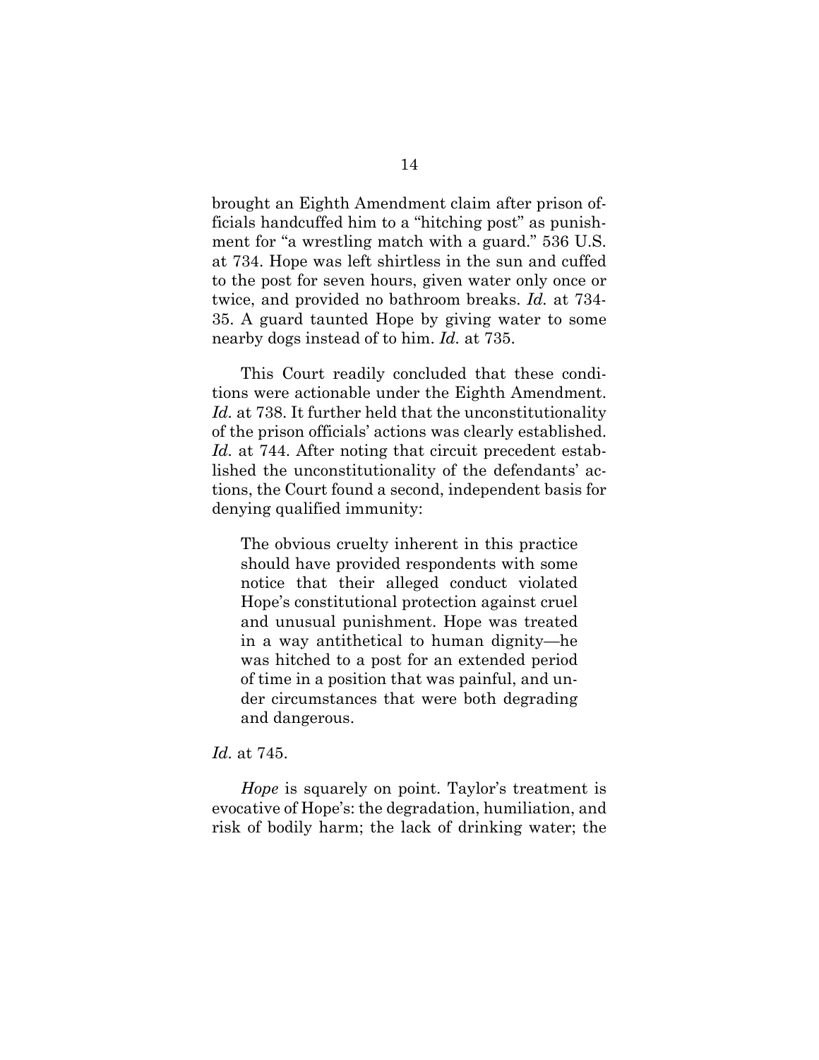brought an Eighth Amendment claim after prison officials handcuffed him to a "hitching post" as punishment for "a wrestling match with a guard." 536 U.S. at 734. Hope was left shirtless in the sun and cuffed to the post for seven hours, given water only once or twice, and provided no bathroom breaks. *Id.* at 734-35. A guard taunted Hope by giving water to some nearby dogs instead of to him. *Id.* at 735.

This Court readily concluded that these conditions were actionable under the Eighth Amendment. *Id.* at 738. It further held that the unconstitutionality of the prison officials' actions was clearly established. *Id.* at 744. After noting that circuit precedent established the unconstitutionality of the defendants' actions, the Court found a second, independent basis for denying qualified immunity:

> The obvious cruelty inherent in this practice should have provided respondents with some notice that their alleged conduct violated Hope's constitutional protection against cruel and unusual punishment. Hope was treated in a way antithetical to human dignity—he was hitched to a post for an extended period of time in a position that was painful, and under circumstances that were both degrading and dangerous.

*Id.* at 745.

*Hope* is squarely on point. Taylor's treatment is evocative of Hope's: the degradation, humiliation, and risk of bodily harm; the lack of drinking water; the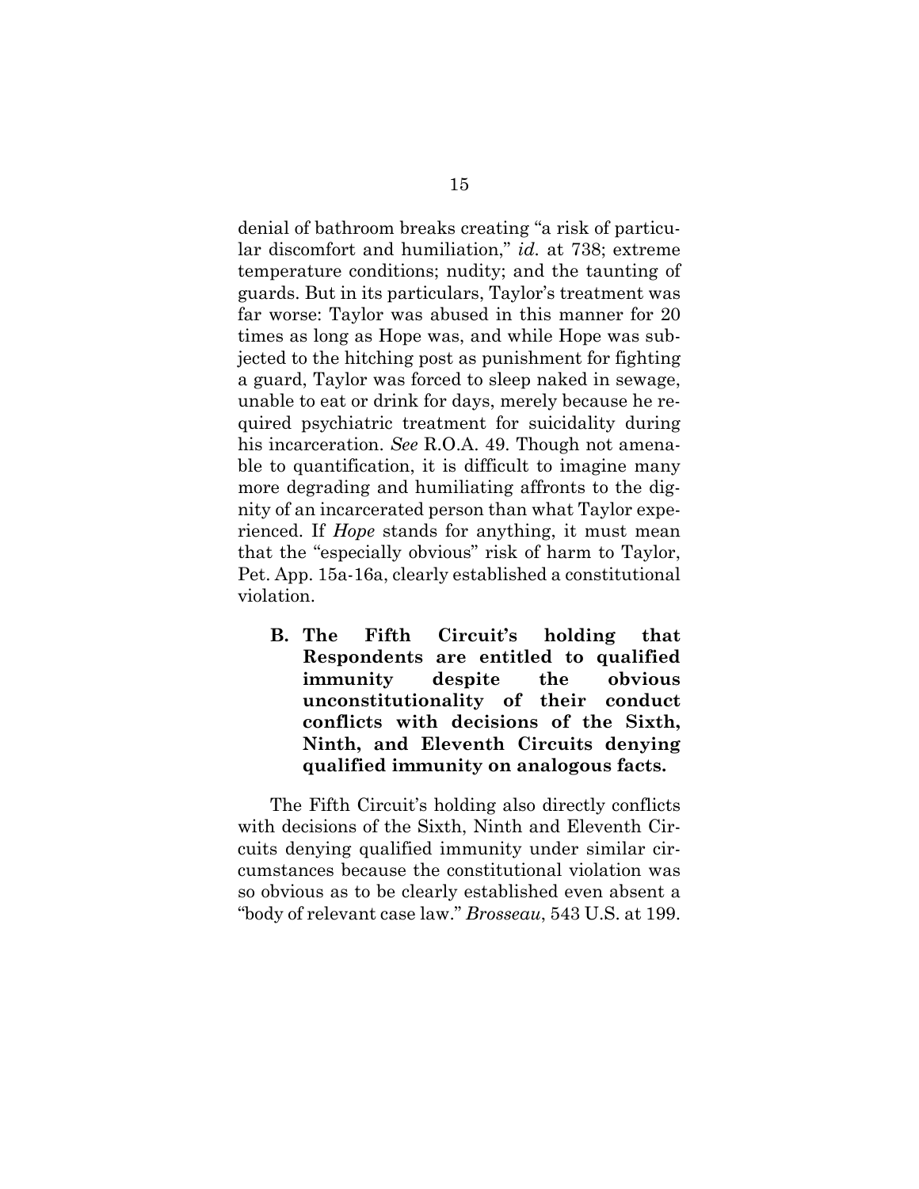denial of bathroom breaks creating "a risk of particular discomfort and humiliation," *id.* at 738; extreme temperature conditions; nudity; and the taunting of guards. But in its particulars, Taylor's treatment was far worse: Taylor was abused in this manner for 20 times as long as Hope was, and while Hope was subjected to the hitching post as punishment for fighting a guard, Taylor was forced to sleep naked in sewage, unable to eat or drink for days, merely because he required psychiatric treatment for suicidality during his incarceration. *See* R.O.A. 49. Though not amenable to quantification, it is difficult to imagine many more degrading and humiliating affronts to the dignity of an incarcerated person than what Taylor experienced. If *Hope* stands for anything, it must mean that the "especially obvious" risk of harm to Taylor, Pet. App. 15a-16a, clearly established a constitutional violation.

### B. The Fifth Circuit's holding that Respondents are entitled to qualified immunity despite the obvious unconstitutionality of their conduct conflicts with decisions of the Sixth, Ninth, and Eleventh Circuits denying qualified immunity on analogous facts.

The Fifth Circuit's holding also directly conflicts with decisions of the Sixth, Ninth and Eleventh Circuits denying qualified immunity under similar circumstances because the constitutional violation was so obvious as to be clearly established even absent a "body of relevant case law." *Brosseau*, 543 U.S. at 199.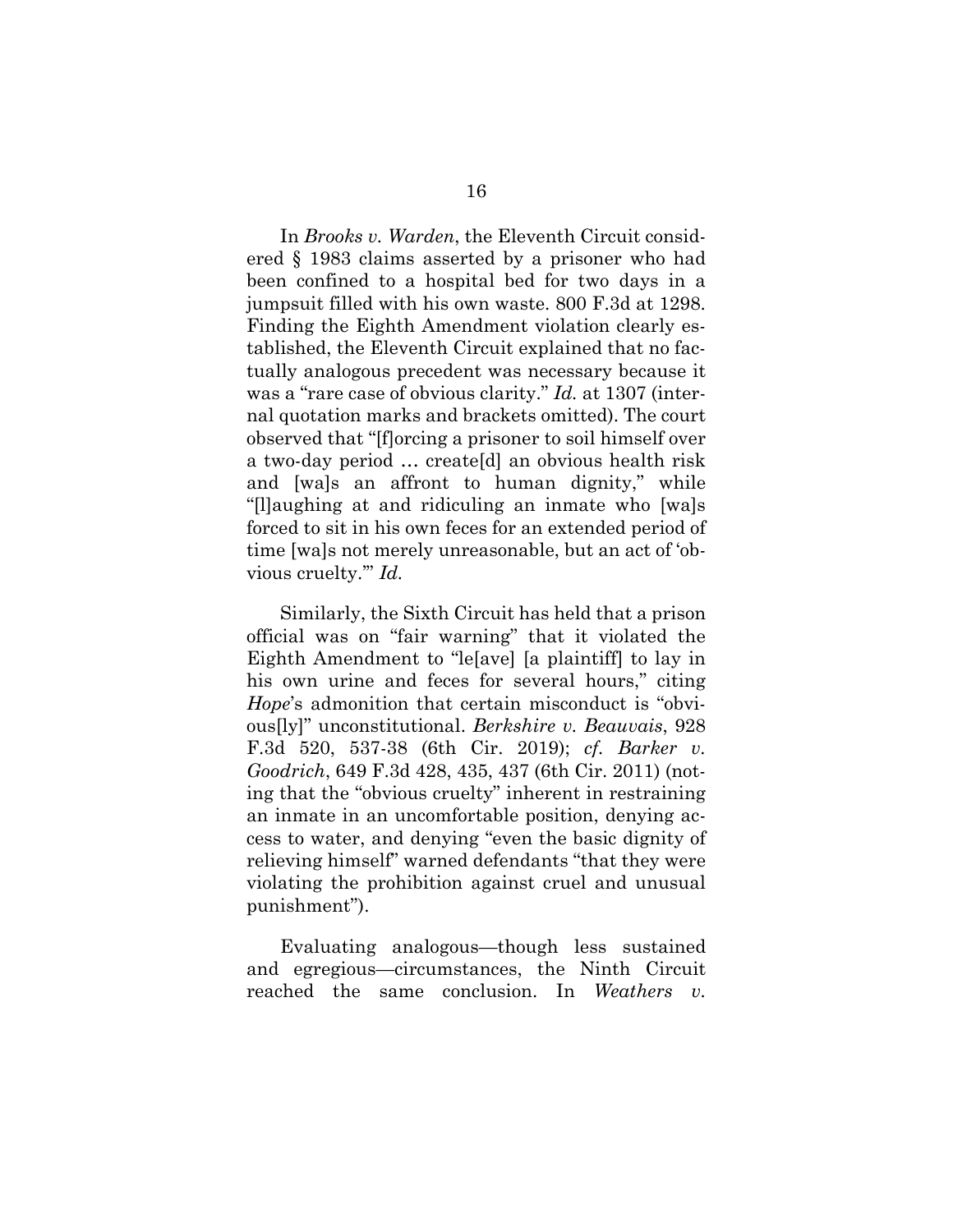In *Brooks v. Warden*, the Eleventh Circuit considered § 1983 claims asserted by a prisoner who had been confined to a hospital bed for two days in a jumpsuit filled with his own waste. 800 F.3d at 1298. Finding the Eighth Amendment violation clearly established, the Eleventh Circuit explained that no factually analogous precedent was necessary because it was a "rare case of obvious clarity." *Id.* at 1307 (internal quotation marks and brackets omitted). The court observed that "[f]orcing a prisoner to soil himself over a two-day period … create[d] an obvious health risk and [wa]s an affront to human dignity," while "[l]aughing at and ridiculing an inmate who [wa]s forced to sit in his own feces for an extended period of time [wa]s not merely unreasonable, but an act of 'obvious cruelty.'" *Id.*

Similarly, the Sixth Circuit has held that a prison official was on "fair warning" that it violated the Eighth Amendment to "le[ave] [a plaintiff] to lay in his own urine and feces for several hours," citing *Hope*'s admonition that certain misconduct is "obvious[ly]" unconstitutional. *Berkshire v. Beauvais*, 928 F.3d 520, 537-38 (6th Cir. 2019); *cf. Barker v. Goodrich*, 649 F.3d 428, 435, 437 (6th Cir. 2011) (noting that the "obvious cruelty" inherent in restraining an inmate in an uncomfortable position, denying access to water, and denying "even the basic dignity of relieving himself" warned defendants "that they were violating the prohibition against cruel and unusual punishment").

Evaluating analogous—though less sustained and egregious—circumstances, the Ninth Circuit reached the same conclusion. In *Weathers v.*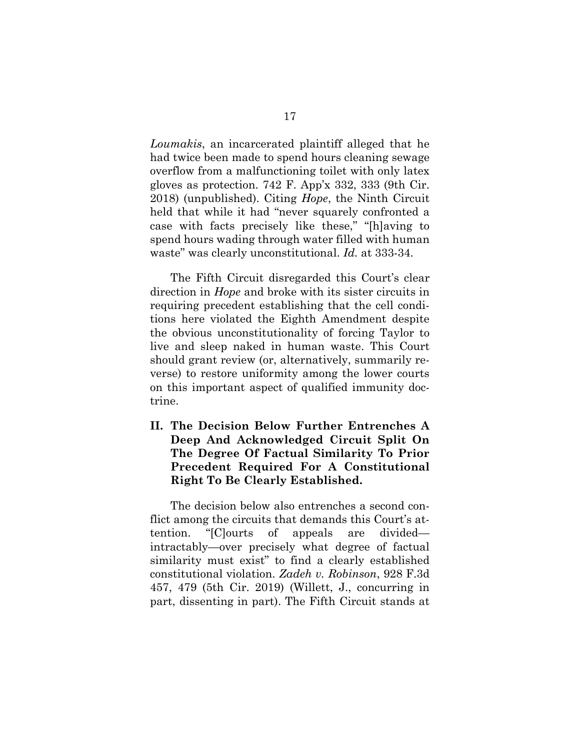*Loumakis*, an incarcerated plaintiff alleged that he had twice been made to spend hours cleaning sewage overflow from a malfunctioning toilet with only latex gloves as protection. 742 F. App'x 332, 333 (9th Cir. 2018) (unpublished). Citing *Hope*, the Ninth Circuit held that while it had "never squarely confronted a case with facts precisely like these," "[h]aving to spend hours wading through water filled with human waste" was clearly unconstitutional. *Id.* at 333-34.

The Fifth Circuit disregarded this Court's clear direction in *Hope* and broke with its sister circuits in requiring precedent establishing that the cell conditions here violated the Eighth Amendment despite the obvious unconstitutionality of forcing Taylor to live and sleep naked in human waste. This Court should grant review (or, alternatively, summarily reverse) to restore uniformity among the lower courts on this important aspect of qualified immunity doctrine.

## II. The Decision Below Further Entrenches A Deep And Acknowledged Circuit Split On The Degree Of Factual Similarity To Prior Precedent Required For A Constitutional Right To Be Clearly Established.

The decision below also entrenches a second conflict among the circuits that demands this Court's attention. "[C]ourts of appeals are divided—intractably—over precisely what degree of factual similarity must exist" to find a clearly established constitutional violation. *Zadeh v. Robinson*, 928 F.3d 457, 479 (5th Cir. 2019) (Willett, J., concurring in part, dissenting in part). The Fifth Circuit stands at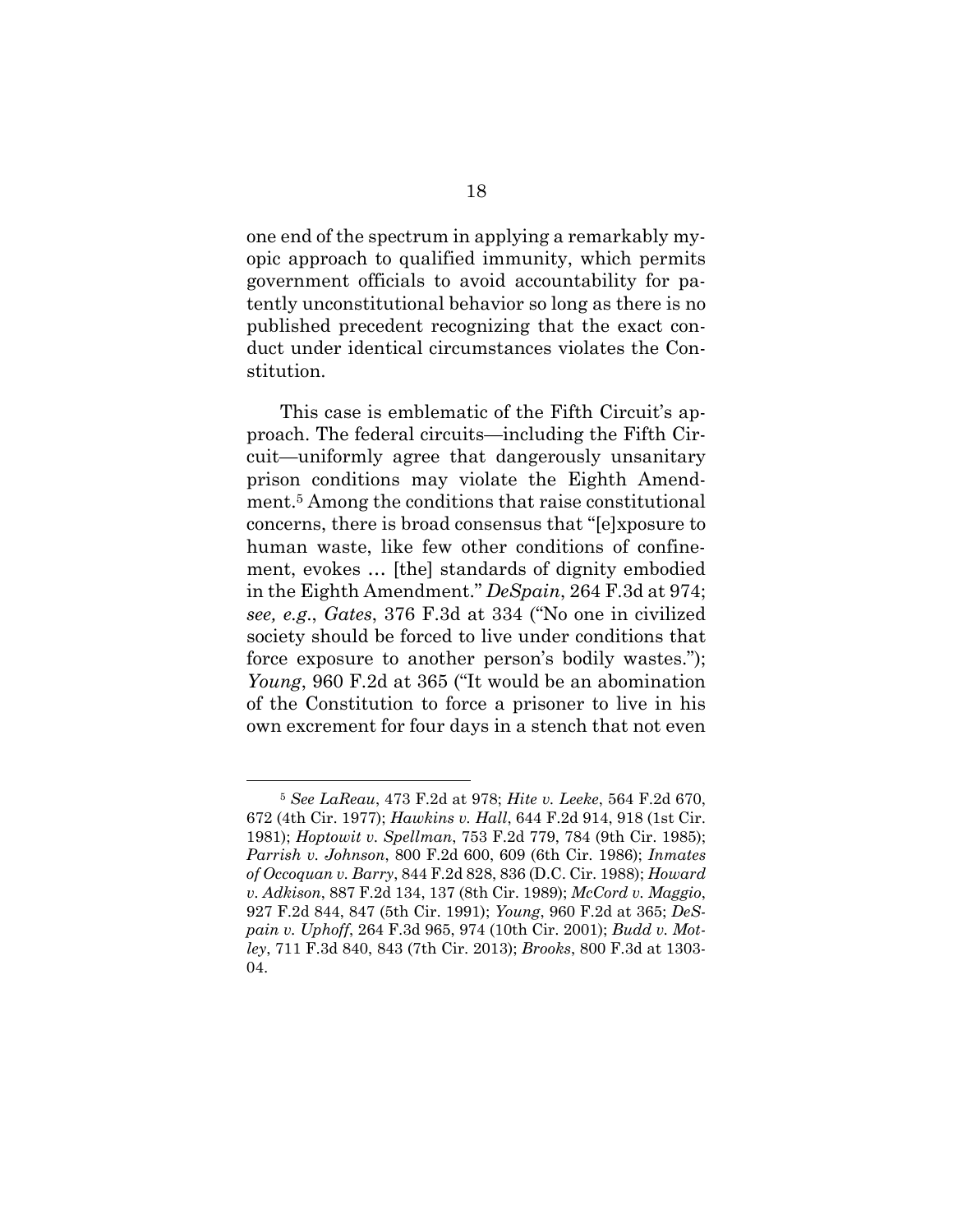one end of the spectrum in applying a remarkably myopic approach to qualified immunity, which permits government officials to avoid accountability for patently unconstitutional behavior so long as there is no published precedent recognizing that the exact conduct under identical circumstances violates the Constitution.

This case is emblematic of the Fifth Circuit's approach. The federal circuits—including the Fifth Circuit—uniformly agree that dangerously unsanitary prison conditions may violate the Eighth Amendment.[5] Among the conditions that raise constitutional concerns, there is broad consensus that "[e]xposure to human waste, like few other conditions of confinement, evokes … [the] standards of dignity embodied in the Eighth Amendment." *DeSpain*, 264 F.3d at 974; *see, e.g.*, *Gates*, 376 F.3d at 334 ("No one in civilized society should be forced to live under conditions that force exposure to another person's bodily wastes."); *Young*, 960 F.2d at 365 ("It would be an abomination of the Constitution to force a prisoner to live in his own excrement for four days in a stench that not even

---

[5] *See LaReau*, 473 F.2d at 978; *Hite v. Leeke*, 564 F.2d 670, 672 (4th Cir. 1977); *Hawkins v. Hall*, 644 F.2d 914, 918 (1st Cir. 1981); *Hoptowit v. Spellman*, 753 F.2d 779, 784 (9th Cir. 1985); *Parrish v. Johnson*, 800 F.2d 600, 609 (6th Cir. 1986); *Inmates of Occoquan v. Barry*, 844 F.2d 828, 836 (D.C. Cir. 1988); *Howard v. Adkison*, 887 F.2d 134, 137 (8th Cir. 1989); *McCord v. Maggio*, 927 F.2d 844, 847 (5th Cir. 1991); *Young*, 960 F.2d at 365; *DeSpain v. Uphoff*, 264 F.3d 965, 974 (10th Cir. 2001); *Budd v. Motley*, 711 F.3d 840, 843 (7th Cir. 2013); *Brooks*, 800 F.3d at 1303-04.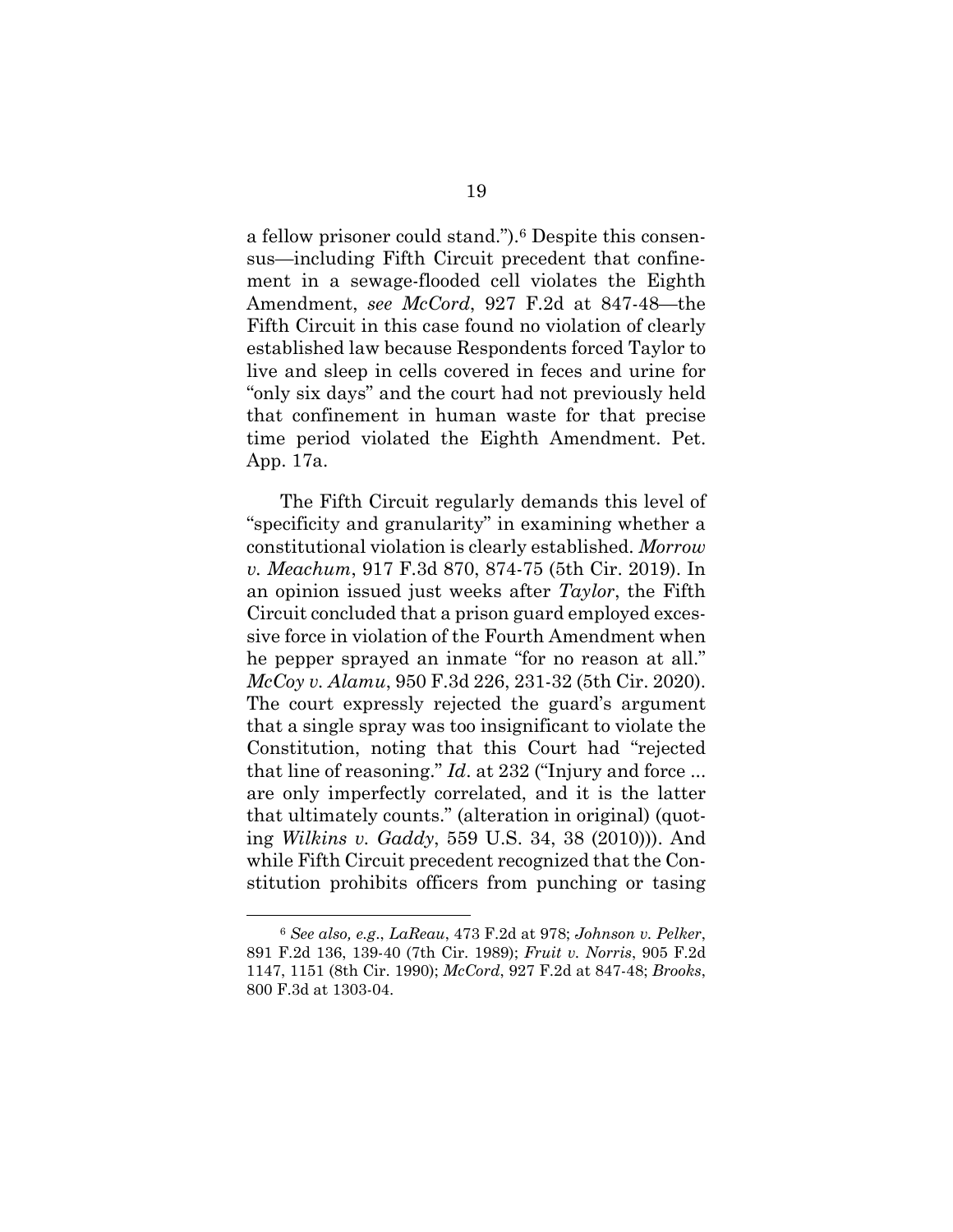a fellow prisoner could stand.").[6] Despite this consensus—including Fifth Circuit precedent that confinement in a sewage-flooded cell violates the Eighth Amendment, *see McCord*, 927 F.2d at 847-48—the Fifth Circuit in this case found no violation of clearly established law because Respondents forced Taylor to live and sleep in cells covered in feces and urine for "only six days" and the court had not previously held that confinement in human waste for that precise time period violated the Eighth Amendment. Pet. App. 17a.

The Fifth Circuit regularly demands this level of "specificity and granularity" in examining whether a constitutional violation is clearly established. *Morrow v. Meachum*, 917 F.3d 870, 874-75 (5th Cir. 2019). In an opinion issued just weeks after *Taylor*, the Fifth Circuit concluded that a prison guard employed excessive force in violation of the Fourth Amendment when he pepper sprayed an inmate "for no reason at all." *McCoy v. Alamu*, 950 F.3d 226, 231-32 (5th Cir. 2020). The court expressly rejected the guard's argument that a single spray was too insignificant to violate the Constitution, noting that this Court had "rejected that line of reasoning." *Id*. at 232 ("Injury and force ... are only imperfectly correlated, and it is the latter that ultimately counts." (alteration in original) (quoting *Wilkins v. Gaddy*, 559 U.S. 34, 38 (2010))). And while Fifth Circuit precedent recognized that the Constitution prohibits officers from punching or tasing

[6] *See also, e.g.*, *LaReau*, 473 F.2d at 978; *Johnson v. Pelker*, 891 F.2d 136, 139-40 (7th Cir. 1989); *Fruit v. Norris*, 905 F.2d 1147, 1151 (8th Cir. 1990); *McCord*, 927 F.2d at 847-48; *Brooks*, 800 F.3d at 1303-04.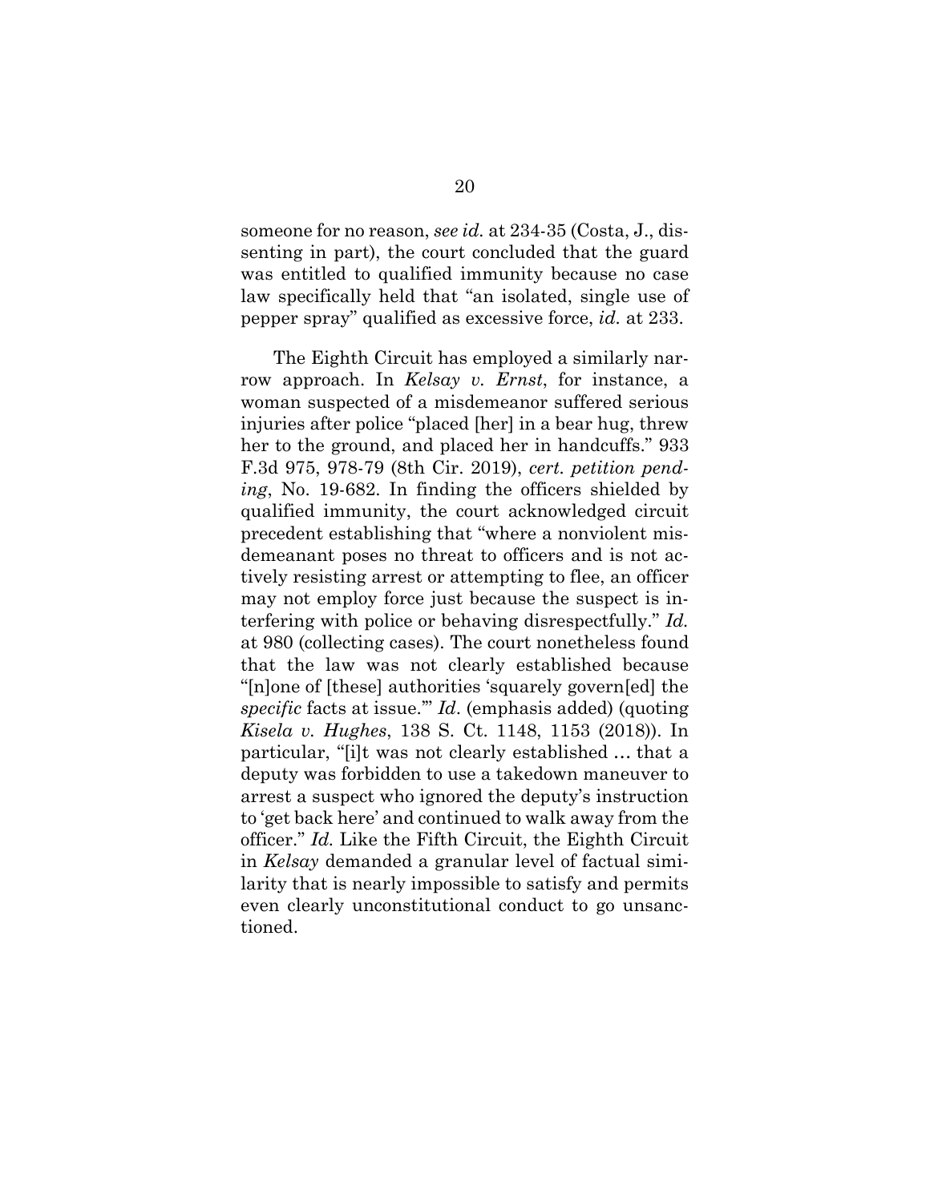someone for no reason, *see id.* at 234-35 (Costa, J., dissenting in part), the court concluded that the guard was entitled to qualified immunity because no case law specifically held that "an isolated, single use of pepper spray" qualified as excessive force, *id.* at 233.

The Eighth Circuit has employed a similarly narrow approach. In *Kelsay v. Ernst*, for instance, a woman suspected of a misdemeanor suffered serious injuries after police "placed [her] in a bear hug, threw her to the ground, and placed her in handcuffs." 933 F.3d 975, 978-79 (8th Cir. 2019), *cert. petition pending*, No. 19-682. In finding the officers shielded by qualified immunity, the court acknowledged circuit precedent establishing that "where a nonviolent misdemeanant poses no threat to officers and is not actively resisting arrest or attempting to flee, an officer may not employ force just because the suspect is interfering with police or behaving disrespectfully." *Id.* at 980 (collecting cases). The court nonetheless found that the law was not clearly established because "[n]one of [these] authorities 'squarely govern[ed] the *specific* facts at issue.'" *Id*. (emphasis added) (quoting *Kisela v. Hughes*, 138 S. Ct. 1148, 1153 (2018)). In particular, "[i]t was not clearly established … that a deputy was forbidden to use a takedown maneuver to arrest a suspect who ignored the deputy's instruction to 'get back here' and continued to walk away from the officer." *Id.* Like the Fifth Circuit, the Eighth Circuit in *Kelsay* demanded a granular level of factual similarity that is nearly impossible to satisfy and permits even clearly unconstitutional conduct to go unsanctioned.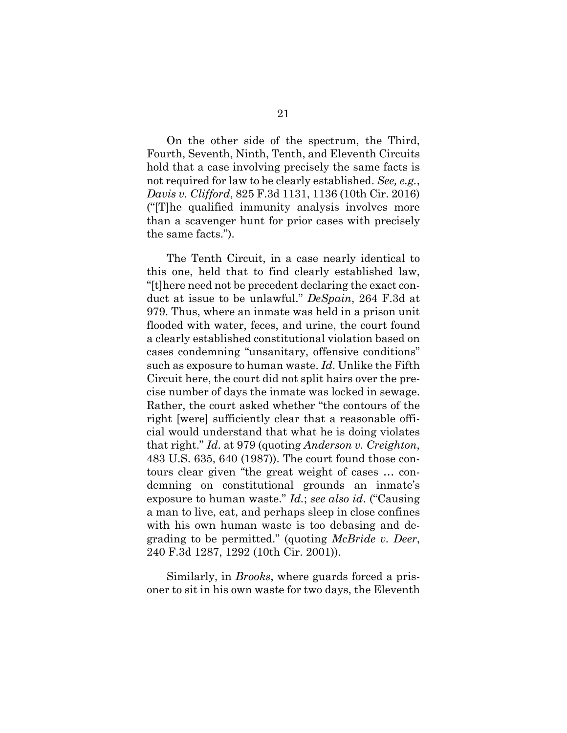On the other side of the spectrum, the Third, Fourth, Seventh, Ninth, Tenth, and Eleventh Circuits hold that a case involving precisely the same facts is not required for law to be clearly established. *See, e.g.*, *Davis v. Clifford*, 825 F.3d 1131, 1136 (10th Cir. 2016) ("[T]he qualified immunity analysis involves more than a scavenger hunt for prior cases with precisely the same facts.").

The Tenth Circuit, in a case nearly identical to this one, held that to find clearly established law, "[t]here need not be precedent declaring the exact conduct at issue to be unlawful." *DeSpain*, 264 F.3d at 979. Thus, where an inmate was held in a prison unit flooded with water, feces, and urine, the court found a clearly established constitutional violation based on cases condemning "unsanitary, offensive conditions" such as exposure to human waste. *Id*. Unlike the Fifth Circuit here, the court did not split hairs over the precise number of days the inmate was locked in sewage. Rather, the court asked whether "the contours of the right [were] sufficiently clear that a reasonable official would understand that what he is doing violates that right." *Id*. at 979 (quoting *Anderson v. Creighton*, 483 U.S. 635, 640 (1987)). The court found those contours clear given "the great weight of cases … condemning on constitutional grounds an inmate's exposure to human waste." *Id.*; *see also id*. ("Causing a man to live, eat, and perhaps sleep in close confines with his own human waste is too debasing and degrading to be permitted." (quoting *McBride v. Deer*, 240 F.3d 1287, 1292 (10th Cir. 2001)).

Similarly, in *Brooks*, where guards forced a prisoner to sit in his own waste for two days, the Eleventh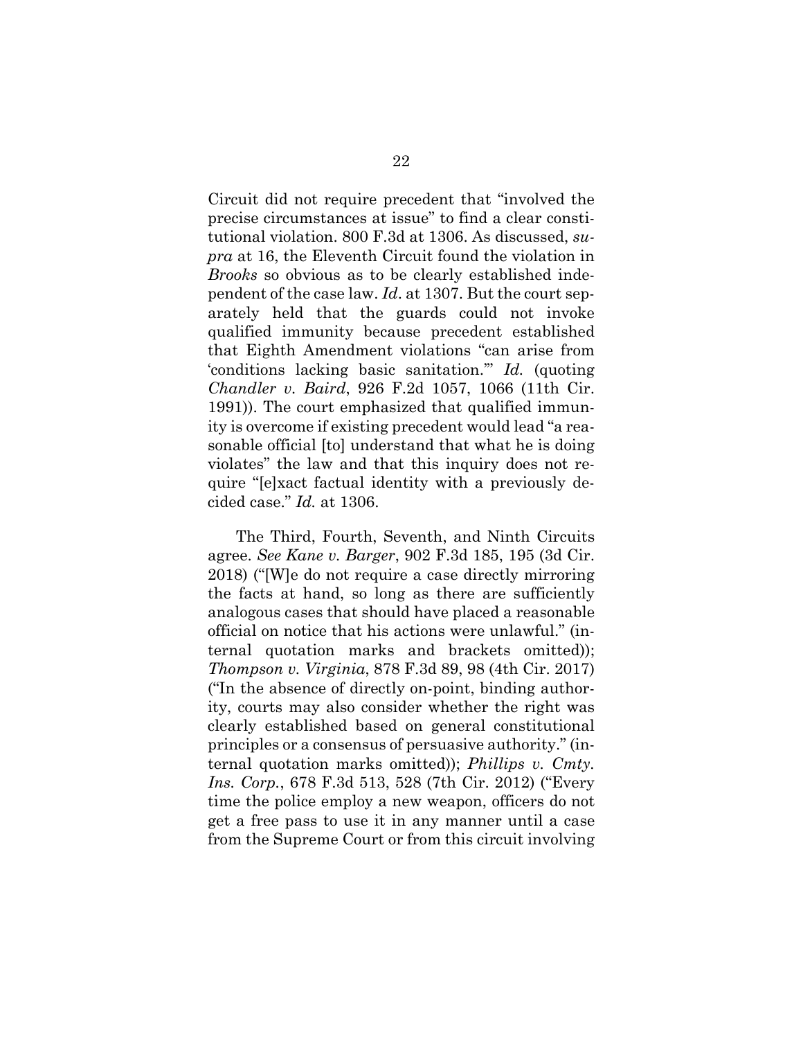Circuit did not require precedent that "involved the precise circumstances at issue" to find a clear constitutional violation. 800 F.3d at 1306. As discussed, *supra* at 16, the Eleventh Circuit found the violation in *Brooks* so obvious as to be clearly established independent of the case law. *Id*. at 1307. But the court separately held that the guards could not invoke qualified immunity because precedent established that Eighth Amendment violations "can arise from 'conditions lacking basic sanitation.'" *Id.* (quoting *Chandler v. Baird*, 926 F.2d 1057, 1066 (11th Cir. 1991)). The court emphasized that qualified immunity is overcome if existing precedent would lead "a reasonable official [to] understand that what he is doing violates" the law and that this inquiry does not require "[e]xact factual identity with a previously decided case." *Id.* at 1306.

The Third, Fourth, Seventh, and Ninth Circuits agree. *See Kane v. Barger*, 902 F.3d 185, 195 (3d Cir. 2018) ("[W]e do not require a case directly mirroring the facts at hand, so long as there are sufficiently analogous cases that should have placed a reasonable official on notice that his actions were unlawful." (internal quotation marks and brackets omitted)); *Thompson v. Virginia*, 878 F.3d 89, 98 (4th Cir. 2017) ("In the absence of directly on-point, binding authority, courts may also consider whether the right was clearly established based on general constitutional principles or a consensus of persuasive authority." (internal quotation marks omitted)); *Phillips v. Cmty. Ins. Corp.*, 678 F.3d 513, 528 (7th Cir. 2012) ("Every time the police employ a new weapon, officers do not get a free pass to use it in any manner until a case from the Supreme Court or from this circuit involving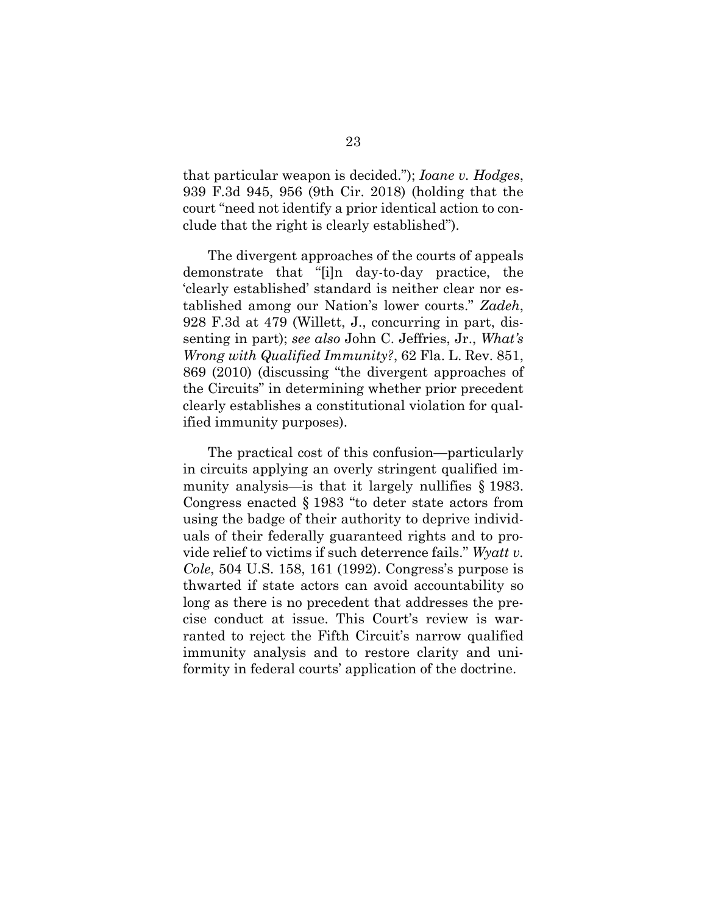that particular weapon is decided."); *Ioane v. Hodges*, 939 F.3d 945, 956 (9th Cir. 2018) (holding that the court "need not identify a prior identical action to conclude that the right is clearly established").

The divergent approaches of the courts of appeals demonstrate that "[i]n day-to-day practice, the 'clearly established' standard is neither clear nor established among our Nation's lower courts." *Zadeh*, 928 F.3d at 479 (Willett, J., concurring in part, dissenting in part); *see also* John C. Jeffries, Jr., *What's Wrong with Qualified Immunity?*, 62 Fla. L. Rev. 851, 869 (2010) (discussing "the divergent approaches of the Circuits" in determining whether prior precedent clearly establishes a constitutional violation for qualified immunity purposes).

The practical cost of this confusion—particularly in circuits applying an overly stringent qualified immunity analysis—is that it largely nullifies § 1983. Congress enacted § 1983 "to deter state actors from using the badge of their authority to deprive individuals of their federally guaranteed rights and to provide relief to victims if such deterrence fails." *Wyatt v. Cole*, 504 U.S. 158, 161 (1992). Congress's purpose is thwarted if state actors can avoid accountability so long as there is no precedent that addresses the precise conduct at issue. This Court's review is warranted to reject the Fifth Circuit's narrow qualified immunity analysis and to restore clarity and uniformity in federal courts' application of the doctrine.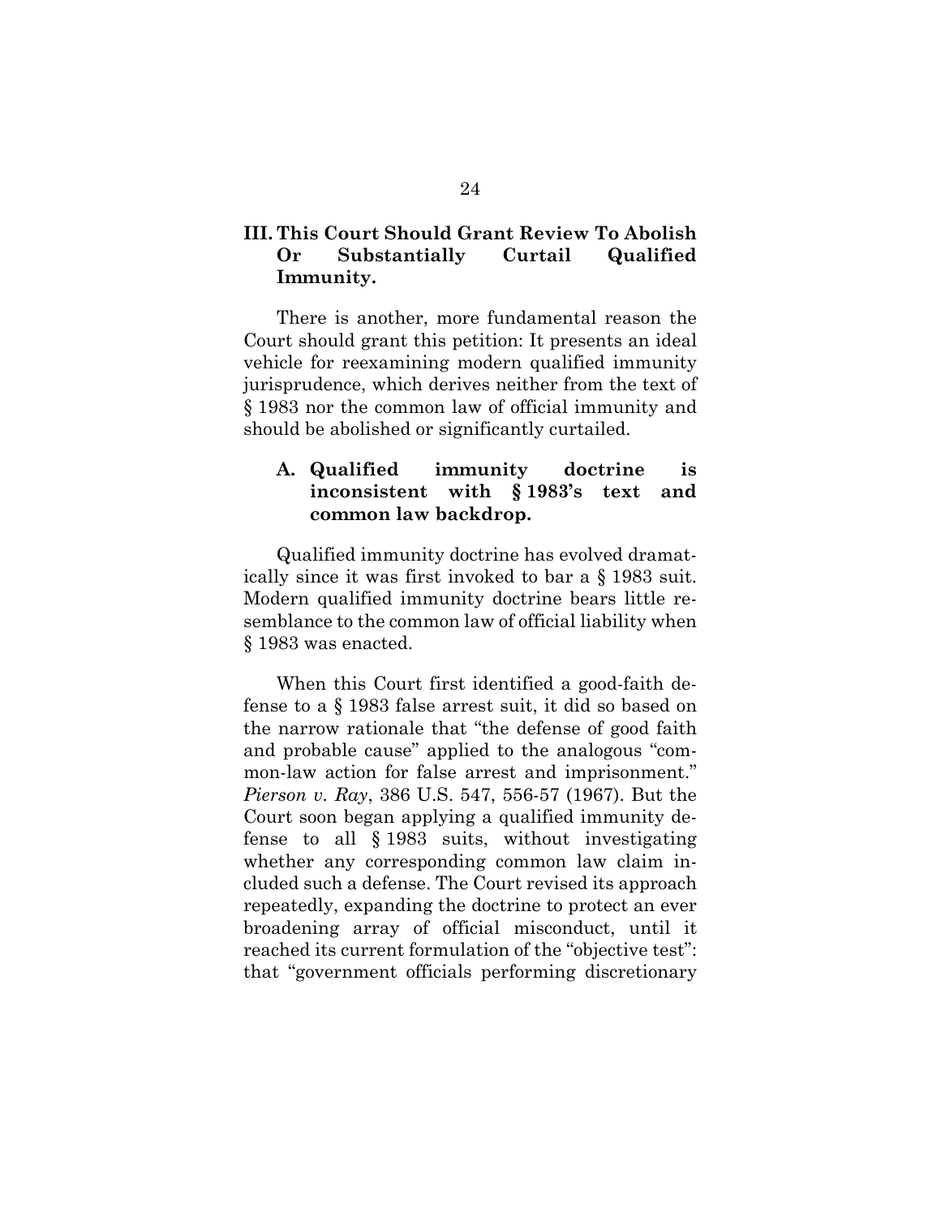## III. This Court Should Grant Review To Abolish Or Substantially Curtail Qualified Immunity.

There is another, more fundamental reason the Court should grant this petition: It presents an ideal vehicle for reexamining modern qualified immunity jurisprudence, which derives neither from the text of § 1983 nor the common law of official immunity and should be abolished or significantly curtailed.

### A. Qualified immunity doctrine is inconsistent with § 1983's text and common law backdrop.

Qualified immunity doctrine has evolved dramatically since it was first invoked to bar a § 1983 suit. Modern qualified immunity doctrine bears little resemblance to the common law of official liability when § 1983 was enacted.

When this Court first identified a good-faith defense to a § 1983 false arrest suit, it did so based on the narrow rationale that "the defense of good faith and probable cause" applied to the analogous "common-law action for false arrest and imprisonment." *Pierson v. Ray*, 386 U.S. 547, 556-57 (1967). But the Court soon began applying a qualified immunity defense to all § 1983 suits, without investigating whether any corresponding common law claim included such a defense. The Court revised its approach repeatedly, expanding the doctrine to protect an ever broadening array of official misconduct, until it reached its current formulation of the "objective test": that "government officials performing discretionary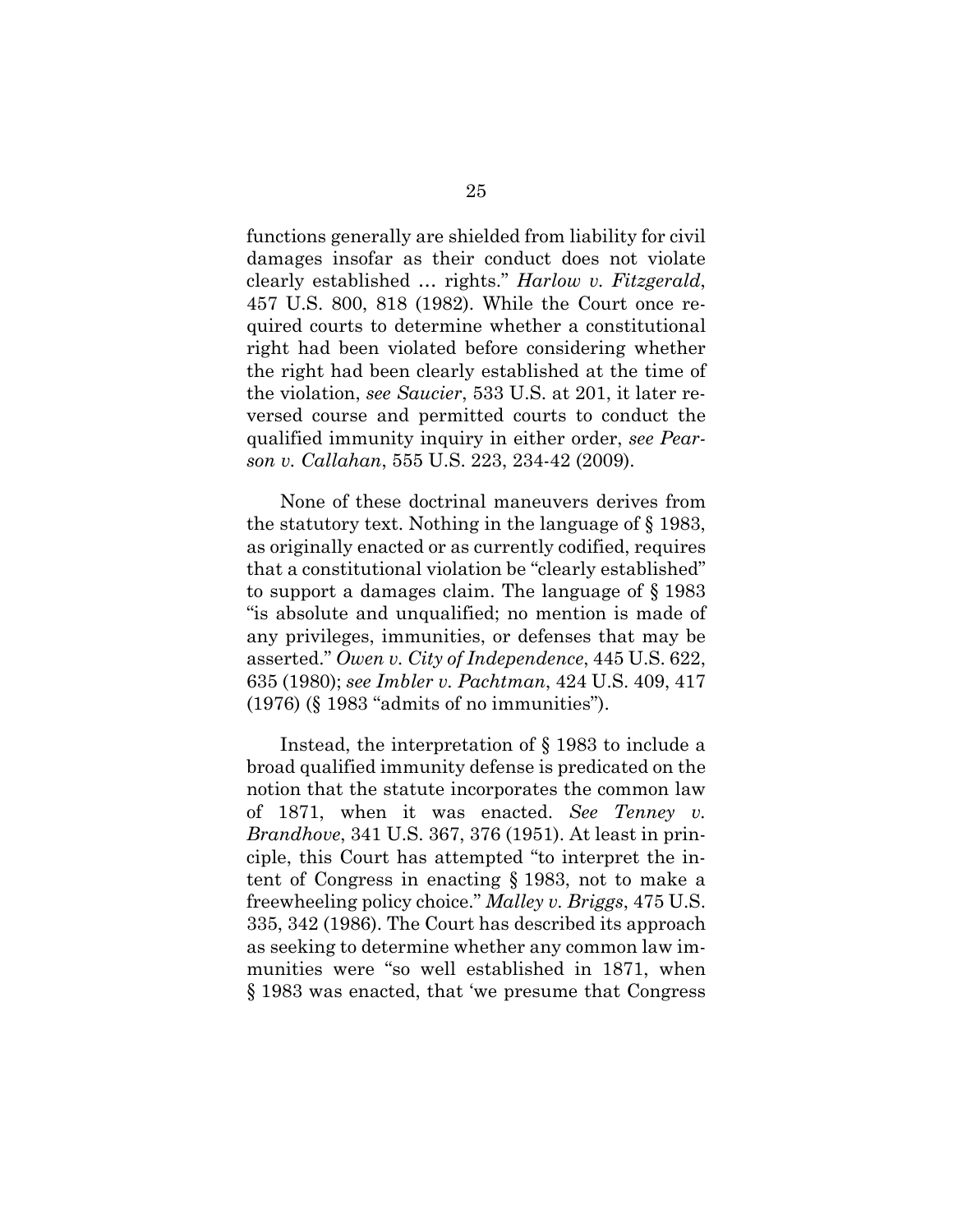functions generally are shielded from liability for civil damages insofar as their conduct does not violate clearly established … rights." *Harlow v. Fitzgerald*, 457 U.S. 800, 818 (1982). While the Court once required courts to determine whether a constitutional right had been violated before considering whether the right had been clearly established at the time of the violation, *see Saucier*, 533 U.S. at 201, it later reversed course and permitted courts to conduct the qualified immunity inquiry in either order, *see Pearson v. Callahan*, 555 U.S. 223, 234-42 (2009).

None of these doctrinal maneuvers derives from the statutory text. Nothing in the language of § 1983, as originally enacted or as currently codified, requires that a constitutional violation be "clearly established" to support a damages claim. The language of § 1983 "is absolute and unqualified; no mention is made of any privileges, immunities, or defenses that may be asserted." *Owen v. City of Independence*, 445 U.S. 622, 635 (1980); *see Imbler v. Pachtman*, 424 U.S. 409, 417 (1976) (§ 1983 "admits of no immunities").

Instead, the interpretation of § 1983 to include a broad qualified immunity defense is predicated on the notion that the statute incorporates the common law of 1871, when it was enacted. *See Tenney v. Brandhove*, 341 U.S. 367, 376 (1951). At least in principle, this Court has attempted "to interpret the intent of Congress in enacting § 1983, not to make a freewheeling policy choice." *Malley v. Briggs*, 475 U.S. 335, 342 (1986). The Court has described its approach as seeking to determine whether any common law immunities were "so well established in 1871, when § 1983 was enacted, that 'we presume that Congress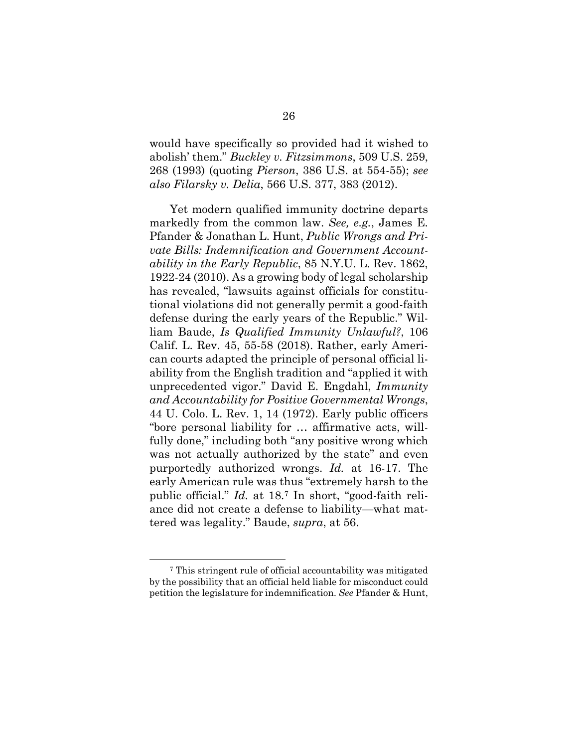would have specifically so provided had it wished to abolish' them." *Buckley v. Fitzsimmons*, 509 U.S. 259, 268 (1993) (quoting *Pierson*, 386 U.S. at 554-55); *see also Filarsky v. Delia*, 566 U.S. 377, 383 (2012).

Yet modern qualified immunity doctrine departs markedly from the common law. *See, e.g.*, James E. Pfander & Jonathan L. Hunt, *Public Wrongs and Private Bills: Indemnification and Government Accountability in the Early Republic*, 85 N.Y.U. L. Rev. 1862, 1922-24 (2010). As a growing body of legal scholarship has revealed, "lawsuits against officials for constitutional violations did not generally permit a good-faith defense during the early years of the Republic." William Baude, *Is Qualified Immunity Unlawful?*, 106 Calif. L. Rev. 45, 55-58 (2018). Rather, early American courts adapted the principle of personal official liability from the English tradition and "applied it with unprecedented vigor." David E. Engdahl, *Immunity and Accountability for Positive Governmental Wrongs*, 44 U. Colo. L. Rev. 1, 14 (1972). Early public officers "bore personal liability for … affirmative acts, willfully done," including both "any positive wrong which was not actually authorized by the state" and even purportedly authorized wrongs. *Id.* at 16-17. The early American rule was thus "extremely harsh to the public official." *Id.* at 18.[7] In short, "good-faith reliance did not create a defense to liability—what mattered was legality." Baude, *supra*, at 56.

[7] This stringent rule of official accountability was mitigated by the possibility that an official held liable for misconduct could petition the legislature for indemnification. *See* Pfander & Hunt,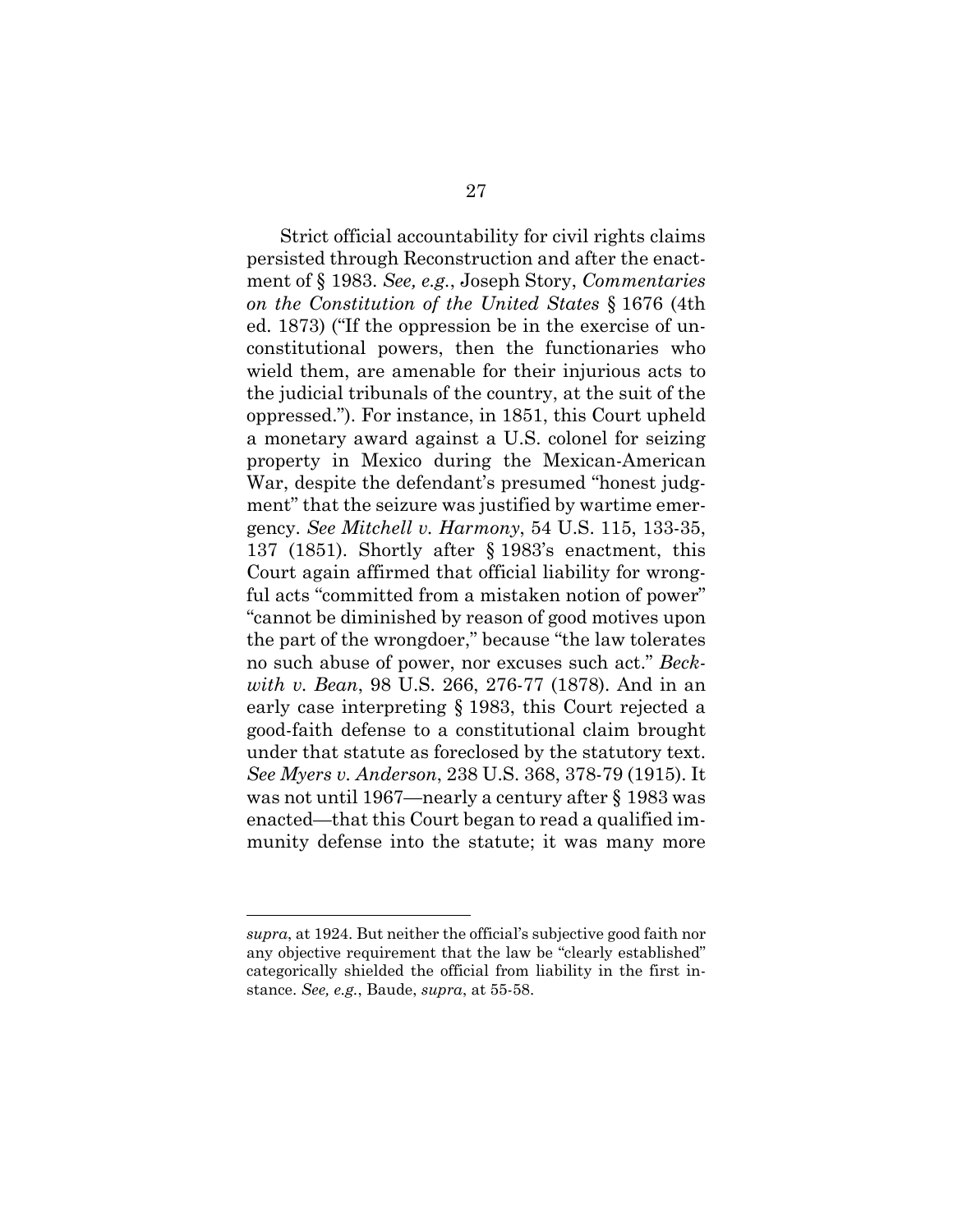Strict official accountability for civil rights claims persisted through Reconstruction and after the enactment of § 1983. *See, e.g.*, Joseph Story, *Commentaries on the Constitution of the United States* § 1676 (4th ed. 1873) ("If the oppression be in the exercise of unconstitutional powers, then the functionaries who wield them, are amenable for their injurious acts to the judicial tribunals of the country, at the suit of the oppressed."). For instance, in 1851, this Court upheld a monetary award against a U.S. colonel for seizing property in Mexico during the Mexican-American War, despite the defendant's presumed "honest judgment" that the seizure was justified by wartime emergency. *See Mitchell v. Harmony*, 54 U.S. 115, 133-35, 137 (1851). Shortly after § 1983's enactment, this Court again affirmed that official liability for wrongful acts "committed from a mistaken notion of power" "cannot be diminished by reason of good motives upon the part of the wrongdoer," because "the law tolerates no such abuse of power, nor excuses such act." *Beckwith v. Bean*, 98 U.S. 266, 276-77 (1878). And in an early case interpreting § 1983, this Court rejected a good-faith defense to a constitutional claim brought under that statute as foreclosed by the statutory text. *See Myers v. Anderson*, 238 U.S. 368, 378-79 (1915). It was not until 1967—nearly a century after § 1983 was enacted—that this Court began to read a qualified immunity defense into the statute; it was many more

---

*supra*, at 1924. But neither the official's subjective good faith nor any objective requirement that the law be "clearly established" categorically shielded the official from liability in the first instance. *See, e.g.*, Baude, *supra*, at 55-58.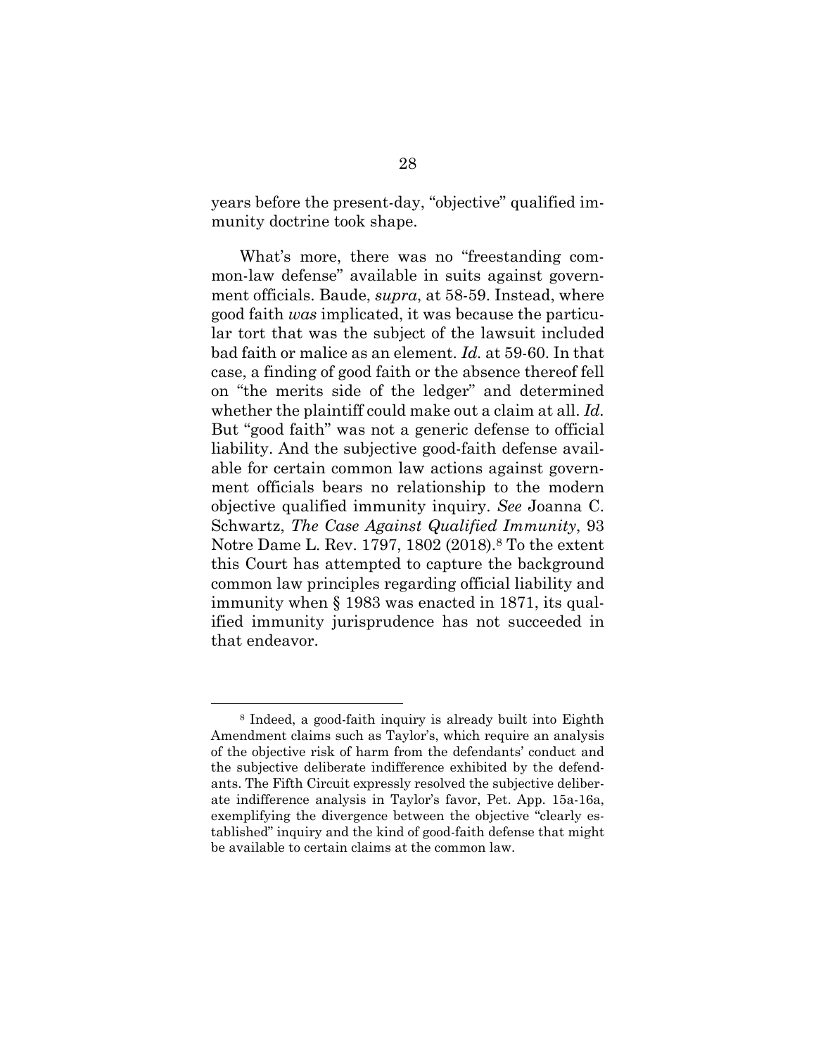years before the present-day, "objective" qualified immunity doctrine took shape.

What's more, there was no "freestanding common-law defense" available in suits against government officials. Baude, *supra*, at 58-59. Instead, where good faith *was* implicated, it was because the particular tort that was the subject of the lawsuit included bad faith or malice as an element. *Id.* at 59-60. In that case, a finding of good faith or the absence thereof fell on "the merits side of the ledger" and determined whether the plaintiff could make out a claim at all. *Id.* But "good faith" was not a generic defense to official liability. And the subjective good-faith defense available for certain common law actions against government officials bears no relationship to the modern objective qualified immunity inquiry. *See* Joanna C. Schwartz, *The Case Against Qualified Immunity*, 93 Notre Dame L. Rev. 1797, 1802 (2018).[8] To the extent this Court has attempted to capture the background common law principles regarding official liability and immunity when § 1983 was enacted in 1871, its qualified immunity jurisprudence has not succeeded in that endeavor.

---

[8] Indeed, a good-faith inquiry is already built into Eighth Amendment claims such as Taylor's, which require an analysis of the objective risk of harm from the defendants' conduct and the subjective deliberate indifference exhibited by the defendants. The Fifth Circuit expressly resolved the subjective deliberate indifference analysis in Taylor's favor, Pet. App. 15a-16a, exemplifying the divergence between the objective "clearly established" inquiry and the kind of good-faith defense that might be available to certain claims at the common law.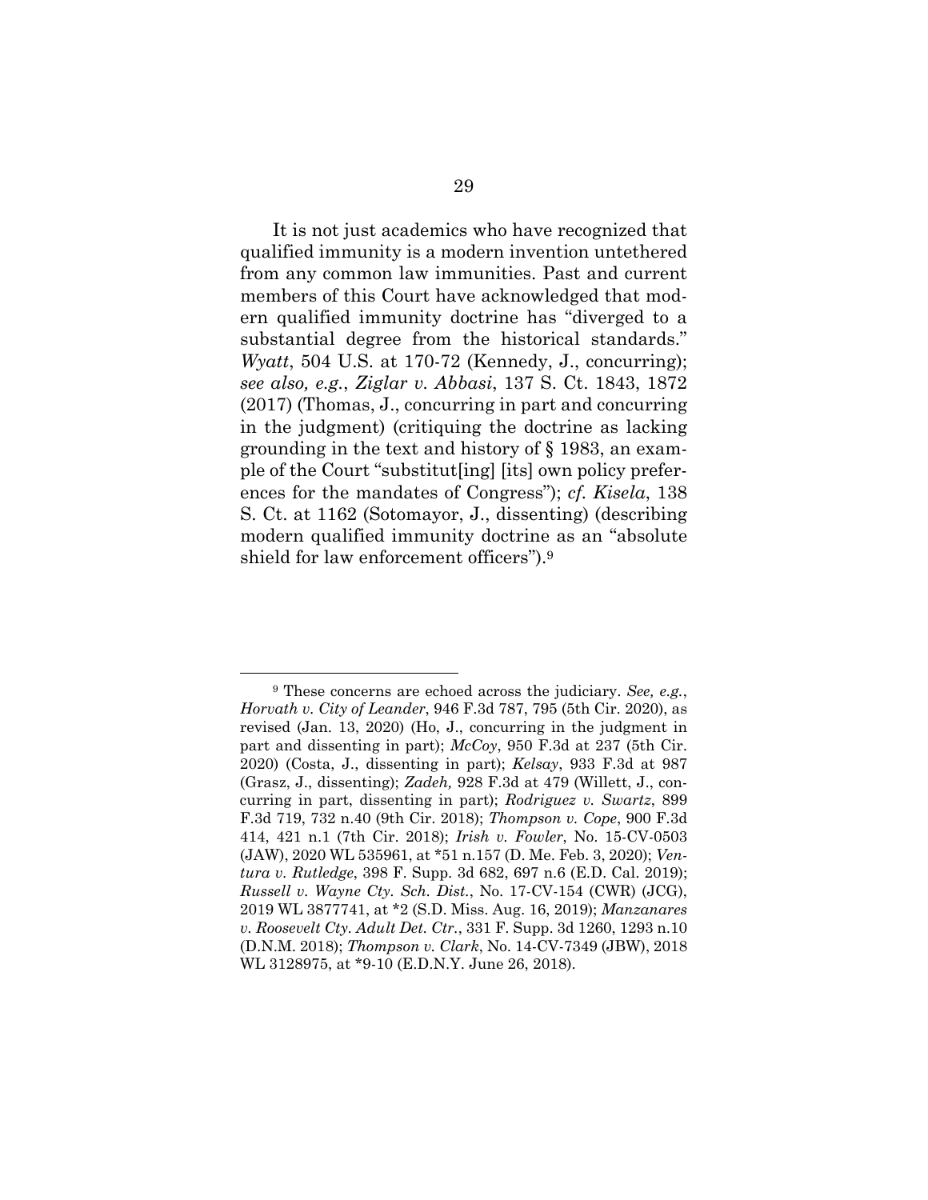It is not just academics who have recognized that qualified immunity is a modern invention untethered from any common law immunities. Past and current members of this Court have acknowledged that modern qualified immunity doctrine has "diverged to a substantial degree from the historical standards." *Wyatt*, 504 U.S. at 170-72 (Kennedy, J., concurring); *see also, e.g.*, *Ziglar v. Abbasi*, 137 S. Ct. 1843, 1872 (2017) (Thomas, J., concurring in part and concurring in the judgment) (critiquing the doctrine as lacking grounding in the text and history of § 1983, an example of the Court "substitut[ing] [its] own policy preferences for the mandates of Congress"); *cf. Kisela*, 138 S. Ct. at 1162 (Sotomayor, J., dissenting) (describing modern qualified immunity doctrine as an "absolute shield for law enforcement officers").[9]

---

[9] These concerns are echoed across the judiciary. *See, e.g.*, *Horvath v. City of Leander*, 946 F.3d 787, 795 (5th Cir. 2020), as revised (Jan. 13, 2020) (Ho, J., concurring in the judgment in part and dissenting in part); *McCoy*, 950 F.3d at 237 (5th Cir. 2020) (Costa, J., dissenting in part); *Kelsay*, 933 F.3d at 987 (Grasz, J., dissenting); *Zadeh,* 928 F.3d at 479 (Willett, J., concurring in part, dissenting in part); *Rodriguez v. Swartz*, 899 F.3d 719, 732 n.40 (9th Cir. 2018); *Thompson v. Cope*, 900 F.3d 414, 421 n.1 (7th Cir. 2018); *Irish v. Fowler*, No. 15-CV-0503 (JAW), 2020 WL 535961, at *51 n.157 (D. Me. Feb. 3, 2020); *Ventura v. Rutledge*, 398 F. Supp. 3d 682, 697 n.6 (E.D. Cal. 2019); *Russell v. Wayne Cty. Sch. Dist.*, No. 17-CV-154 (CWR) (JCG), 2019 WL 3877741, at *2 (S.D. Miss. Aug. 16, 2019); *Manzanares v. Roosevelt Cty. Adult Det. Ctr.*, 331 F. Supp. 3d 1260, 1293 n.10 (D.N.M. 2018); *Thompson v. Clark*, No. 14-CV-7349 (JBW), 2018 WL 3128975, at *9-10 (E.D.N.Y. June 26, 2018).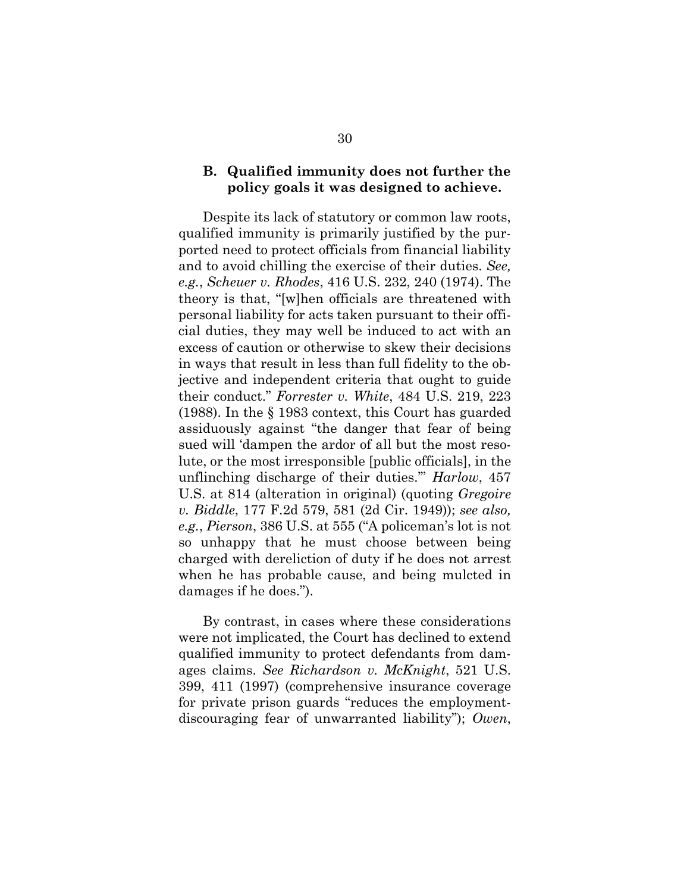### B. Qualified immunity does not further the policy goals it was designed to achieve.

Despite its lack of statutory or common law roots, qualified immunity is primarily justified by the purported need to protect officials from financial liability and to avoid chilling the exercise of their duties. *See, e.g.*, *Scheuer v. Rhodes*, 416 U.S. 232, 240 (1974). The theory is that, "[w]hen officials are threatened with personal liability for acts taken pursuant to their official duties, they may well be induced to act with an excess of caution or otherwise to skew their decisions in ways that result in less than full fidelity to the objective and independent criteria that ought to guide their conduct." *Forrester v. White*, 484 U.S. 219, 223 (1988). In the § 1983 context, this Court has guarded assiduously against "the danger that fear of being sued will 'dampen the ardor of all but the most resolute, or the most irresponsible [public officials], in the unflinching discharge of their duties.'" *Harlow*, 457 U.S. at 814 (alteration in original) (quoting *Gregoire v. Biddle*, 177 F.2d 579, 581 (2d Cir. 1949)); *see also, e.g.*, *Pierson*, 386 U.S. at 555 ("A policeman's lot is not so unhappy that he must choose between being charged with dereliction of duty if he does not arrest when he has probable cause, and being mulcted in damages if he does.").

By contrast, in cases where these considerations were not implicated, the Court has declined to extend qualified immunity to protect defendants from damages claims. *See Richardson v. McKnight*, 521 U.S. 399, 411 (1997) (comprehensive insurance coverage for private prison guards "reduces the employment-discouraging fear of unwarranted liability"); *Owen*,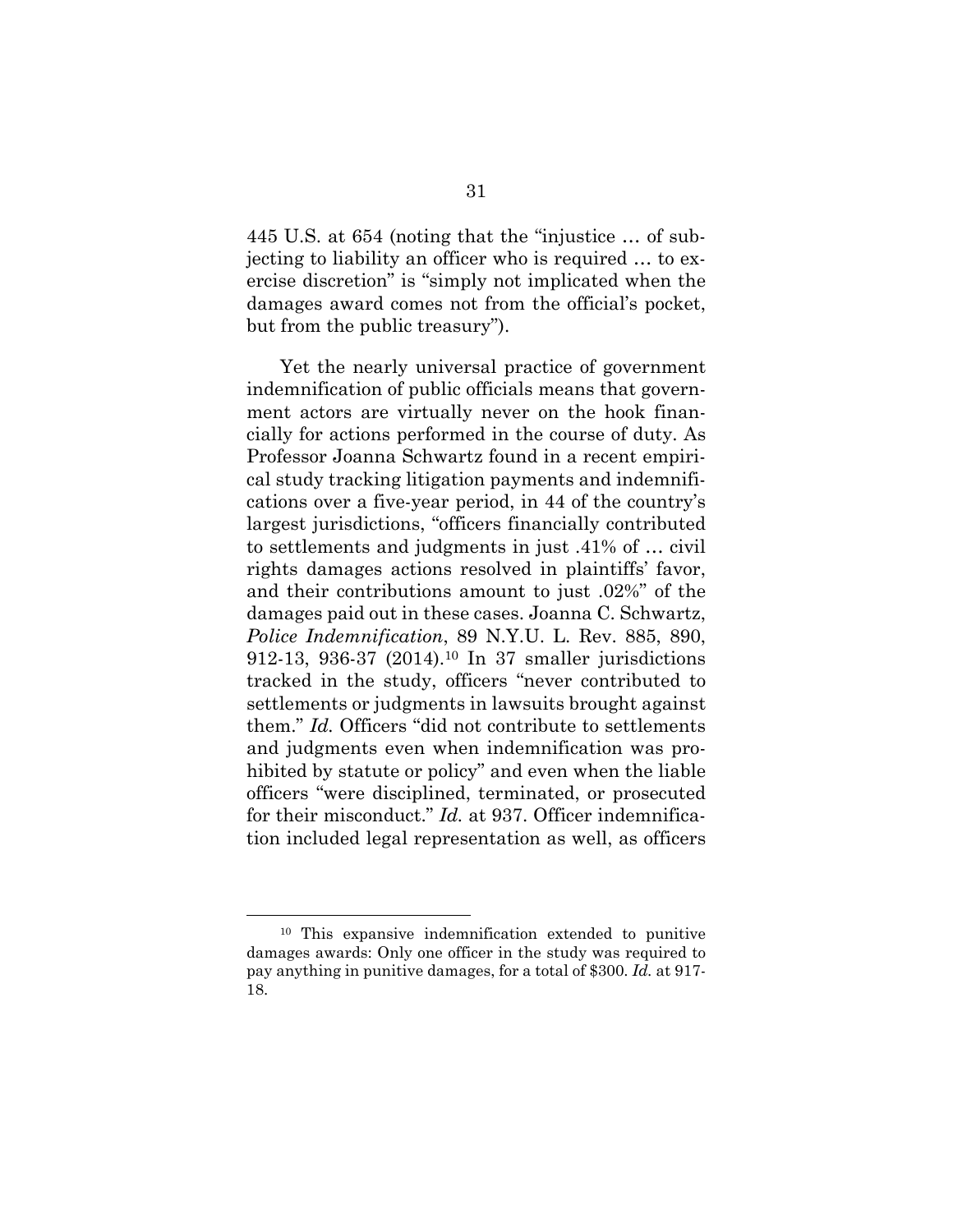445 U.S. at 654 (noting that the "injustice … of subjecting to liability an officer who is required … to exercise discretion" is "simply not implicated when the damages award comes not from the official's pocket, but from the public treasury").

Yet the nearly universal practice of government indemnification of public officials means that government actors are virtually never on the hook financially for actions performed in the course of duty. As Professor Joanna Schwartz found in a recent empirical study tracking litigation payments and indemnifications over a five-year period, in 44 of the country's largest jurisdictions, "officers financially contributed to settlements and judgments in just .41% of … civil rights damages actions resolved in plaintiffs' favor, and their contributions amount to just .02%" of the damages paid out in these cases. Joanna C. Schwartz, *Police Indemnification*, 89 N.Y.U. L. Rev. 885, 890, 912-13, 936-37 (2014).[10] In 37 smaller jurisdictions tracked in the study, officers "never contributed to settlements or judgments in lawsuits brought against them." *Id.* Officers "did not contribute to settlements and judgments even when indemnification was prohibited by statute or policy" and even when the liable officers "were disciplined, terminated, or prosecuted for their misconduct." *Id.* at 937. Officer indemnification included legal representation as well, as officers

---

[10] This expansive indemnification extended to punitive damages awards: Only one officer in the study was required to pay anything in punitive damages, for a total of $300. *Id.* at 917-18.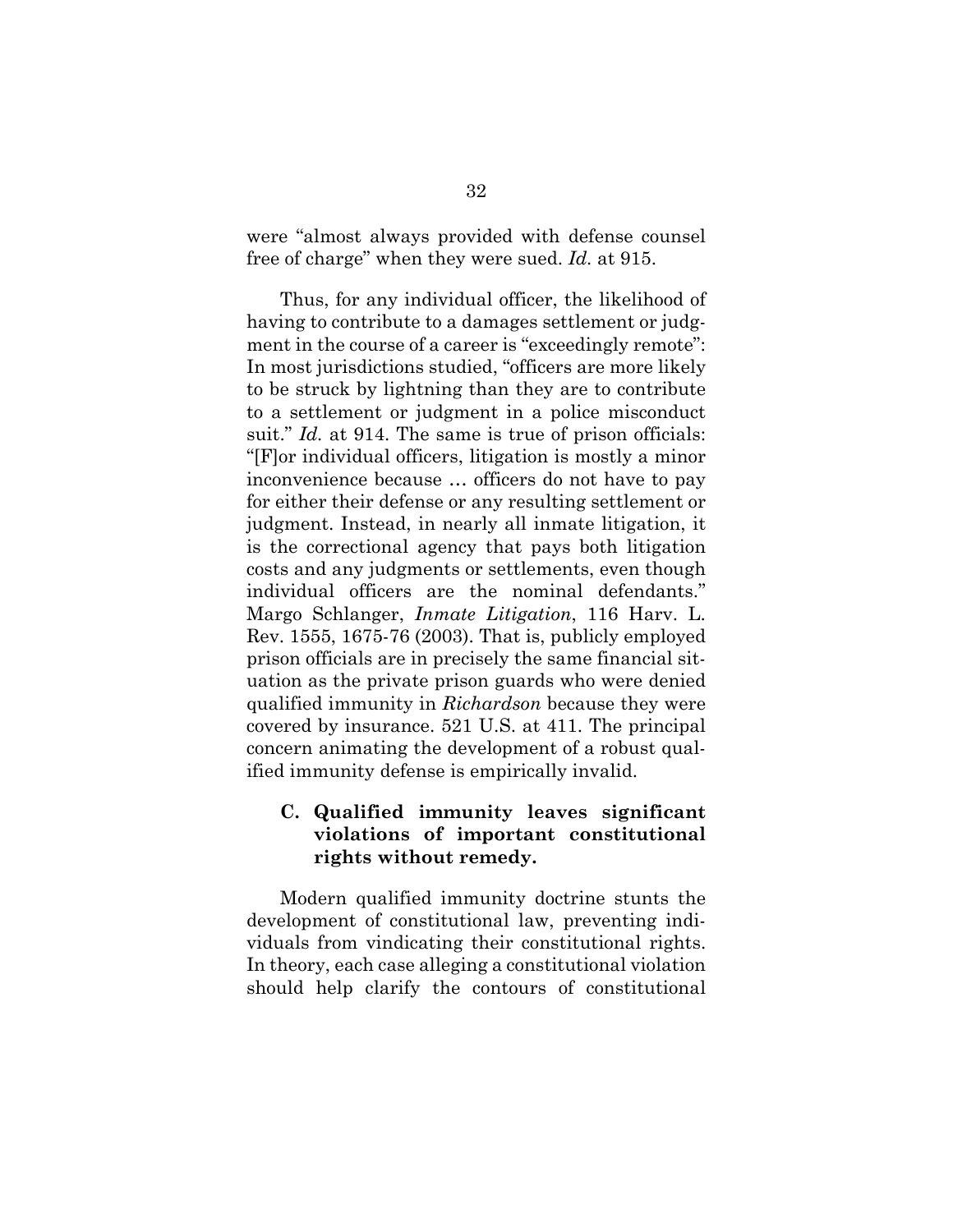were "almost always provided with defense counsel free of charge" when they were sued. *Id.* at 915.

Thus, for any individual officer, the likelihood of having to contribute to a damages settlement or judgment in the course of a career is "exceedingly remote": In most jurisdictions studied, "officers are more likely to be struck by lightning than they are to contribute to a settlement or judgment in a police misconduct suit." *Id.* at 914. The same is true of prison officials: "[F]or individual officers, litigation is mostly a minor inconvenience because … officers do not have to pay for either their defense or any resulting settlement or judgment. Instead, in nearly all inmate litigation, it is the correctional agency that pays both litigation costs and any judgments or settlements, even though individual officers are the nominal defendants." Margo Schlanger, *Inmate Litigation*, 116 Harv. L. Rev. 1555, 1675-76 (2003). That is, publicly employed prison officials are in precisely the same financial situation as the private prison guards who were denied qualified immunity in *Richardson* because they were covered by insurance. 521 U.S. at 411. The principal concern animating the development of a robust qualified immunity defense is empirically invalid.

### C. Qualified immunity leaves significant violations of important constitutional rights without remedy.

Modern qualified immunity doctrine stunts the development of constitutional law, preventing individuals from vindicating their constitutional rights. In theory, each case alleging a constitutional violation should help clarify the contours of constitutional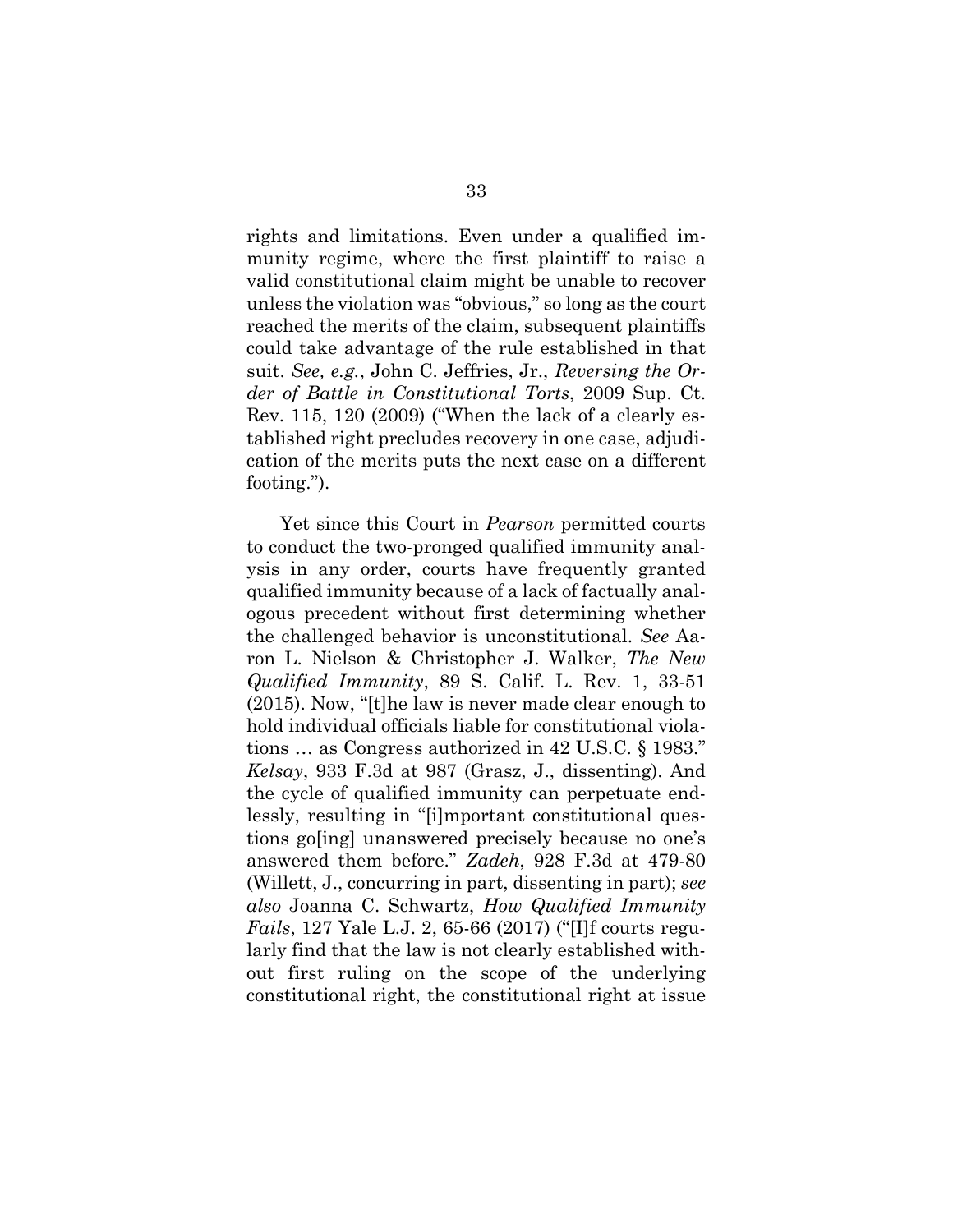rights and limitations. Even under a qualified immunity regime, where the first plaintiff to raise a valid constitutional claim might be unable to recover unless the violation was "obvious," so long as the court reached the merits of the claim, subsequent plaintiffs could take advantage of the rule established in that suit. *See, e.g.*, John C. Jeffries, Jr., *Reversing the Order of Battle in Constitutional Torts*, 2009 Sup. Ct. Rev. 115, 120 (2009) ("When the lack of a clearly established right precludes recovery in one case, adjudication of the merits puts the next case on a different footing.").

Yet since this Court in *Pearson* permitted courts to conduct the two-pronged qualified immunity analysis in any order, courts have frequently granted qualified immunity because of a lack of factually analogous precedent without first determining whether the challenged behavior is unconstitutional. *See* Aaron L. Nielson & Christopher J. Walker, *The New Qualified Immunity*, 89 S. Calif. L. Rev. 1, 33-51 (2015). Now, "[t]he law is never made clear enough to hold individual officials liable for constitutional violations … as Congress authorized in 42 U.S.C. § 1983." *Kelsay*, 933 F.3d at 987 (Grasz, J., dissenting). And the cycle of qualified immunity can perpetuate endlessly, resulting in "[i]mportant constitutional questions go[ing] unanswered precisely because no one's answered them before." *Zadeh*, 928 F.3d at 479-80 (Willett, J., concurring in part, dissenting in part); *see also* Joanna C. Schwartz, *How Qualified Immunity Fails*, 127 Yale L.J. 2, 65-66 (2017) ("[I]f courts regularly find that the law is not clearly established without first ruling on the scope of the underlying constitutional right, the constitutional right at issue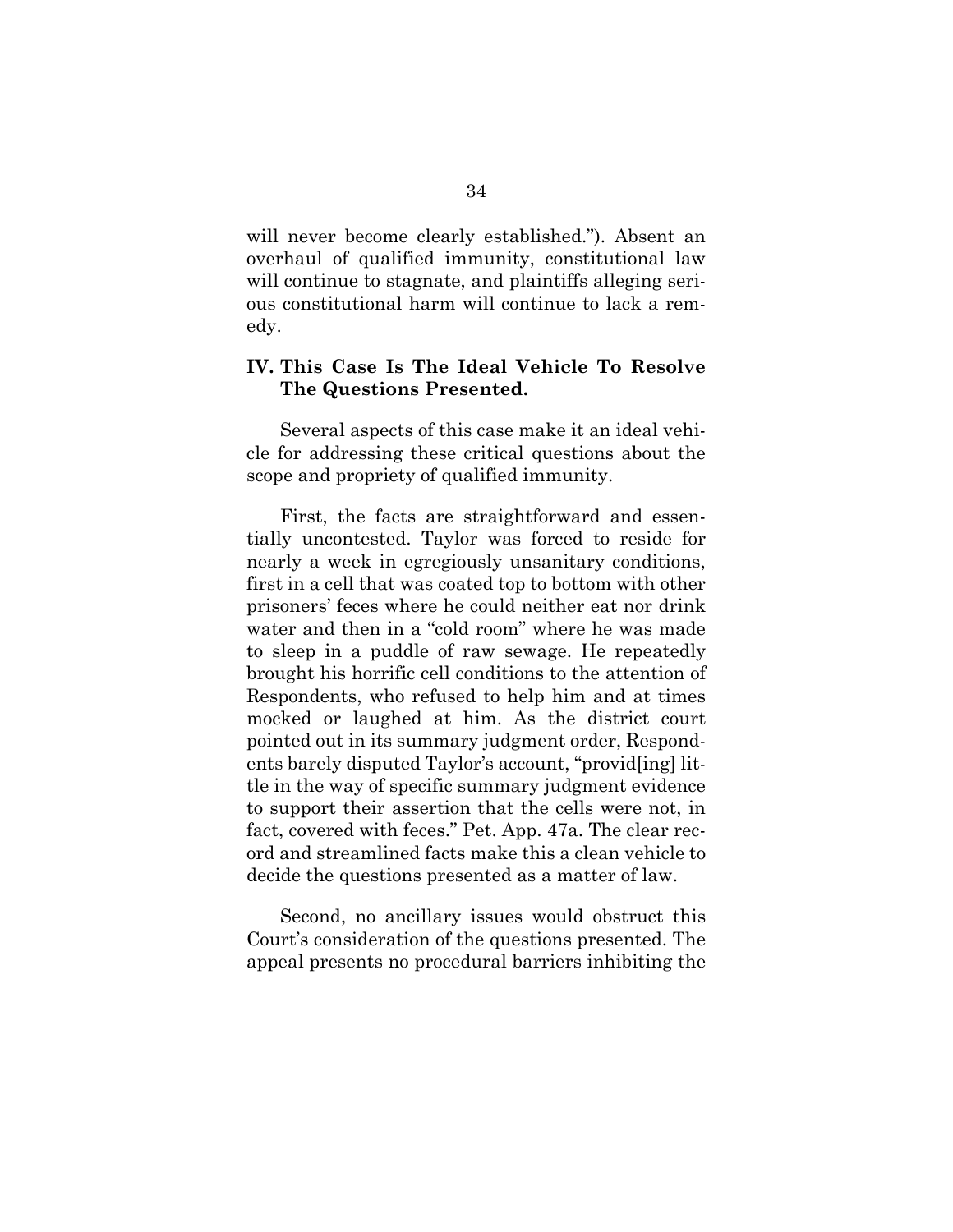will never become clearly established."). Absent an overhaul of qualified immunity, constitutional law will continue to stagnate, and plaintiffs alleging serious constitutional harm will continue to lack a remedy.

### IV. This Case Is The Ideal Vehicle To Resolve The Questions Presented.

Several aspects of this case make it an ideal vehicle for addressing these critical questions about the scope and propriety of qualified immunity.

First, the facts are straightforward and essentially uncontested. Taylor was forced to reside for nearly a week in egregiously unsanitary conditions, first in a cell that was coated top to bottom with other prisoners' feces where he could neither eat nor drink water and then in a "cold room" where he was made to sleep in a puddle of raw sewage. He repeatedly brought his horrific cell conditions to the attention of Respondents, who refused to help him and at times mocked or laughed at him. As the district court pointed out in its summary judgment order, Respondents barely disputed Taylor's account, "provid[ing] little in the way of specific summary judgment evidence to support their assertion that the cells were not, in fact, covered with feces." Pet. App. 47a. The clear record and streamlined facts make this a clean vehicle to decide the questions presented as a matter of law.

Second, no ancillary issues would obstruct this Court's consideration of the questions presented. The appeal presents no procedural barriers inhibiting the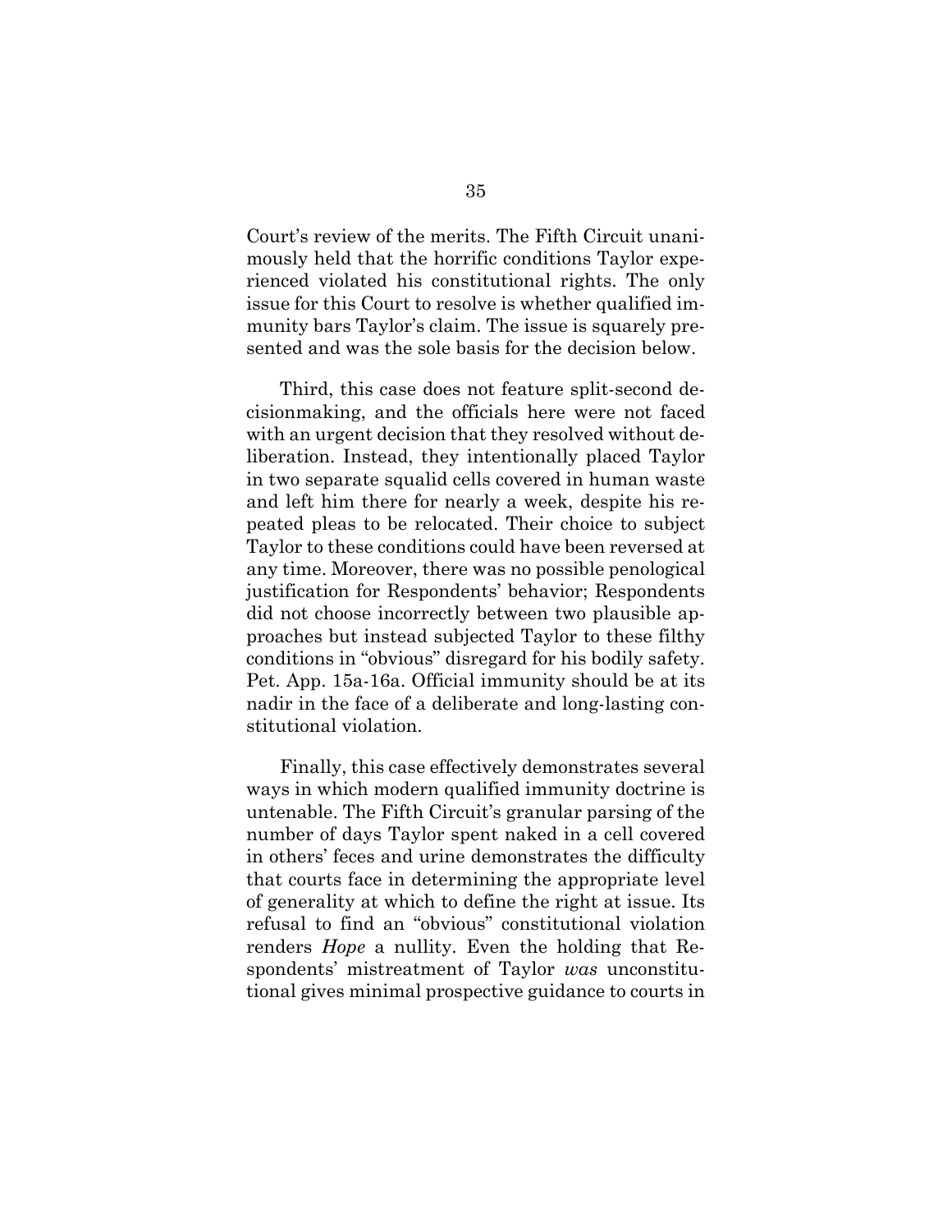Court's review of the merits. The Fifth Circuit unanimously held that the horrific conditions Taylor experienced violated his constitutional rights. The only issue for this Court to resolve is whether qualified immunity bars Taylor's claim. The issue is squarely presented and was the sole basis for the decision below.

Third, this case does not feature split-second decisionmaking, and the officials here were not faced with an urgent decision that they resolved without deliberation. Instead, they intentionally placed Taylor in two separate squalid cells covered in human waste and left him there for nearly a week, despite his repeated pleas to be relocated. Their choice to subject Taylor to these conditions could have been reversed at any time. Moreover, there was no possible penological justification for Respondents' behavior; Respondents did not choose incorrectly between two plausible approaches but instead subjected Taylor to these filthy conditions in "obvious" disregard for his bodily safety. Pet. App. 15a-16a. Official immunity should be at its nadir in the face of a deliberate and long-lasting constitutional violation.

Finally, this case effectively demonstrates several ways in which modern qualified immunity doctrine is untenable. The Fifth Circuit's granular parsing of the number of days Taylor spent naked in a cell covered in others' feces and urine demonstrates the difficulty that courts face in determining the appropriate level of generality at which to define the right at issue. Its refusal to find an "obvious" constitutional violation renders *Hope* a nullity. Even the holding that Respondents' mistreatment of Taylor *was* unconstitutional gives minimal prospective guidance to courts in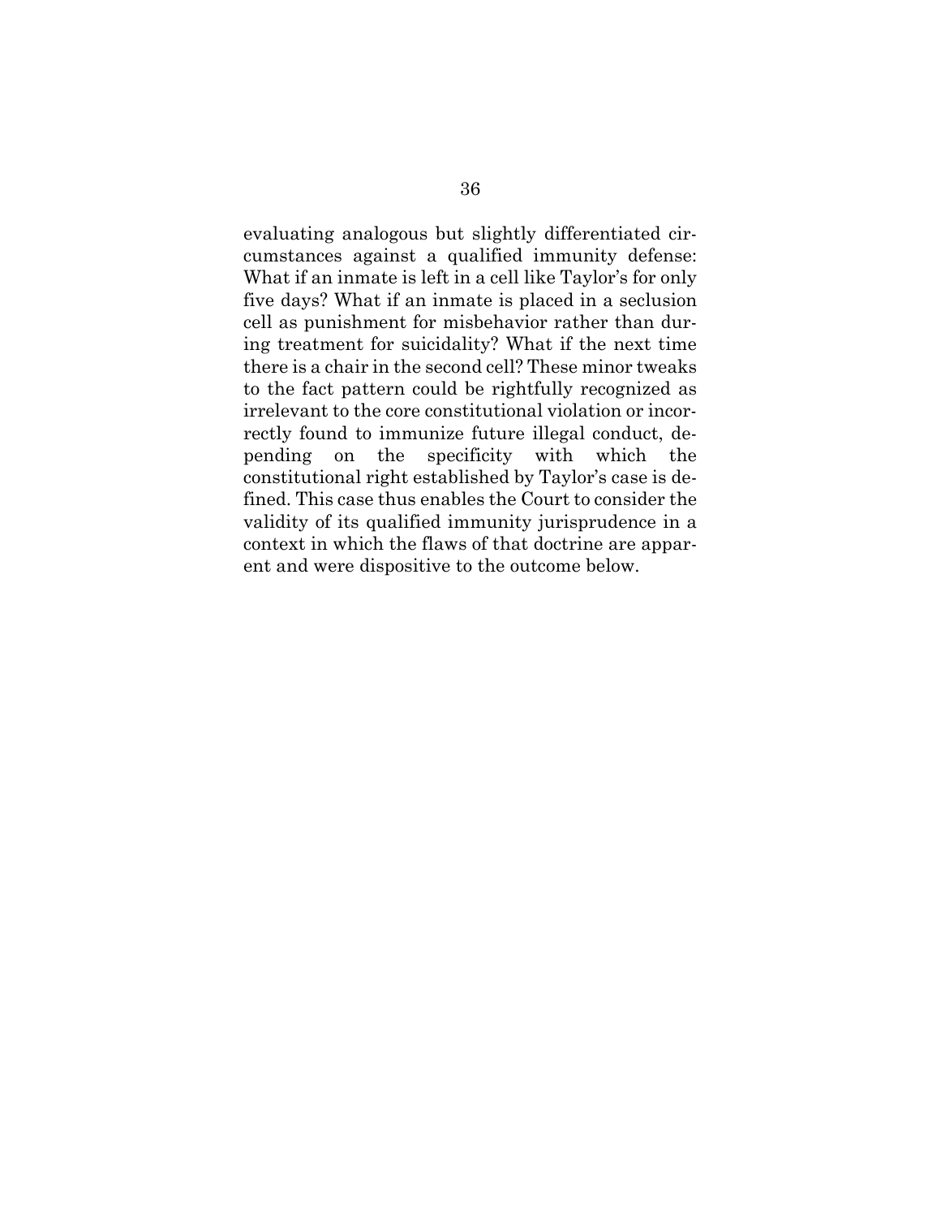evaluating analogous but slightly differentiated circumstances against a qualified immunity defense: What if an inmate is left in a cell like Taylor's for only five days? What if an inmate is placed in a seclusion cell as punishment for misbehavior rather than during treatment for suicidality? What if the next time there is a chair in the second cell? These minor tweaks to the fact pattern could be rightfully recognized as irrelevant to the core constitutional violation or incorrectly found to immunize future illegal conduct, depending on the specificity with which the constitutional right established by Taylor's case is defined. This case thus enables the Court to consider the validity of its qualified immunity jurisprudence in a context in which the flaws of that doctrine are apparent and were dispositive to the outcome below.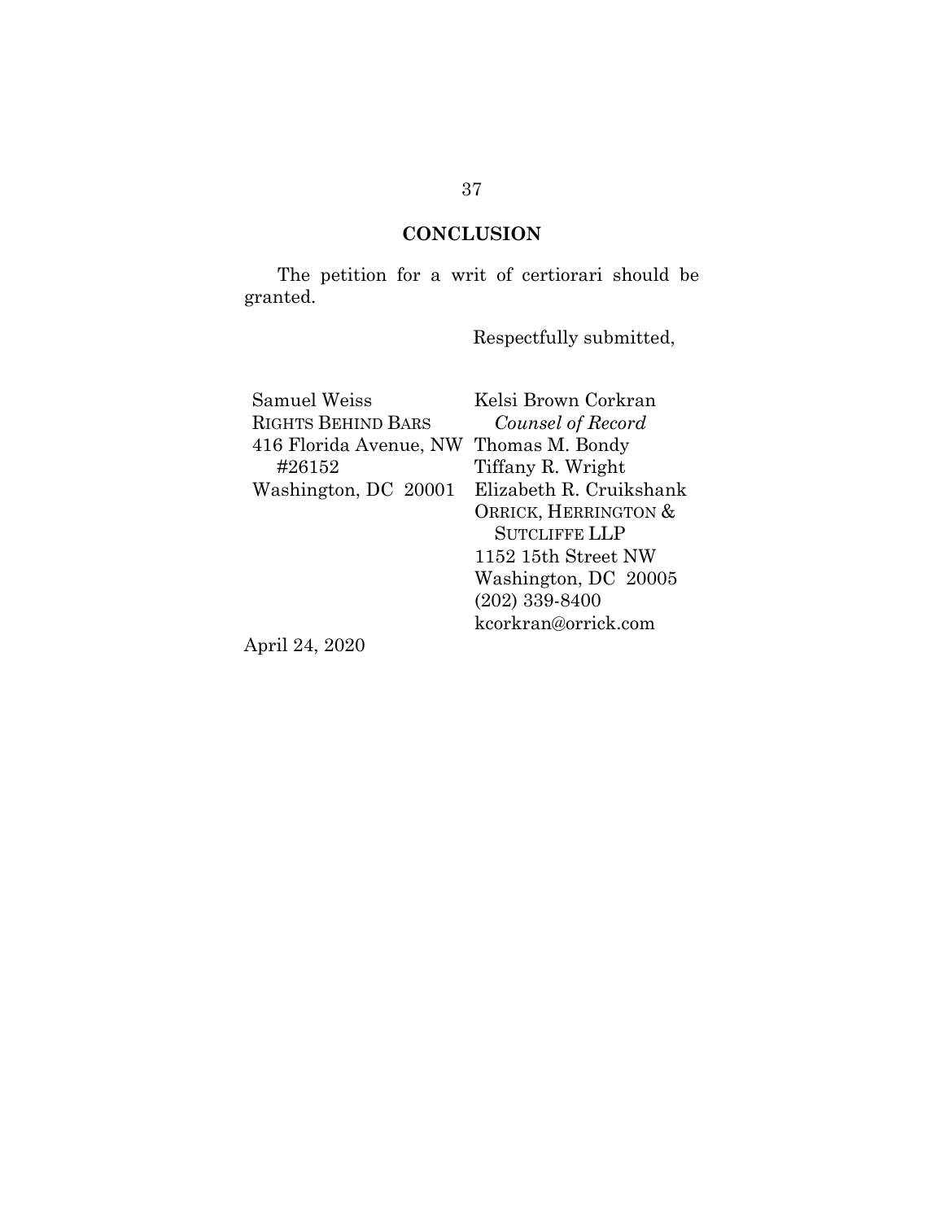## CONCLUSION

The petition for a writ of certiorari should be granted.

Respectfully submitted,

Samuel Weiss
RIGHTS BEHIND BARS
416 Florida Avenue, NW
#26152
Washington, DC 20001

Kelsi Brown Corkran
*Counsel of Record*
Thomas M. Bondy
Tiffany R. Wright
Elizabeth R. Cruikshank
ORRICK, HERRINGTON & SUTCLIFFE LLP
1152 15th Street NW
Washington, DC 20005
(202) 339-8400
kcorkran@orrick.com

April 24, 2020